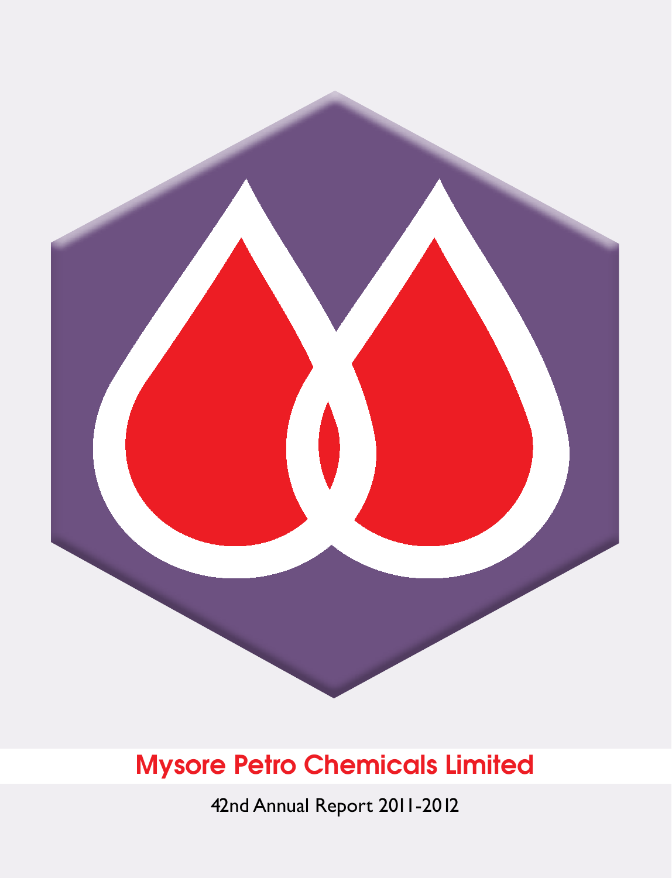# Mysore Petro Chemicals Limited

42nd Annual Report 2011-2012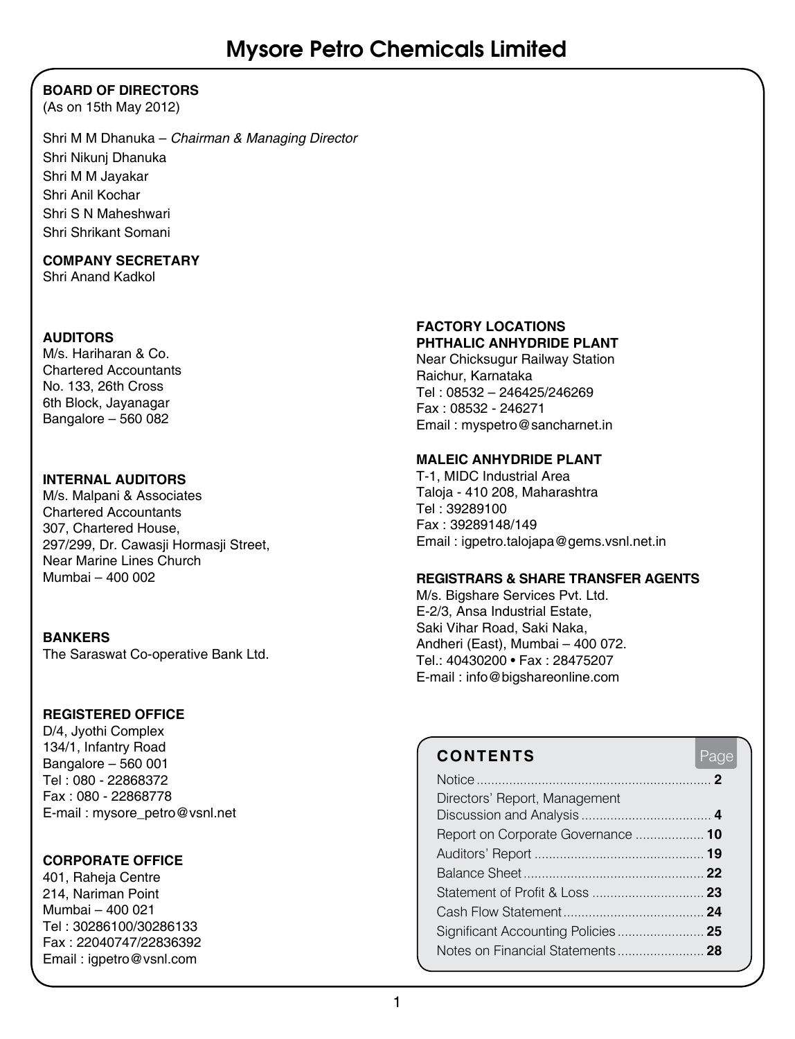# Mysore Petro Chemicals Limited

**BOARD OF DIRECTORS**
(As on 15th May 2012)

Shri M M Dhanuka – *Chairman & Managing Director*
Shri Nikunj Dhanuka
Shri M M Jayakar
Shri Anil Kochar
Shri S N Maheshwari
Shri Shrikant Somani

**COMPANY SECRETARY**
Shri Anand Kadkol

**AUDITORS**
M/s. Hariharan & Co.
Chartered Accountants
No. 133, 26th Cross
6th Block, Jayanagar
Bangalore – 560 082

**INTERNAL AUDITORS**
M/s. Malpani & Associates
Chartered Accountants
307, Chartered House,
297/299, Dr. Cawasji Hormasji Street,
Near Marine Lines Church
Mumbai – 400 002

**BANKERS**
The Saraswat Co-operative Bank Ltd.

**REGISTERED OFFICE**
D/4, Jyothi Complex
134/1, Infantry Road
Bangalore – 560 001
Tel : 080 - 22868372
Fax : 080 - 22868778
E-mail : mysore_petro@vsnl.net

**CORPORATE OFFICE**
401, Raheja Centre
214, Nariman Point
Mumbai – 400 021
Tel : 30286100/30286133
Fax : 22040747/22836392
Email : igpetro@vsnl.com

**FACTORY LOCATIONS**

**PHTHALIC ANHYDRIDE PLANT**
Near Chicksugur Railway Station
Raichur, Karnataka
Tel : 08532 – 246425/246269
Fax : 08532 - 246271
Email : myspetro@sancharnet.in

**MALEIC ANHYDRIDE PLANT**
T-1, MIDC Industrial Area
Taloja - 410 208, Maharashtra
Tel : 39289100
Fax : 39289148/149
Email : igpetro.talojapa@gems.vsnl.net.in

**REGISTRARS & SHARE TRANSFER AGENTS**
M/s. Bigshare Services Pvt. Ltd.
E-2/3, Ansa Industrial Estate,
Saki Vihar Road, Saki Naka,
Andheri (East), Mumbai – 400 072.
Tel.: 40430200 • Fax : 28475207
E-mail : info@bigshareonline.com

| CONTENTS | Page |
| --- | --- |
| Notice | 2 |
| Directors' Report, Management Discussion and Analysis | 4 |
| Report on Corporate Governance | 10 |
| Auditors' Report | 19 |
| Balance Sheet | 22 |
| Statement of Profit & Loss | 23 |
| Cash Flow Statement | 24 |
| Significant Accounting Policies | 25 |
| Notes on Financial Statements | 28 |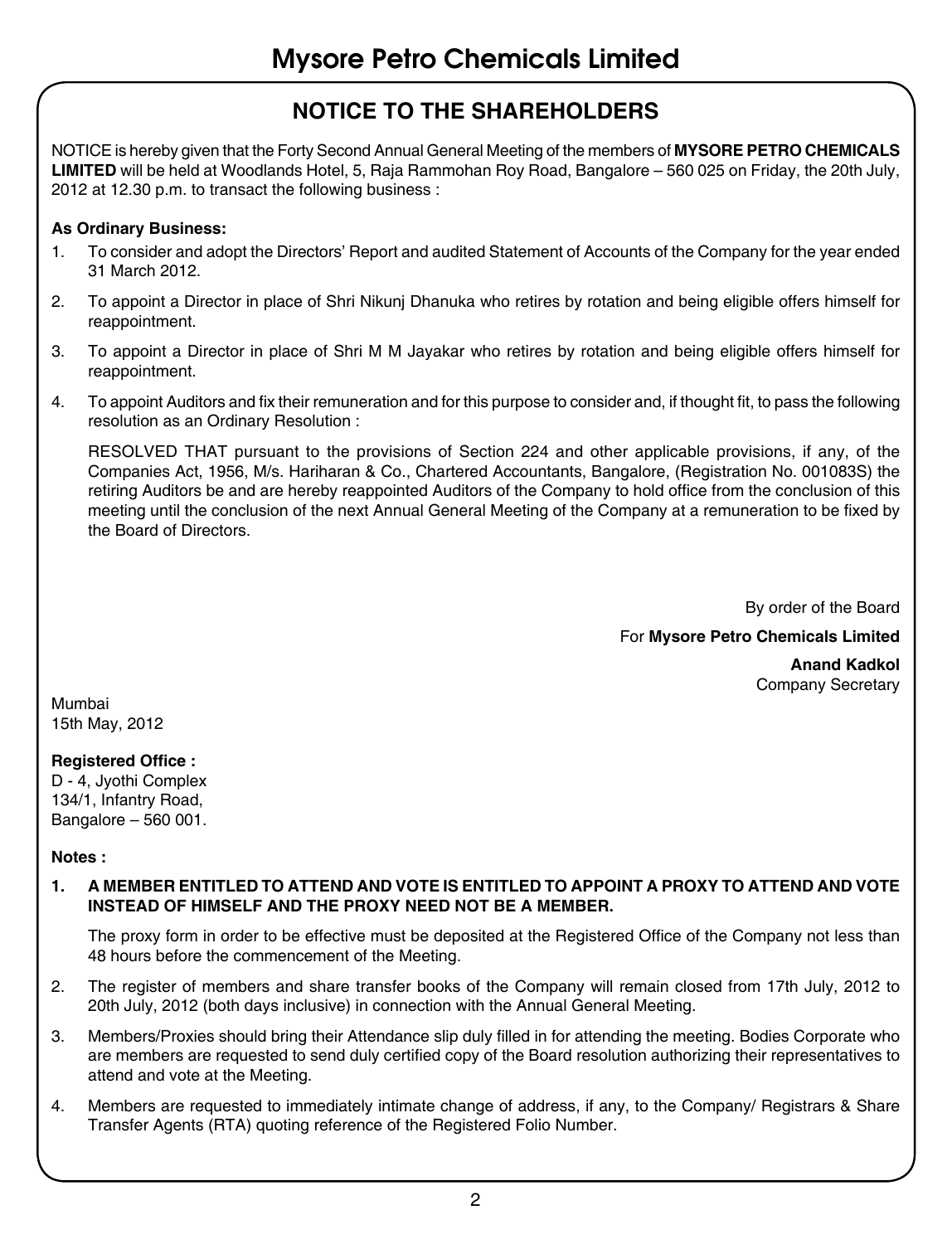# Mysore Petro Chemicals Limited

## NOTICE TO THE SHAREHOLDERS

NOTICE is hereby given that the Forty Second Annual General Meeting of the members of **MYSORE PETRO CHEMICALS LIMITED** will be held at Woodlands Hotel, 5, Raja Rammohan Roy Road, Bangalore – 560 025 on Friday, the 20th July, 2012 at 12.30 p.m. to transact the following business :

**As Ordinary Business:**

1. To consider and adopt the Directors' Report and audited Statement of Accounts of the Company for the year ended 31 March 2012.
2. To appoint a Director in place of Shri Nikunj Dhanuka who retires by rotation and being eligible offers himself for reappointment.
3. To appoint a Director in place of Shri M M Jayakar who retires by rotation and being eligible offers himself for reappointment.
4. To appoint Auditors and fix their remuneration and for this purpose to consider and, if thought fit, to pass the following resolution as an Ordinary Resolution :

   RESOLVED THAT pursuant to the provisions of Section 224 and other applicable provisions, if any, of the Companies Act, 1956, M/s. Hariharan & Co., Chartered Accountants, Bangalore, (Registration No. 001083S) the retiring Auditors be and are hereby reappointed Auditors of the Company to hold office from the conclusion of this meeting until the conclusion of the next Annual General Meeting of the Company at a remuneration to be fixed by the Board of Directors.

By order of the Board

For **Mysore Petro Chemicals Limited**

**Anand Kadkol**
Company Secretary

Mumbai
15th May, 2012

**Registered Office :**
D - 4, Jyothi Complex
134/1, Infantry Road,
Bangalore – 560 001.

**Notes :**

1. **A MEMBER ENTITLED TO ATTEND AND VOTE IS ENTITLED TO APPOINT A PROXY TO ATTEND AND VOTE INSTEAD OF HIMSELF AND THE PROXY NEED NOT BE A MEMBER.**

   The proxy form in order to be effective must be deposited at the Registered Office of the Company not less than 48 hours before the commencement of the Meeting.

2. The register of members and share transfer books of the Company will remain closed from 17th July, 2012 to 20th July, 2012 (both days inclusive) in connection with the Annual General Meeting.
3. Members/Proxies should bring their Attendance slip duly filled in for attending the meeting. Bodies Corporate who are members are requested to send duly certified copy of the Board resolution authorizing their representatives to attend and vote at the Meeting.
4. Members are requested to immediately intimate change of address, if any, to the Company/ Registrars & Share Transfer Agents (RTA) quoting reference of the Registered Folio Number.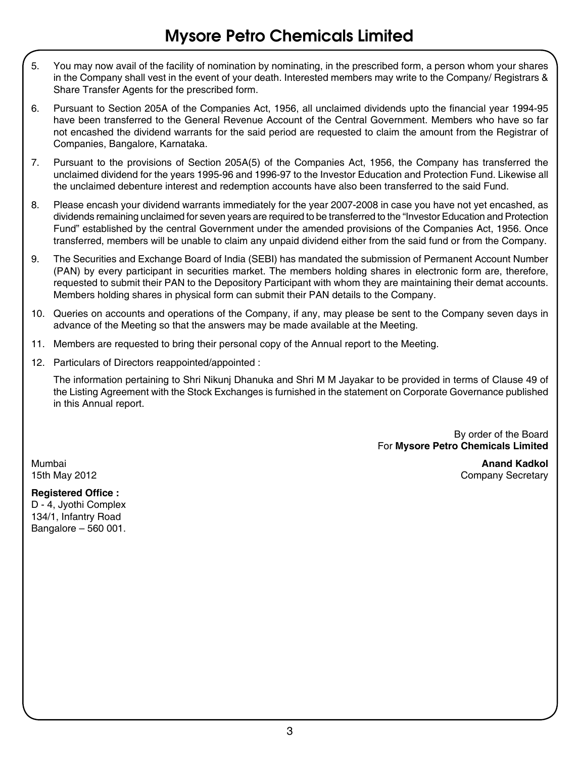5. You may now avail of the facility of nomination by nominating, in the prescribed form, a person whom your shares in the Company shall vest in the event of your death. Interested members may write to the Company/ Registrars & Share Transfer Agents for the prescribed form.

6. Pursuant to Section 205A of the Companies Act, 1956, all unclaimed dividends upto the financial year 1994-95 have been transferred to the General Revenue Account of the Central Government. Members who have so far not encashed the dividend warrants for the said period are requested to claim the amount from the Registrar of Companies, Bangalore, Karnataka.

7. Pursuant to the provisions of Section 205A(5) of the Companies Act, 1956, the Company has transferred the unclaimed dividend for the years 1995-96 and 1996-97 to the Investor Education and Protection Fund. Likewise all the unclaimed debenture interest and redemption accounts have also been transferred to the said Fund.

8. Please encash your dividend warrants immediately for the year 2007-2008 in case you have not yet encashed, as dividends remaining unclaimed for seven years are required to be transferred to the "Investor Education and Protection Fund" established by the central Government under the amended provisions of the Companies Act, 1956. Once transferred, members will be unable to claim any unpaid dividend either from the said fund or from the Company.

9. The Securities and Exchange Board of India (SEBI) has mandated the submission of Permanent Account Number (PAN) by every participant in securities market. The members holding shares in electronic form are, therefore, requested to submit their PAN to the Depository Participant with whom they are maintaining their demat accounts. Members holding shares in physical form can submit their PAN details to the Company.

10. Queries on accounts and operations of the Company, if any, may please be sent to the Company seven days in advance of the Meeting so that the answers may be made available at the Meeting.

11. Members are requested to bring their personal copy of the Annual report to the Meeting.

12. Particulars of Directors reappointed/appointed :

    The information pertaining to Shri Nikunj Dhanuka and Shri M M Jayakar to be provided in terms of Clause 49 of the Listing Agreement with the Stock Exchanges is furnished in the statement on Corporate Governance published in this Annual report.

By order of the Board
For **Mysore Petro Chemicals Limited**

Mumbai
15th May 2012

**Anand Kadkol**
Company Secretary

**Registered Office :**
D - 4, Jyothi Complex
134/1, Infantry Road
Bangalore – 560 001.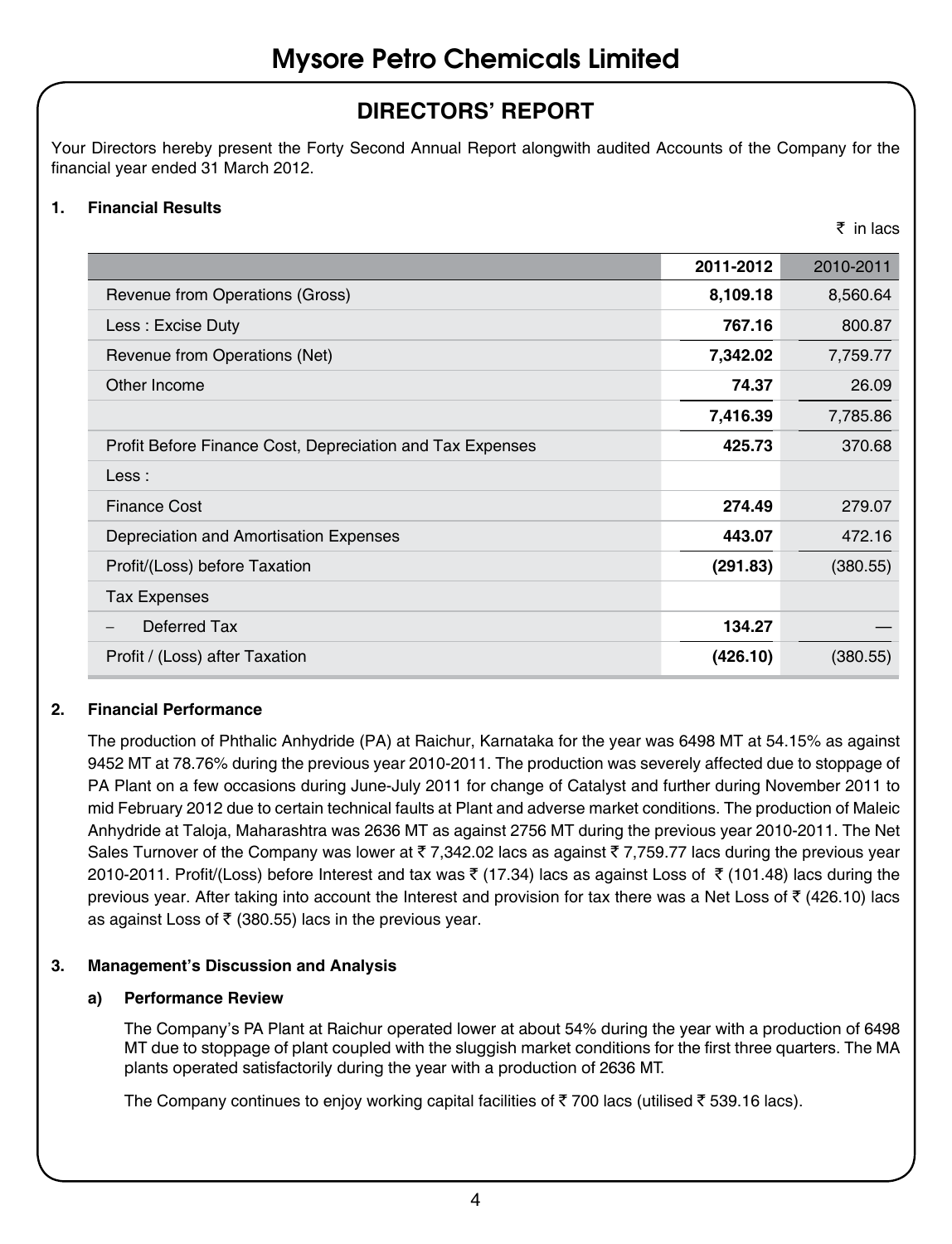# Mysore Petro Chemicals Limited

## DIRECTORS' REPORT

Your Directors hereby present the Forty Second Annual Report alongwith audited Accounts of the Company for the financial year ended 31 March 2012.

### 1. Financial Results

₹ in lacs

| | 2011-2012 | 2010-2011 |
|---|---|---|
| Revenue from Operations (Gross) | **8,109.18** | 8,560.64 |
| Less : Excise Duty | **767.16** | 800.87 |
| Revenue from Operations (Net) | **7,342.02** | 7,759.77 |
| Other Income | **74.37** | 26.09 |
| | **7,416.39** | 7,785.86 |
| Profit Before Finance Cost, Depreciation and Tax Expenses | **425.73** | 370.68 |
| Less : | | |
| Finance Cost | **274.49** | 279.07 |
| Depreciation and Amortisation Expenses | **443.07** | 472.16 |
| Profit/(Loss) before Taxation | **(291.83)** | (380.55) |
| Tax Expenses | | |
| – Deferred Tax | **134.27** | — |
| Profit / (Loss) after Taxation | **(426.10)** | (380.55) |

### 2. Financial Performance

The production of Phthalic Anhydride (PA) at Raichur, Karnataka for the year was 6498 MT at 54.15% as against 9452 MT at 78.76% during the previous year 2010-2011. The production was severely affected due to stoppage of PA Plant on a few occasions during June-July 2011 for change of Catalyst and further during November 2011 to mid February 2012 due to certain technical faults at Plant and adverse market conditions. The production of Maleic Anhydride at Taloja, Maharashtra was 2636 MT as against 2756 MT during the previous year 2010-2011. The Net Sales Turnover of the Company was lower at ₹ 7,342.02 lacs as against ₹ 7,759.77 lacs during the previous year 2010-2011. Profit/(Loss) before Interest and tax was ₹ (17.34) lacs as against Loss of ₹ (101.48) lacs during the previous year. After taking into account the Interest and provision for tax there was a Net Loss of ₹ (426.10) lacs as against Loss of ₹ (380.55) lacs in the previous year.

### 3. Management's Discussion and Analysis

#### a) Performance Review

The Company's PA Plant at Raichur operated lower at about 54% during the year with a production of 6498 MT due to stoppage of plant coupled with the sluggish market conditions for the first three quarters. The MA plants operated satisfactorily during the year with a production of 2636 MT.

The Company continues to enjoy working capital facilities of ₹ 700 lacs (utilised ₹ 539.16 lacs).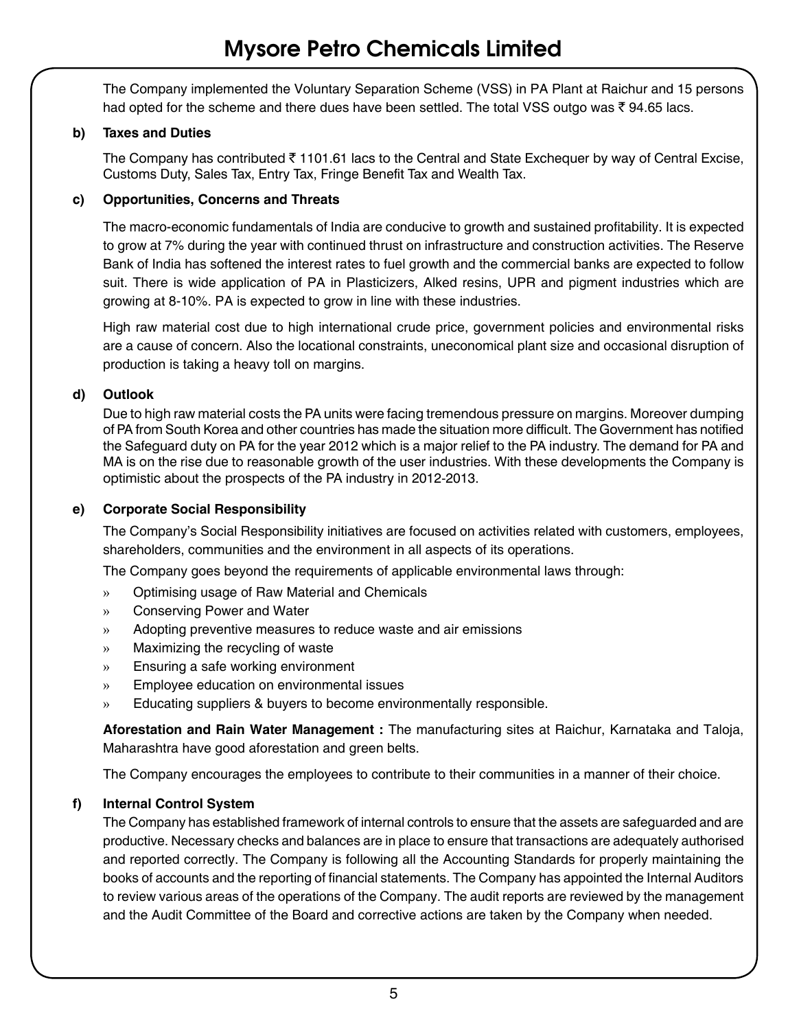The Company implemented the Voluntary Separation Scheme (VSS) in PA Plant at Raichur and 15 persons had opted for the scheme and there dues have been settled. The total VSS outgo was ₹ 94.65 lacs.

**b) Taxes and Duties**

The Company has contributed ₹ 1101.61 lacs to the Central and State Exchequer by way of Central Excise, Customs Duty, Sales Tax, Entry Tax, Fringe Benefit Tax and Wealth Tax.

**c) Opportunities, Concerns and Threats**

The macro-economic fundamentals of India are conducive to growth and sustained profitability. It is expected to grow at 7% during the year with continued thrust on infrastructure and construction activities. The Reserve Bank of India has softened the interest rates to fuel growth and the commercial banks are expected to follow suit. There is wide application of PA in Plasticizers, Alked resins, UPR and pigment industries which are growing at 8-10%. PA is expected to grow in line with these industries.

High raw material cost due to high international crude price, government policies and environmental risks are a cause of concern. Also the locational constraints, uneconomical plant size and occasional disruption of production is taking a heavy toll on margins.

**d) Outlook**

Due to high raw material costs the PA units were facing tremendous pressure on margins. Moreover dumping of PA from South Korea and other countries has made the situation more difficult. The Government has notified the Safeguard duty on PA for the year 2012 which is a major relief to the PA industry. The demand for PA and MA is on the rise due to reasonable growth of the user industries. With these developments the Company is optimistic about the prospects of the PA industry in 2012-2013.

**e) Corporate Social Responsibility**

The Company's Social Responsibility initiatives are focused on activities related with customers, employees, shareholders, communities and the environment in all aspects of its operations.

The Company goes beyond the requirements of applicable environmental laws through:

- Optimising usage of Raw Material and Chemicals
- Conserving Power and Water
- Adopting preventive measures to reduce waste and air emissions
- Maximizing the recycling of waste
- Ensuring a safe working environment
- Employee education on environmental issues
- Educating suppliers & buyers to become environmentally responsible.

**Aforestation and Rain Water Management :** The manufacturing sites at Raichur, Karnataka and Taloja, Maharashtra have good aforestation and green belts.

The Company encourages the employees to contribute to their communities in a manner of their choice.

**f) Internal Control System**

The Company has established framework of internal controls to ensure that the assets are safeguarded and are productive. Necessary checks and balances are in place to ensure that transactions are adequately authorised and reported correctly. The Company is following all the Accounting Standards for properly maintaining the books of accounts and the reporting of financial statements. The Company has appointed the Internal Auditors to review various areas of the operations of the Company. The audit reports are reviewed by the management and the Audit Committee of the Board and corrective actions are taken by the Company when needed.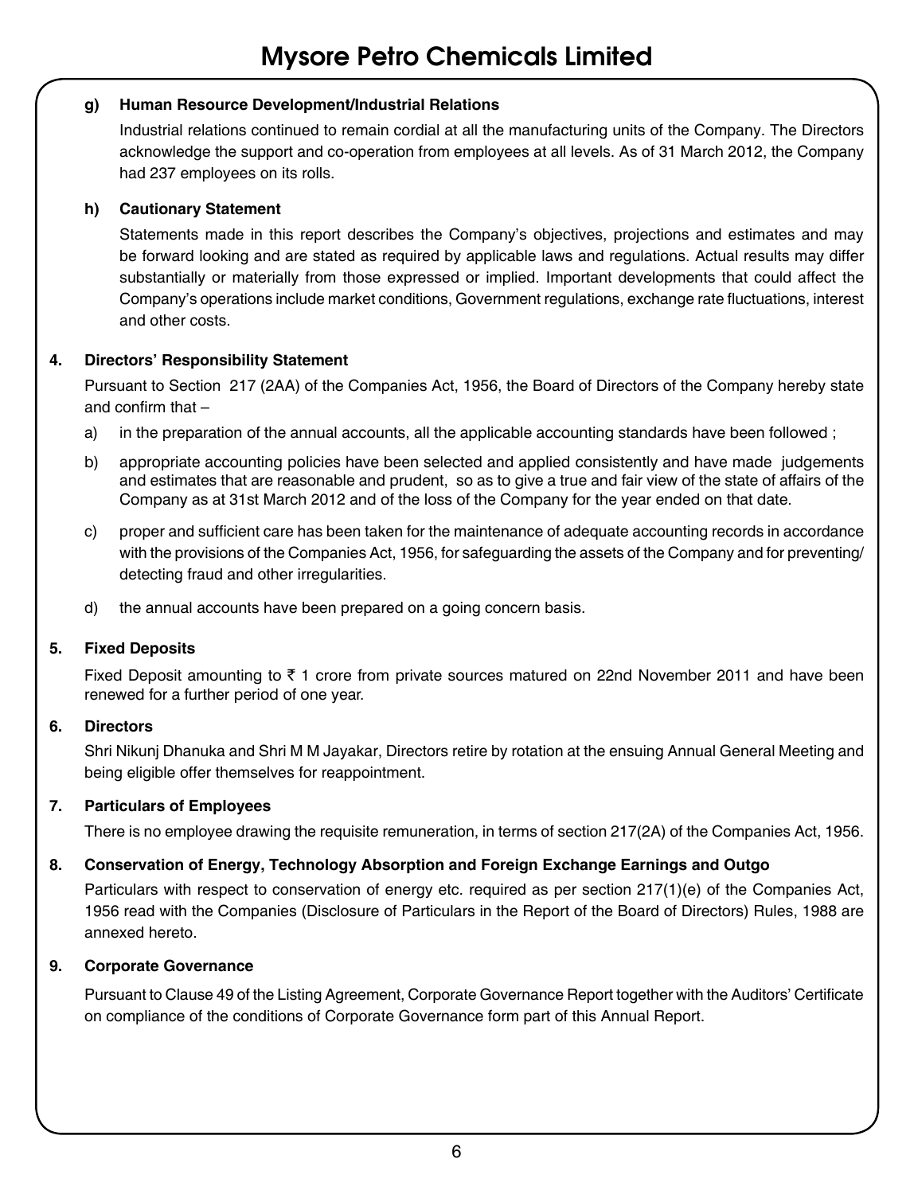**g) Human Resource Development/Industrial Relations**

Industrial relations continued to remain cordial at all the manufacturing units of the Company. The Directors acknowledge the support and co-operation from employees at all levels. As of 31 March 2012, the Company had 237 employees on its rolls.

**h) Cautionary Statement**

Statements made in this report describes the Company's objectives, projections and estimates and may be forward looking and are stated as required by applicable laws and regulations. Actual results may differ substantially or materially from those expressed or implied. Important developments that could affect the Company's operations include market conditions, Government regulations, exchange rate fluctuations, interest and other costs.

## 4. Directors' Responsibility Statement

Pursuant to Section 217 (2AA) of the Companies Act, 1956, the Board of Directors of the Company hereby state and confirm that –

a) in the preparation of the annual accounts, all the applicable accounting standards have been followed ;

b) appropriate accounting policies have been selected and applied consistently and have made judgements and estimates that are reasonable and prudent, so as to give a true and fair view of the state of affairs of the Company as at 31st March 2012 and of the loss of the Company for the year ended on that date.

c) proper and sufficient care has been taken for the maintenance of adequate accounting records in accordance with the provisions of the Companies Act, 1956, for safeguarding the assets of the Company and for preventing/ detecting fraud and other irregularities.

d) the annual accounts have been prepared on a going concern basis.

## 5. Fixed Deposits

Fixed Deposit amounting to ₹ 1 crore from private sources matured on 22nd November 2011 and have been renewed for a further period of one year.

## 6. Directors

Shri Nikunj Dhanuka and Shri M M Jayakar, Directors retire by rotation at the ensuing Annual General Meeting and being eligible offer themselves for reappointment.

## 7. Particulars of Employees

There is no employee drawing the requisite remuneration, in terms of section 217(2A) of the Companies Act, 1956.

## 8. Conservation of Energy, Technology Absorption and Foreign Exchange Earnings and Outgo

Particulars with respect to conservation of energy etc. required as per section 217(1)(e) of the Companies Act, 1956 read with the Companies (Disclosure of Particulars in the Report of the Board of Directors) Rules, 1988 are annexed hereto.

## 9. Corporate Governance

Pursuant to Clause 49 of the Listing Agreement, Corporate Governance Report together with the Auditors' Certificate on compliance of the conditions of Corporate Governance form part of this Annual Report.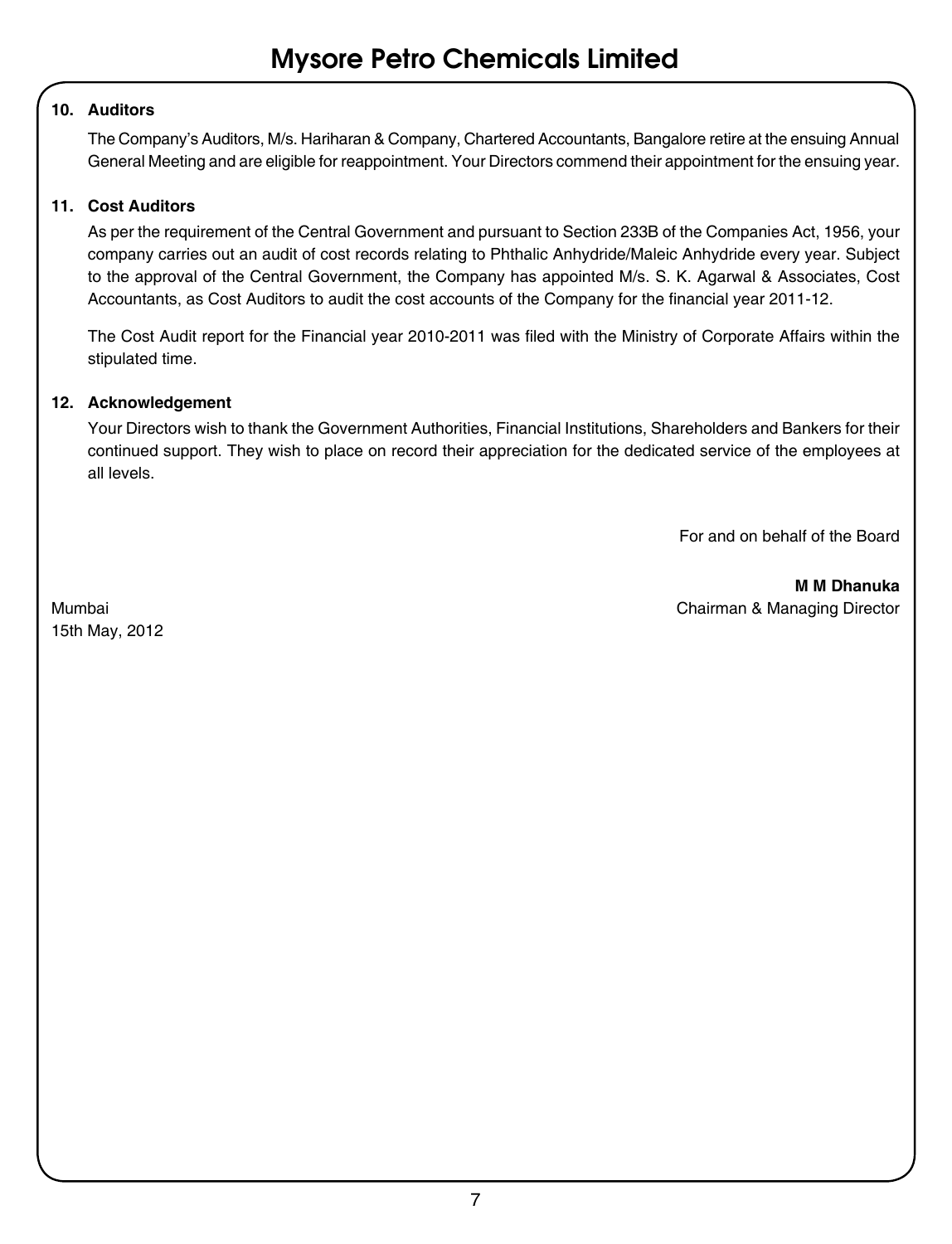**10. Auditors**

The Company's Auditors, M/s. Hariharan & Company, Chartered Accountants, Bangalore retire at the ensuing Annual General Meeting and are eligible for reappointment. Your Directors commend their appointment for the ensuing year.

**11. Cost Auditors**

As per the requirement of the Central Government and pursuant to Section 233B of the Companies Act, 1956, your company carries out an audit of cost records relating to Phthalic Anhydride/Maleic Anhydride every year. Subject to the approval of the Central Government, the Company has appointed M/s. S. K. Agarwal & Associates, Cost Accountants, as Cost Auditors to audit the cost accounts of the Company for the financial year 2011-12.

The Cost Audit report for the Financial year 2010-2011 was filed with the Ministry of Corporate Affairs within the stipulated time.

**12. Acknowledgement**

Your Directors wish to thank the Government Authorities, Financial Institutions, Shareholders and Bankers for their continued support. They wish to place on record their appreciation for the dedicated service of the employees at all levels.

For and on behalf of the Board

**M M Dhanuka**
Chairman & Managing Director

Mumbai
15th May, 2012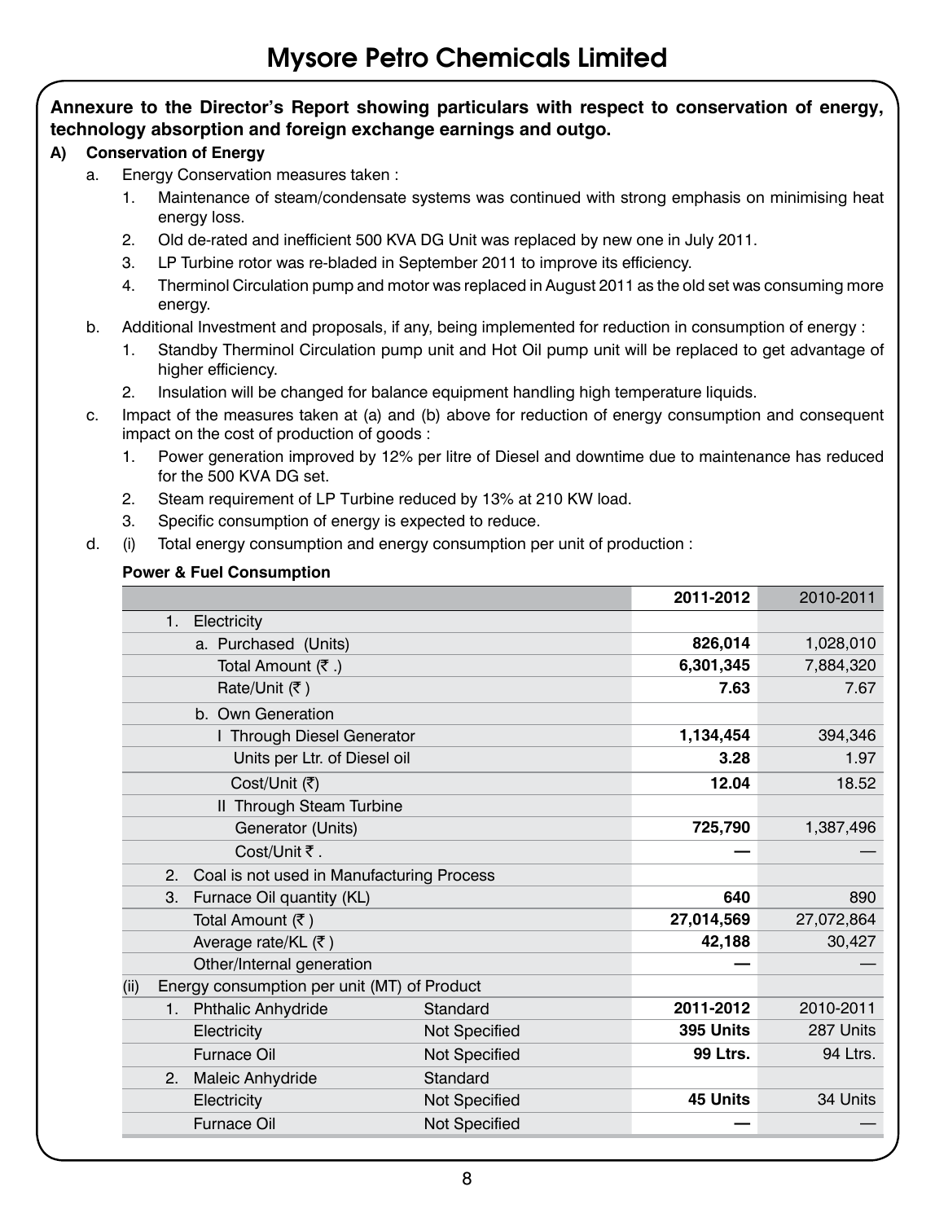**Annexure to the Director's Report showing particulars with respect to conservation of energy, technology absorption and foreign exchange earnings and outgo.**

**A) Conservation of Energy**

a. Energy Conservation measures taken :

1. Maintenance of steam/condensate systems was continued with strong emphasis on minimising heat energy loss.
2. Old de-rated and inefficient 500 KVA DG Unit was replaced by new one in July 2011.
3. LP Turbine rotor was re-bladed in September 2011 to improve its efficiency.
4. Therminol Circulation pump and motor was replaced in August 2011 as the old set was consuming more energy.

b. Additional Investment and proposals, if any, being implemented for reduction in consumption of energy :

1. Standby Therminol Circulation pump unit and Hot Oil pump unit will be replaced to get advantage of higher efficiency.
2. Insulation will be changed for balance equipment handling high temperature liquids.

c. Impact of the measures taken at (a) and (b) above for reduction of energy consumption and consequent impact on the cost of production of goods :

1. Power generation improved by 12% per litre of Diesel and downtime due to maintenance has reduced for the 500 KVA DG set.
2. Steam requirement of LP Turbine reduced by 13% at 210 KW load.
3. Specific consumption of energy is expected to reduce.

d. (i) Total energy consumption and energy consumption per unit of production :

**Power & Fuel Consumption**

| | | **2011-2012** | 2010-2011 |
|---|---|---|---|
| 1. Electricity | | | |
| a. Purchased (Units) | | **826,014** | 1,028,010 |
| Total Amount (₹ .) | | **6,301,345** | 7,884,320 |
| Rate/Unit (₹ ) | | **7.63** | 7.67 |
| b. Own Generation | | | |
| I Through Diesel Generator | | **1,134,454** | 394,346 |
| Units per Ltr. of Diesel oil | | **3.28** | 1.97 |
| Cost/Unit (₹) | | **12.04** | 18.52 |
| II Through Steam Turbine | | | |
| Generator (Units) | | **725,790** | 1,387,496 |
| Cost/Unit ₹ . | | **—** | — |
| 2. Coal is not used in Manufacturing Process | | | |
| 3. Furnace Oil quantity (KL) | | **640** | 890 |
| Total Amount (₹ ) | | **27,014,569** | 27,072,864 |
| Average rate/KL (₹ ) | | **42,188** | 30,427 |
| Other/Internal generation | | **—** | — |
| (ii) Energy consumption per unit (MT) of Product | | | |
| 1. Phthalic Anhydride | Standard | **2011-2012** | 2010-2011 |
| Electricity | Not Specified | **395 Units** | 287 Units |
| Furnace Oil | Not Specified | **99 Ltrs.** | 94 Ltrs. |
| 2. Maleic Anhydride | Standard | | |
| Electricity | Not Specified | **45 Units** | 34 Units |
| Furnace Oil | Not Specified | **—** | — |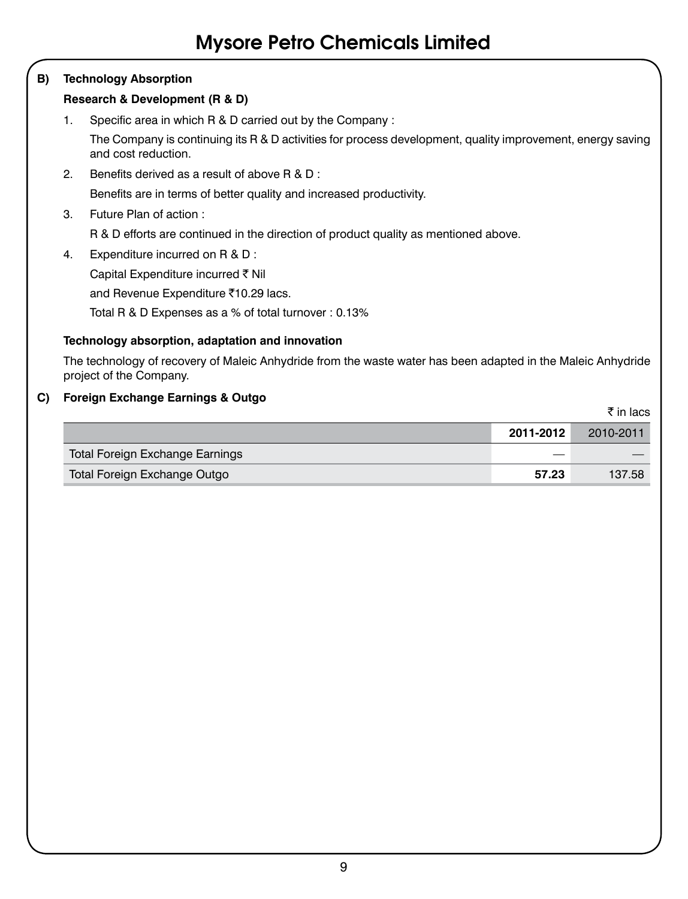**B) Technology Absorption**

**Research & Development (R & D)**

1. Specific area in which R & D carried out by the Company :

   The Company is continuing its R & D activities for process development, quality improvement, energy saving and cost reduction.

2. Benefits derived as a result of above R & D :

   Benefits are in terms of better quality and increased productivity.

3. Future Plan of action :

   R & D efforts are continued in the direction of product quality as mentioned above.

4. Expenditure incurred on R & D :

   Capital Expenditure incurred ₹ Nil

   and Revenue Expenditure ₹10.29 lacs.

   Total R & D Expenses as a % of total turnover : 0.13%

**Technology absorption, adaptation and innovation**

The technology of recovery of Maleic Anhydride from the waste water has been adapted in the Maleic Anhydride project of the Company.

**C) Foreign Exchange Earnings & Outgo**

₹ in lacs

| | **2011-2012** | 2010-2011 |
|---|---|---|
| Total Foreign Exchange Earnings | — | — |
| Total Foreign Exchange Outgo | **57.23** | 137.58 |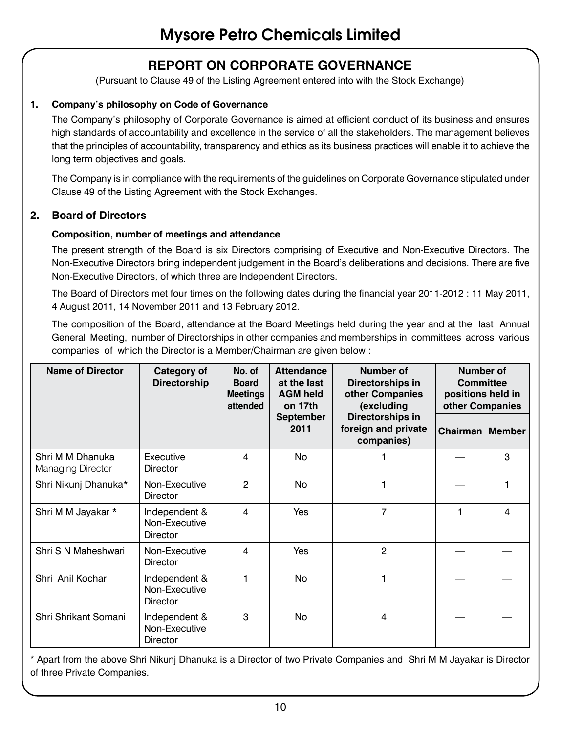# Mysore Petro Chemicals Limited

## REPORT ON CORPORATE GOVERNANCE

(Pursuant to Clause 49 of the Listing Agreement entered into with the Stock Exchange)

### 1. Company's philosophy on Code of Governance

The Company's philosophy of Corporate Governance is aimed at efficient conduct of its business and ensures high standards of accountability and excellence in the service of all the stakeholders. The management believes that the principles of accountability, transparency and ethics as its business practices will enable it to achieve the long term objectives and goals.

The Company is in compliance with the requirements of the guidelines on Corporate Governance stipulated under Clause 49 of the Listing Agreement with the Stock Exchanges.

### 2. Board of Directors

**Composition, number of meetings and attendance**

The present strength of the Board is six Directors comprising of Executive and Non-Executive Directors. The Non-Executive Directors bring independent judgement in the Board's deliberations and decisions. There are five Non-Executive Directors, of which three are Independent Directors.

The Board of Directors met four times on the following dates during the financial year 2011-2012 : 11 May 2011, 4 August 2011, 14 November 2011 and 13 February 2012.

The composition of the Board, attendance at the Board Meetings held during the year and at the last Annual General Meeting, number of Directorships in other companies and memberships in committees across various companies of which the Director is a Member/Chairman are given below :

| Name of Director | Category of Directorship | No. of Board Meetings attended | Attendance at the last AGM held on 17th September 2011 | Number of Directorships in other Companies (excluding Directorships in foreign and private companies) | Number of Committee positions held in other Companies | |
|---|---|---|---|---|---|---|
| | | | | | Chairman | Member |
| Shri M M Dhanuka Managing Director | Executive Director | 4 | No | 1 | — | 3 |
| Shri Nikunj Dhanuka* | Non-Executive Director | 2 | No | 1 | — | 1 |
| Shri M M Jayakar * | Independent & Non-Executive Director | 4 | Yes | 7 | 1 | 4 |
| Shri S N Maheshwari | Non-Executive Director | 4 | Yes | 2 | — | — |
| Shri Anil Kochar | Independent & Non-Executive Director | 1 | No | 1 | — | — |
| Shri Shrikant Somani | Independent & Non-Executive Director | 3 | No | 4 | — | — |

* Apart from the above Shri Nikunj Dhanuka is a Director of two Private Companies and Shri M M Jayakar is Director of three Private Companies.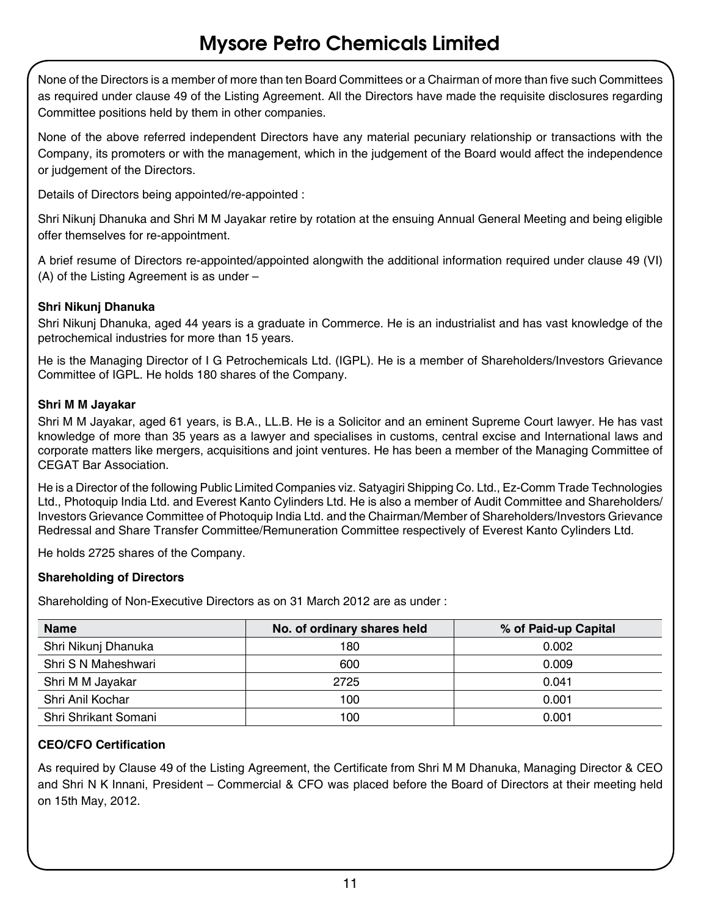None of the Directors is a member of more than ten Board Committees or a Chairman of more than five such Committees as required under clause 49 of the Listing Agreement. All the Directors have made the requisite disclosures regarding Committee positions held by them in other companies.

None of the above referred independent Directors have any material pecuniary relationship or transactions with the Company, its promoters or with the management, which in the judgement of the Board would affect the independence or judgement of the Directors.

Details of Directors being appointed/re-appointed :

Shri Nikunj Dhanuka and Shri M M Jayakar retire by rotation at the ensuing Annual General Meeting and being eligible offer themselves for re-appointment.

A brief resume of Directors re-appointed/appointed alongwith the additional information required under clause 49 (VI) (A) of the Listing Agreement is as under –

**Shri Nikunj Dhanuka**

Shri Nikunj Dhanuka, aged 44 years is a graduate in Commerce. He is an industrialist and has vast knowledge of the petrochemical industries for more than 15 years.

He is the Managing Director of I G Petrochemicals Ltd. (IGPL). He is a member of Shareholders/Investors Grievance Committee of IGPL. He holds 180 shares of the Company.

**Shri M M Jayakar**

Shri M M Jayakar, aged 61 years, is B.A., LL.B. He is a Solicitor and an eminent Supreme Court lawyer. He has vast knowledge of more than 35 years as a lawyer and specialises in customs, central excise and International laws and corporate matters like mergers, acquisitions and joint ventures. He has been a member of the Managing Committee of CEGAT Bar Association.

He is a Director of the following Public Limited Companies viz. Satyagiri Shipping Co. Ltd., Ez-Comm Trade Technologies Ltd., Photoquip India Ltd. and Everest Kanto Cylinders Ltd. He is also a member of Audit Committee and Shareholders/ Investors Grievance Committee of Photoquip India Ltd. and the Chairman/Member of Shareholders/Investors Grievance Redressal and Share Transfer Committee/Remuneration Committee respectively of Everest Kanto Cylinders Ltd.

He holds 2725 shares of the Company.

**Shareholding of Directors**

Shareholding of Non-Executive Directors as on 31 March 2012 are as under :

| Name | No. of ordinary shares held | % of Paid-up Capital |
|---|---|---|
| Shri Nikunj Dhanuka | 180 | 0.002 |
| Shri S N Maheshwari | 600 | 0.009 |
| Shri M M Jayakar | 2725 | 0.041 |
| Shri Anil Kochar | 100 | 0.001 |
| Shri Shrikant Somani | 100 | 0.001 |

**CEO/CFO Certification**

As required by Clause 49 of the Listing Agreement, the Certificate from Shri M M Dhanuka, Managing Director & CEO and Shri N K Innani, President – Commercial & CFO was placed before the Board of Directors at their meeting held on 15th May, 2012.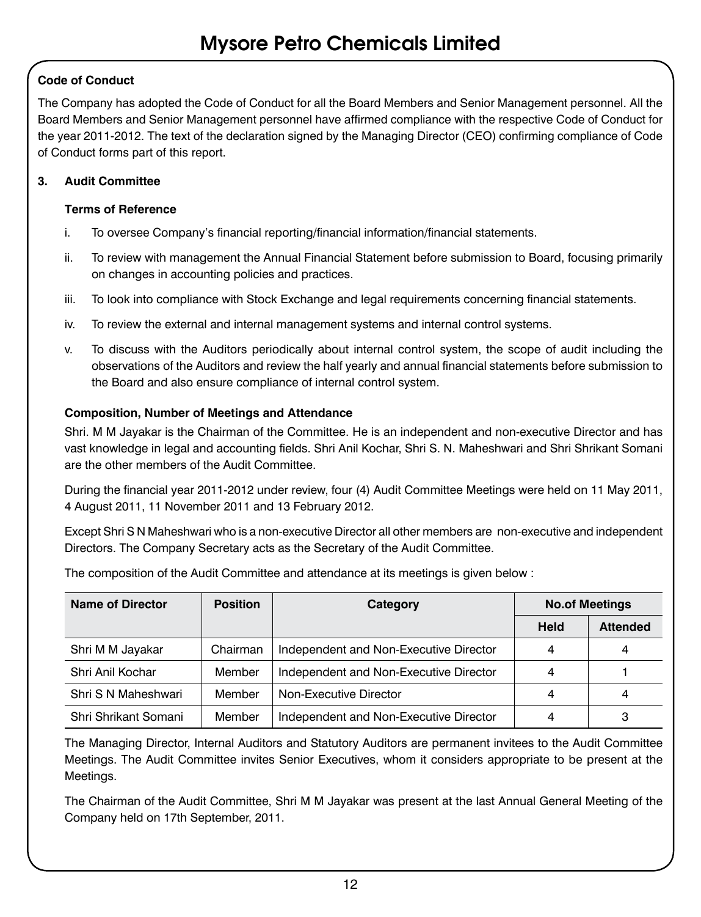**Code of Conduct**

The Company has adopted the Code of Conduct for all the Board Members and Senior Management personnel. All the Board Members and Senior Management personnel have affirmed compliance with the respective Code of Conduct for the year 2011-2012. The text of the declaration signed by the Managing Director (CEO) confirming compliance of Code of Conduct forms part of this report.

**3. Audit Committee**

**Terms of Reference**

i. To oversee Company's financial reporting/financial information/financial statements.

ii. To review with management the Annual Financial Statement before submission to Board, focusing primarily on changes in accounting policies and practices.

iii. To look into compliance with Stock Exchange and legal requirements concerning financial statements.

iv. To review the external and internal management systems and internal control systems.

v. To discuss with the Auditors periodically about internal control system, the scope of audit including the observations of the Auditors and review the half yearly and annual financial statements before submission to the Board and also ensure compliance of internal control system.

**Composition, Number of Meetings and Attendance**

Shri. M M Jayakar is the Chairman of the Committee. He is an independent and non-executive Director and has vast knowledge in legal and accounting fields. Shri Anil Kochar, Shri S. N. Maheshwari and Shri Shrikant Somani are the other members of the Audit Committee.

During the financial year 2011-2012 under review, four (4) Audit Committee Meetings were held on 11 May 2011, 4 August 2011, 11 November 2011 and 13 February 2012.

Except Shri S N Maheshwari who is a non-executive Director all other members are non-executive and independent Directors. The Company Secretary acts as the Secretary of the Audit Committee.

The composition of the Audit Committee and attendance at its meetings is given below :

| Name of Director | Position | Category | No.of Meetings | |
|---|---|---|---|---|
| | | | Held | Attended |
| Shri M M Jayakar | Chairman | Independent and Non-Executive Director | 4 | 4 |
| Shri Anil Kochar | Member | Independent and Non-Executive Director | 4 | 1 |
| Shri S N Maheshwari | Member | Non-Executive Director | 4 | 4 |
| Shri Shrikant Somani | Member | Independent and Non-Executive Director | 4 | 3 |

The Managing Director, Internal Auditors and Statutory Auditors are permanent invitees to the Audit Committee Meetings. The Audit Committee invites Senior Executives, whom it considers appropriate to be present at the Meetings.

The Chairman of the Audit Committee, Shri M M Jayakar was present at the last Annual General Meeting of the Company held on 17th September, 2011.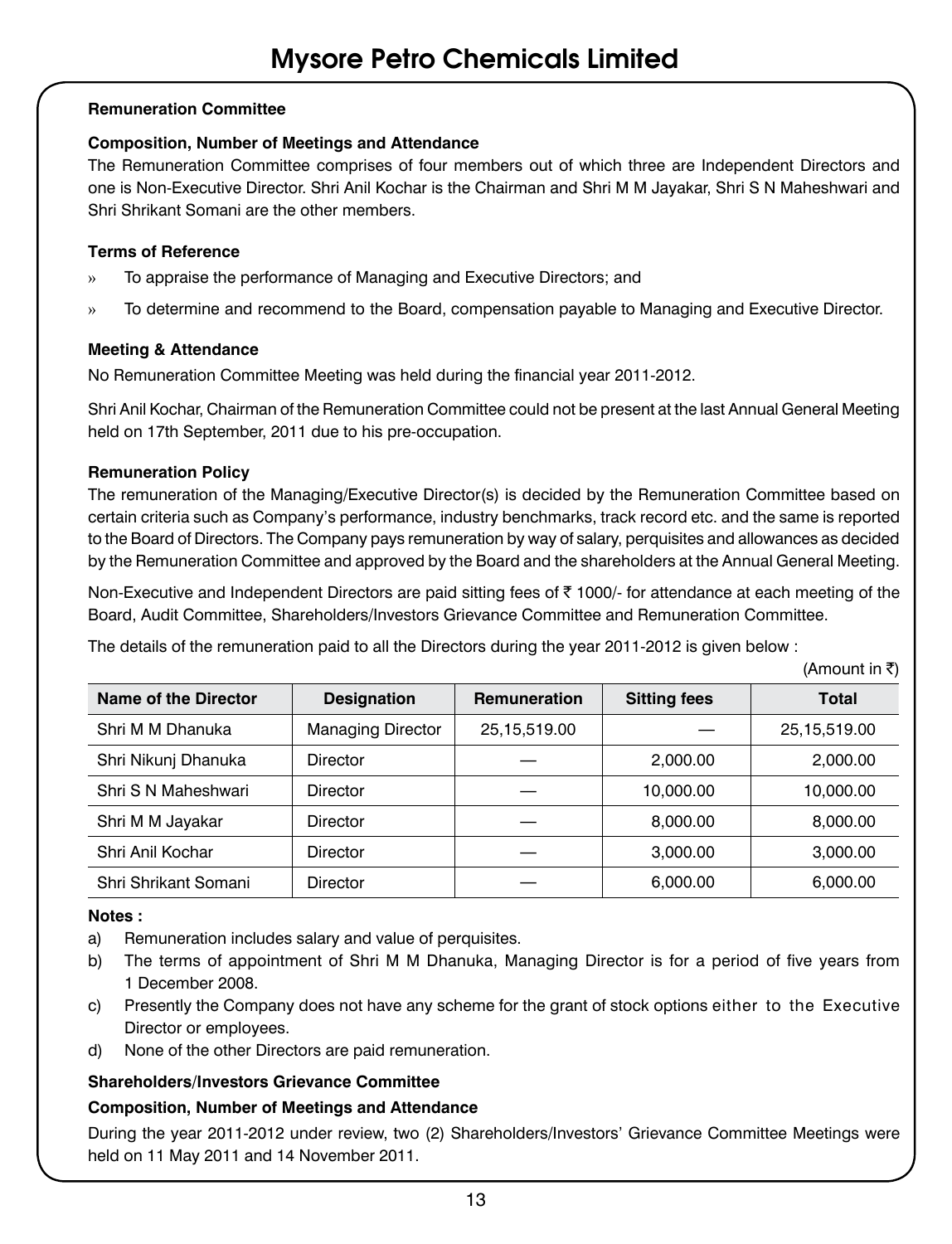### Remuneration Committee

**Composition, Number of Meetings and Attendance**

The Remuneration Committee comprises of four members out of which three are Independent Directors and one is Non-Executive Director. Shri Anil Kochar is the Chairman and Shri M M Jayakar, Shri S N Maheshwari and Shri Shrikant Somani are the other members.

**Terms of Reference**

- To appraise the performance of Managing and Executive Directors; and
- To determine and recommend to the Board, compensation payable to Managing and Executive Director.

**Meeting & Attendance**

No Remuneration Committee Meeting was held during the financial year 2011-2012.

Shri Anil Kochar, Chairman of the Remuneration Committee could not be present at the last Annual General Meeting held on 17th September, 2011 due to his pre-occupation.

**Remuneration Policy**

The remuneration of the Managing/Executive Director(s) is decided by the Remuneration Committee based on certain criteria such as Company's performance, industry benchmarks, track record etc. and the same is reported to the Board of Directors. The Company pays remuneration by way of salary, perquisites and allowances as decided by the Remuneration Committee and approved by the Board and the shareholders at the Annual General Meeting.

Non-Executive and Independent Directors are paid sitting fees of ₹ 1000/- for attendance at each meeting of the Board, Audit Committee, Shareholders/Investors Grievance Committee and Remuneration Committee.

The details of the remuneration paid to all the Directors during the year 2011-2012 is given below :

(Amount in ₹)

| Name of the Director | Designation | Remuneration | Sitting fees | Total |
|---|---|---|---|---|
| Shri M M Dhanuka | Managing Director | 25,15,519.00 | — | 25,15,519.00 |
| Shri Nikunj Dhanuka | Director | — | 2,000.00 | 2,000.00 |
| Shri S N Maheshwari | Director | — | 10,000.00 | 10,000.00 |
| Shri M M Jayakar | Director | — | 8,000.00 | 8,000.00 |
| Shri Anil Kochar | Director | — | 3,000.00 | 3,000.00 |
| Shri Shrikant Somani | Director | — | 6,000.00 | 6,000.00 |

**Notes :**

a) Remuneration includes salary and value of perquisites.

b) The terms of appointment of Shri M M Dhanuka, Managing Director is for a period of five years from 1 December 2008.

c) Presently the Company does not have any scheme for the grant of stock options either to the Executive Director or employees.

d) None of the other Directors are paid remuneration.

### Shareholders/Investors Grievance Committee

**Composition, Number of Meetings and Attendance**

During the year 2011-2012 under review, two (2) Shareholders/Investors' Grievance Committee Meetings were held on 11 May 2011 and 14 November 2011.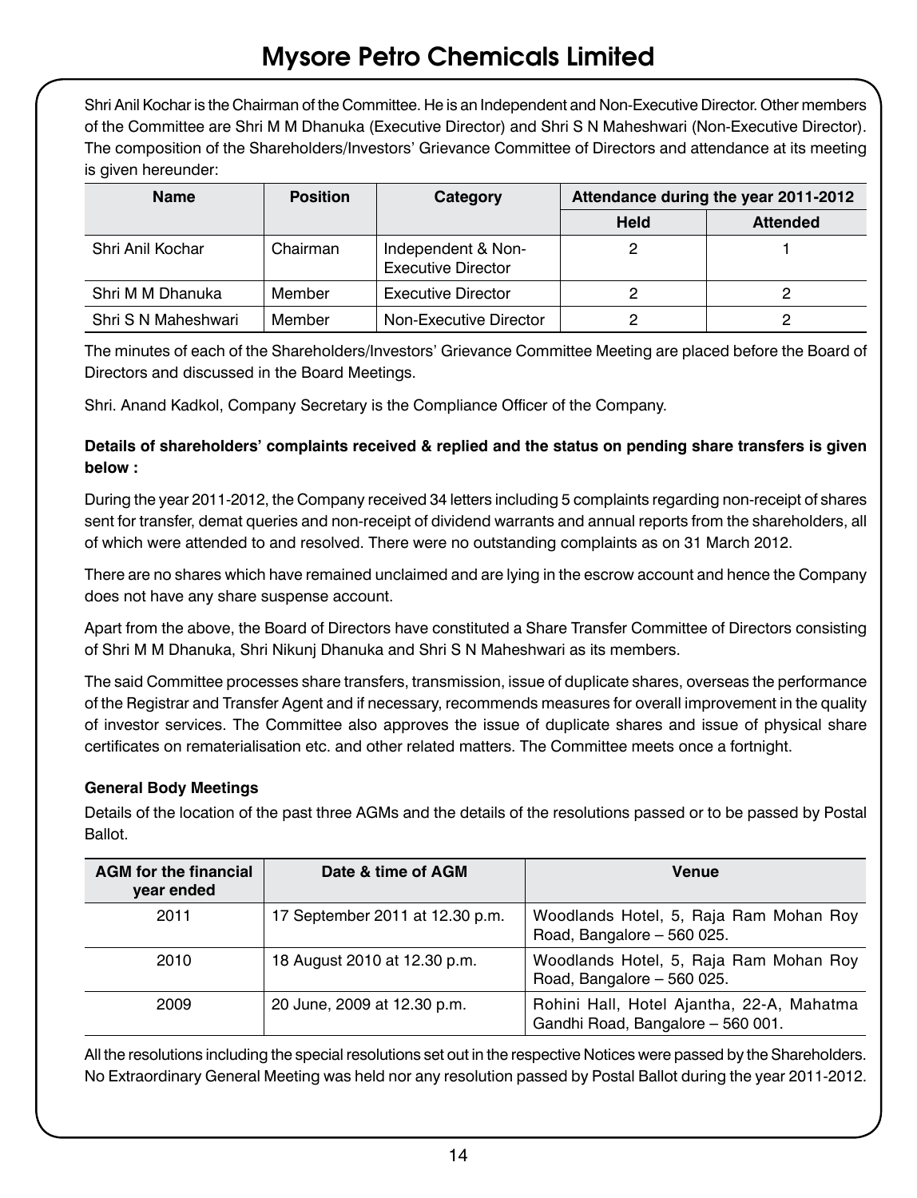Shri Anil Kochar is the Chairman of the Committee. He is an Independent and Non-Executive Director. Other members of the Committee are Shri M M Dhanuka (Executive Director) and Shri S N Maheshwari (Non-Executive Director). The composition of the Shareholders/Investors' Grievance Committee of Directors and attendance at its meeting is given hereunder:

| Name | Position | Category | Attendance during the year 2011-2012 | |
|---|---|---|---|---|
| | | | Held | Attended |
| Shri Anil Kochar | Chairman | Independent & Non-Executive Director | 2 | 1 |
| Shri M M Dhanuka | Member | Executive Director | 2 | 2 |
| Shri S N Maheshwari | Member | Non-Executive Director | 2 | 2 |

The minutes of each of the Shareholders/Investors' Grievance Committee Meeting are placed before the Board of Directors and discussed in the Board Meetings.

Shri. Anand Kadkol, Company Secretary is the Compliance Officer of the Company.

**Details of shareholders' complaints received & replied and the status on pending share transfers is given below :**

During the year 2011-2012, the Company received 34 letters including 5 complaints regarding non-receipt of shares sent for transfer, demat queries and non-receipt of dividend warrants and annual reports from the shareholders, all of which were attended to and resolved. There were no outstanding complaints as on 31 March 2012.

There are no shares which have remained unclaimed and are lying in the escrow account and hence the Company does not have any share suspense account.

Apart from the above, the Board of Directors have constituted a Share Transfer Committee of Directors consisting of Shri M M Dhanuka, Shri Nikunj Dhanuka and Shri S N Maheshwari as its members.

The said Committee processes share transfers, transmission, issue of duplicate shares, overseas the performance of the Registrar and Transfer Agent and if necessary, recommends measures for overall improvement in the quality of investor services. The Committee also approves the issue of duplicate shares and issue of physical share certificates on rematerialisation etc. and other related matters. The Committee meets once a fortnight.

**General Body Meetings**

Details of the location of the past three AGMs and the details of the resolutions passed or to be passed by Postal Ballot.

| AGM for the financial year ended | Date & time of AGM | Venue |
|---|---|---|
| 2011 | 17 September 2011 at 12.30 p.m. | Woodlands Hotel, 5, Raja Ram Mohan Roy Road, Bangalore – 560 025. |
| 2010 | 18 August 2010 at 12.30 p.m. | Woodlands Hotel, 5, Raja Ram Mohan Roy Road, Bangalore – 560 025. |
| 2009 | 20 June, 2009 at 12.30 p.m. | Rohini Hall, Hotel Ajantha, 22-A, Mahatma Gandhi Road, Bangalore – 560 001. |

All the resolutions including the special resolutions set out in the respective Notices were passed by the Shareholders. No Extraordinary General Meeting was held nor any resolution passed by Postal Ballot during the year 2011-2012.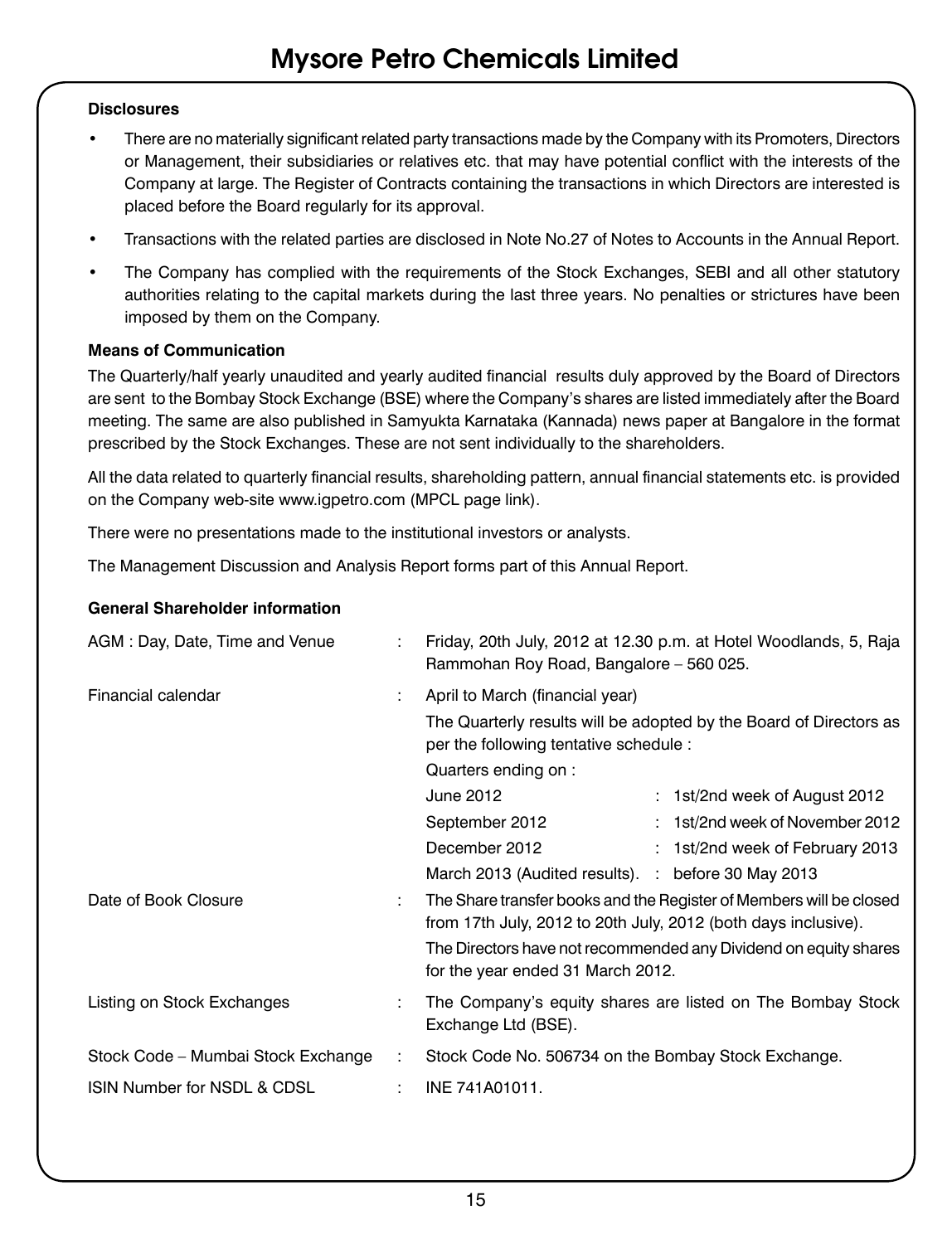### Disclosures

- There are no materially significant related party transactions made by the Company with its Promoters, Directors or Management, their subsidiaries or relatives etc. that may have potential conflict with the interests of the Company at large. The Register of Contracts containing the transactions in which Directors are interested is placed before the Board regularly for its approval.
- Transactions with the related parties are disclosed in Note No.27 of Notes to Accounts in the Annual Report.
- The Company has complied with the requirements of the Stock Exchanges, SEBI and all other statutory authorities relating to the capital markets during the last three years. No penalties or strictures have been imposed by them on the Company.

### Means of Communication

The Quarterly/half yearly unaudited and yearly audited financial results duly approved by the Board of Directors are sent to the Bombay Stock Exchange (BSE) where the Company's shares are listed immediately after the Board meeting. The same are also published in Samyukta Karnataka (Kannada) news paper at Bangalore in the format prescribed by the Stock Exchanges. These are not sent individually to the shareholders.

All the data related to quarterly financial results, shareholding pattern, annual financial statements etc. is provided on the Company web-site www.igpetro.com (MPCL page link).

There were no presentations made to the institutional investors or analysts.

The Management Discussion and Analysis Report forms part of this Annual Report.

### General Shareholder information

| | | |
|---|---|---|
| AGM : Day, Date, Time and Venue | : | Friday, 20th July, 2012 at 12.30 p.m. at Hotel Woodlands, 5, Raja Rammohan Roy Road, Bangalore – 560 025. |
| Financial calendar | : | April to March (financial year)<br>The Quarterly results will be adopted by the Board of Directors as per the following tentative schedule :<br>Quarters ending on :<br>June 2012 : 1st/2nd week of August 2012<br>September 2012 : 1st/2nd week of November 2012<br>December 2012 : 1st/2nd week of February 2013<br>March 2013 (Audited results). : before 30 May 2013 |
| Date of Book Closure | : | The Share transfer books and the Register of Members will be closed from 17th July, 2012 to 20th July, 2012 (both days inclusive).<br>The Directors have not recommended any Dividend on equity shares for the year ended 31 March 2012. |
| Listing on Stock Exchanges | : | The Company's equity shares are listed on The Bombay Stock Exchange Ltd (BSE). |
| Stock Code – Mumbai Stock Exchange | : | Stock Code No. 506734 on the Bombay Stock Exchange. |
| ISIN Number for NSDL & CDSL | : | INE 741A01011. |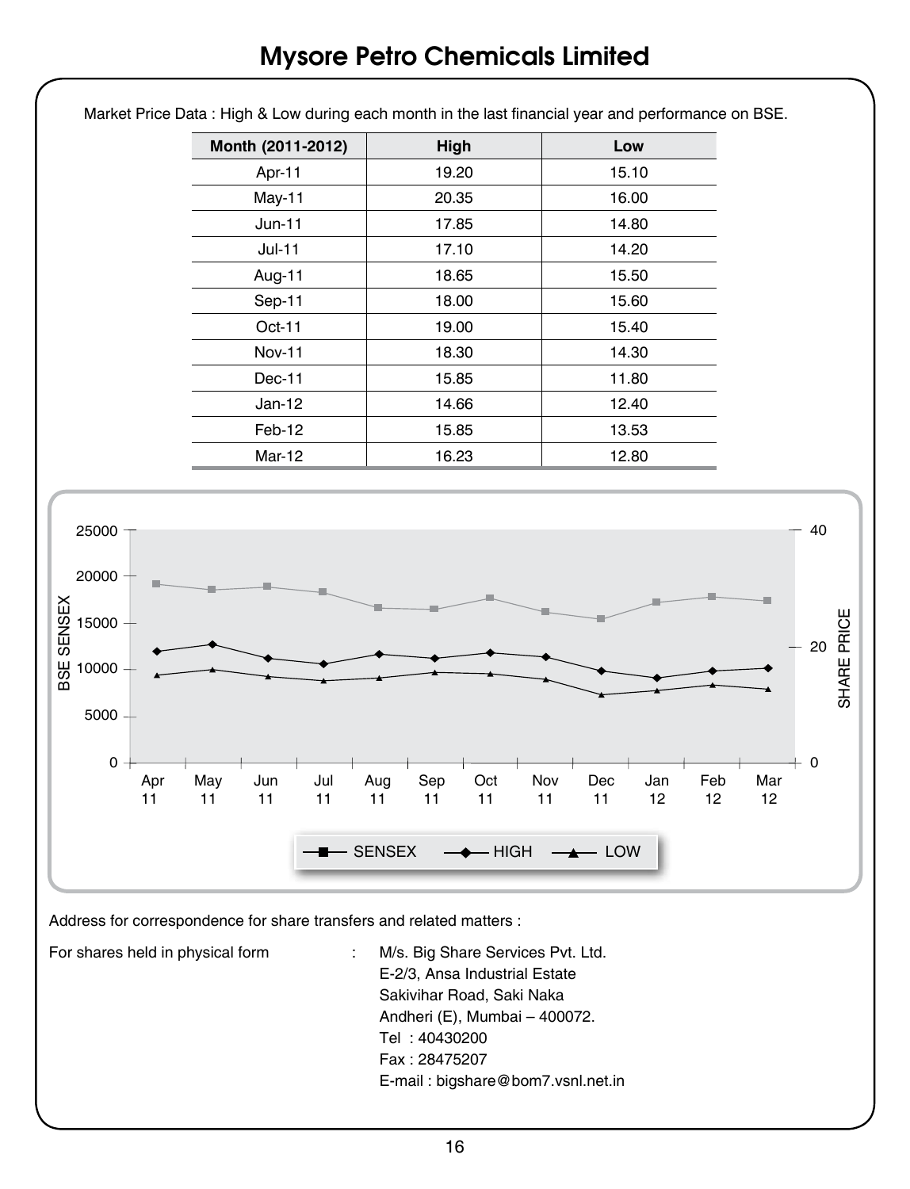# Mysore Petro Chemicals Limited

Market Price Data : High & Low during each month in the last financial year and performance on BSE.

| Month (2011-2012) | High | Low |
|---|---|---|
| Apr-11 | 19.20 | 15.10 |
| May-11 | 20.35 | 16.00 |
| Jun-11 | 17.85 | 14.80 |
| Jul-11 | 17.10 | 14.20 |
| Aug-11 | 18.65 | 15.50 |
| Sep-11 | 18.00 | 15.60 |
| Oct-11 | 19.00 | 15.40 |
| Nov-11 | 18.30 | 14.30 |
| Dec-11 | 15.85 | 11.80 |
| Jan-12 | 14.66 | 12.40 |
| Feb-12 | 15.85 | 13.53 |
| Mar-12 | 16.23 | 12.80 |

Address for correspondence for share transfers and related matters :

For shares held in physical form : M/s. Big Share Services Pvt. Ltd.
E-2/3, Ansa Industrial Estate
Sakivihar Road, Saki Naka
Andheri (E), Mumbai – 400072.
Tel : 40430200
Fax : 28475207
E-mail : bigshare@bom7.vsnl.net.in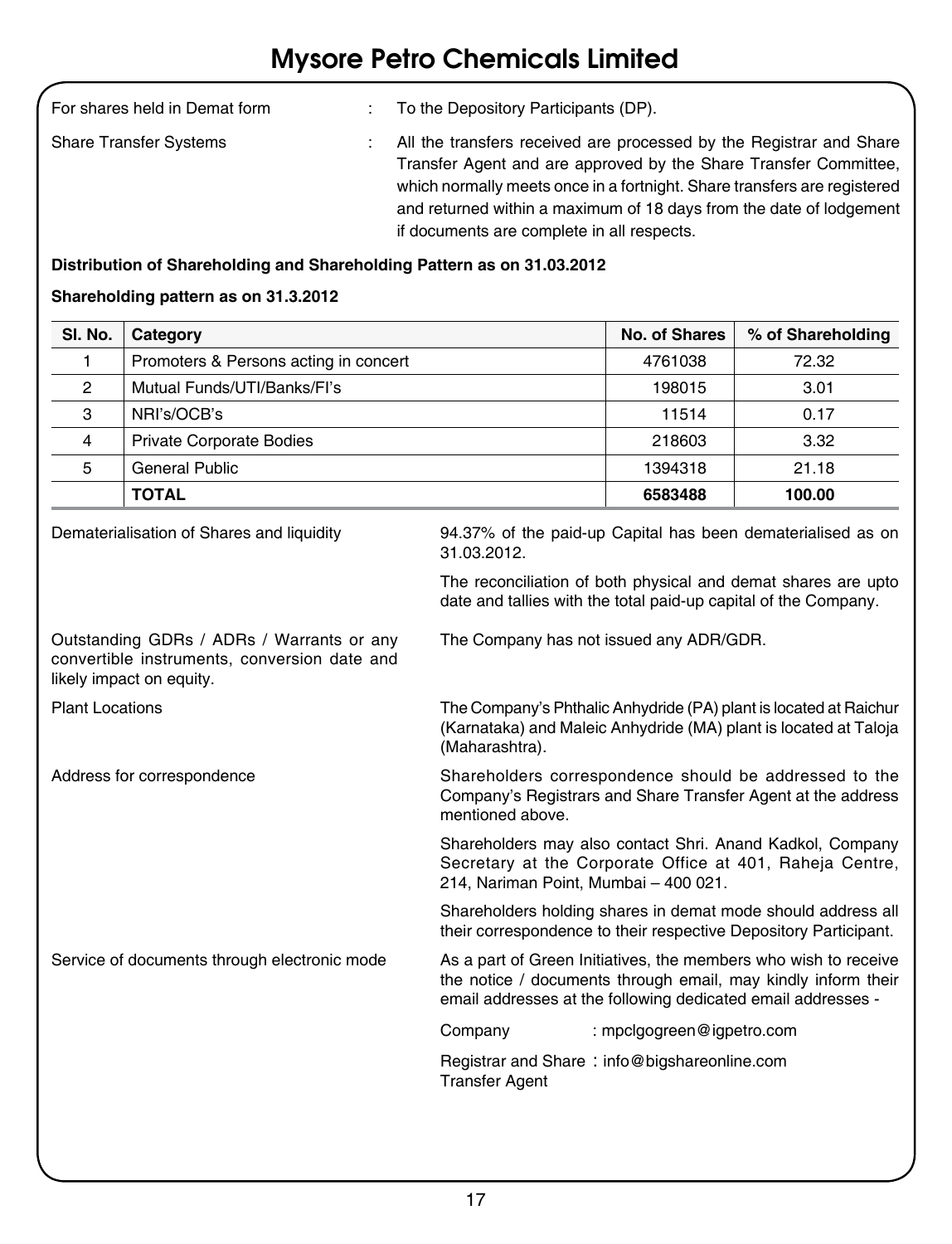# Mysore Petro Chemicals Limited

For shares held in Demat form : To the Depository Participants (DP).

Share Transfer Systems : All the transfers received are processed by the Registrar and Share Transfer Agent and are approved by the Share Transfer Committee, which normally meets once in a fortnight. Share transfers are registered and returned within a maximum of 18 days from the date of lodgement if documents are complete in all respects.

**Distribution of Shareholding and Shareholding Pattern as on 31.03.2012**

**Shareholding pattern as on 31.3.2012**

| Sl. No. | Category | No. of Shares | % of Shareholding |
|---|---|---|---|
| 1 | Promoters & Persons acting in concert | 4761038 | 72.32 |
| 2 | Mutual Funds/UTI/Banks/FI's | 198015 | 3.01 |
| 3 | NRI's/OCB's | 11514 | 0.17 |
| 4 | Private Corporate Bodies | 218603 | 3.32 |
| 5 | General Public | 1394318 | 21.18 |
| | **TOTAL** | **6583488** | **100.00** |

Dematerialisation of Shares and liquidity : 94.37% of the paid-up Capital has been dematerialised as on 31.03.2012.

The reconciliation of both physical and demat shares are upto date and tallies with the total paid-up capital of the Company.

Outstanding GDRs / ADRs / Warrants or any convertible instruments, conversion date and likely impact on equity. : The Company has not issued any ADR/GDR.

Plant Locations : The Company's Phthalic Anhydride (PA) plant is located at Raichur (Karnataka) and Maleic Anhydride (MA) plant is located at Taloja (Maharashtra).

Address for correspondence : Shareholders correspondence should be addressed to the Company's Registrars and Share Transfer Agent at the address mentioned above.

Shareholders may also contact Shri. Anand Kadkol, Company Secretary at the Corporate Office at 401, Raheja Centre, 214, Nariman Point, Mumbai – 400 021.

Shareholders holding shares in demat mode should address all their correspondence to their respective Depository Participant.

Service of documents through electronic mode : As a part of Green Initiatives, the members who wish to receive the notice / documents through email, may kindly inform their email addresses at the following dedicated email addresses -

Company : mpclgogreen@igpetro.com

Registrar and Share Transfer Agent : info@bigshareonline.com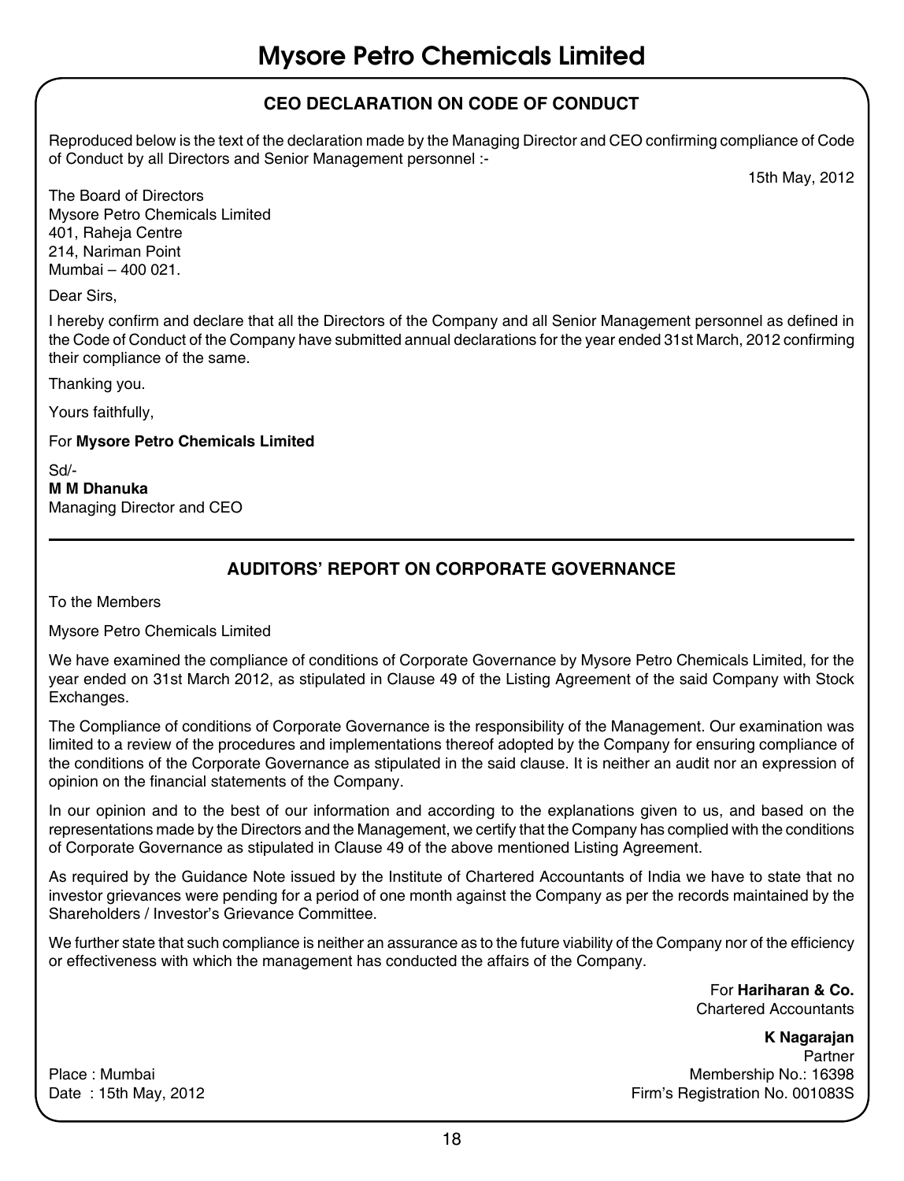## CEO DECLARATION ON CODE OF CONDUCT

Reproduced below is the text of the declaration made by the Managing Director and CEO confirming compliance of Code of Conduct by all Directors and Senior Management personnel :-

15th May, 2012

The Board of Directors
Mysore Petro Chemicals Limited
401, Raheja Centre
214, Nariman Point
Mumbai – 400 021.

Dear Sirs,

I hereby confirm and declare that all the Directors of the Company and all Senior Management personnel as defined in the Code of Conduct of the Company have submitted annual declarations for the year ended 31st March, 2012 confirming their compliance of the same.

Thanking you.

Yours faithfully,

For **Mysore Petro Chemicals Limited**

Sd/-
**M M Dhanuka**
Managing Director and CEO

## AUDITORS' REPORT ON CORPORATE GOVERNANCE

To the Members

Mysore Petro Chemicals Limited

We have examined the compliance of conditions of Corporate Governance by Mysore Petro Chemicals Limited, for the year ended on 31st March 2012, as stipulated in Clause 49 of the Listing Agreement of the said Company with Stock Exchanges.

The Compliance of conditions of Corporate Governance is the responsibility of the Management. Our examination was limited to a review of the procedures and implementations thereof adopted by the Company for ensuring compliance of the conditions of the Corporate Governance as stipulated in the said clause. It is neither an audit nor an expression of opinion on the financial statements of the Company.

In our opinion and to the best of our information and according to the explanations given to us, and based on the representations made by the Directors and the Management, we certify that the Company has complied with the conditions of Corporate Governance as stipulated in Clause 49 of the above mentioned Listing Agreement.

As required by the Guidance Note issued by the Institute of Chartered Accountants of India we have to state that no investor grievances were pending for a period of one month against the Company as per the records maintained by the Shareholders / Investor's Grievance Committee.

We further state that such compliance is neither an assurance as to the future viability of the Company nor of the efficiency or effectiveness with which the management has conducted the affairs of the Company.

For **Hariharan & Co.**
Chartered Accountants

**K Nagarajan**
Partner
Membership No.: 16398
Firm's Registration No. 001083S

Place : Mumbai
Date : 15th May, 2012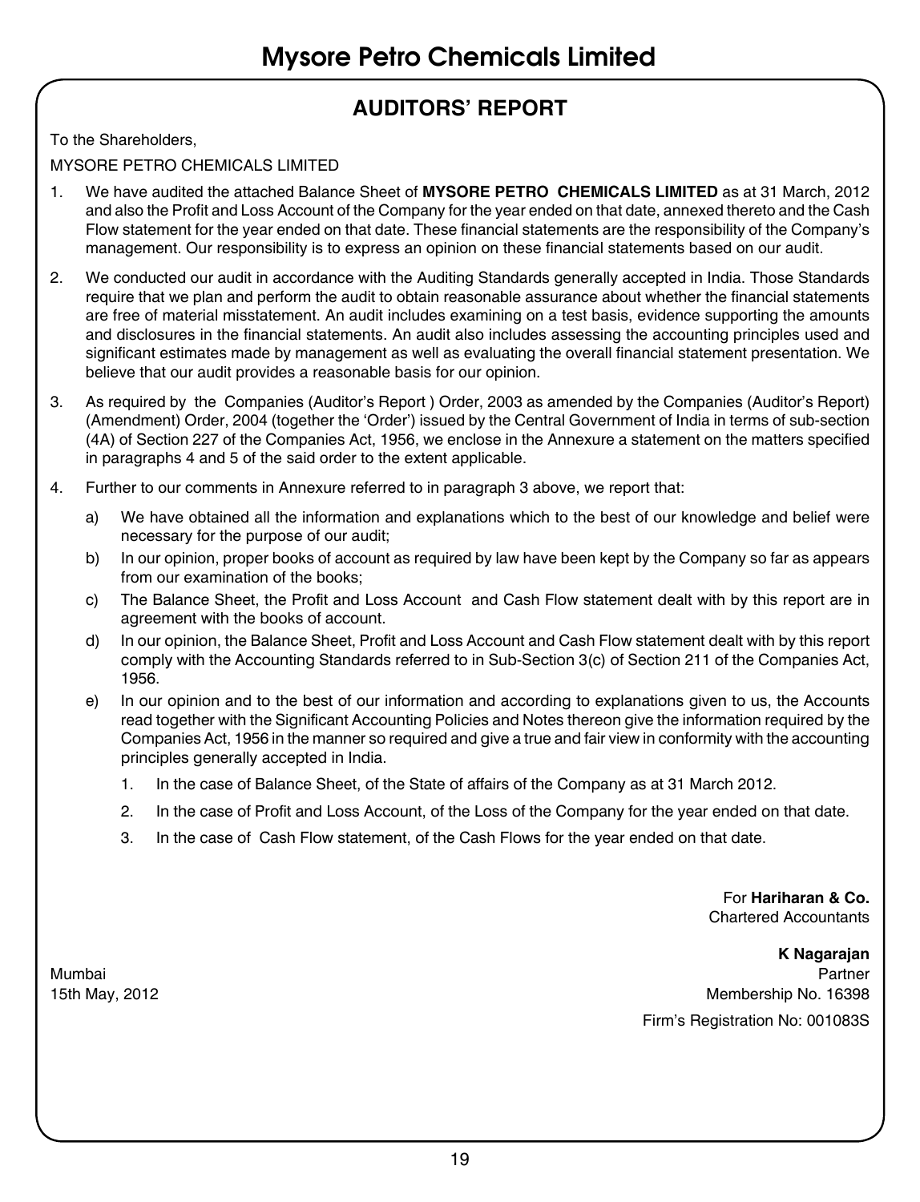## AUDITORS' REPORT

To the Shareholders,

MYSORE PETRO CHEMICALS LIMITED

1. We have audited the attached Balance Sheet of **MYSORE PETRO CHEMICALS LIMITED** as at 31 March, 2012 and also the Profit and Loss Account of the Company for the year ended on that date, annexed thereto and the Cash Flow statement for the year ended on that date. These financial statements are the responsibility of the Company's management. Our responsibility is to express an opinion on these financial statements based on our audit.

2. We conducted our audit in accordance with the Auditing Standards generally accepted in India. Those Standards require that we plan and perform the audit to obtain reasonable assurance about whether the financial statements are free of material misstatement. An audit includes examining on a test basis, evidence supporting the amounts and disclosures in the financial statements. An audit also includes assessing the accounting principles used and significant estimates made by management as well as evaluating the overall financial statement presentation. We believe that our audit provides a reasonable basis for our opinion.

3. As required by the Companies (Auditor's Report ) Order, 2003 as amended by the Companies (Auditor's Report) (Amendment) Order, 2004 (together the 'Order') issued by the Central Government of India in terms of sub-section (4A) of Section 227 of the Companies Act, 1956, we enclose in the Annexure a statement on the matters specified in paragraphs 4 and 5 of the said order to the extent applicable.

4. Further to our comments in Annexure referred to in paragraph 3 above, we report that:

   a) We have obtained all the information and explanations which to the best of our knowledge and belief were necessary for the purpose of our audit;

   b) In our opinion, proper books of account as required by law have been kept by the Company so far as appears from our examination of the books;

   c) The Balance Sheet, the Profit and Loss Account and Cash Flow statement dealt with by this report are in agreement with the books of account.

   d) In our opinion, the Balance Sheet, Profit and Loss Account and Cash Flow statement dealt with by this report comply with the Accounting Standards referred to in Sub-Section 3(c) of Section 211 of the Companies Act, 1956.

   e) In our opinion and to the best of our information and according to explanations given to us, the Accounts read together with the Significant Accounting Policies and Notes thereon give the information required by the Companies Act, 1956 in the manner so required and give a true and fair view in conformity with the accounting principles generally accepted in India.

      1. In the case of Balance Sheet, of the State of affairs of the Company as at 31 March 2012.

      2. In the case of Profit and Loss Account, of the Loss of the Company for the year ended on that date.

      3. In the case of Cash Flow statement, of the Cash Flows for the year ended on that date.

For **Hariharan & Co.**
Chartered Accountants

**K Nagarajan**
Partner
Membership No. 16398
Firm's Registration No: 001083S

Mumbai
15th May, 2012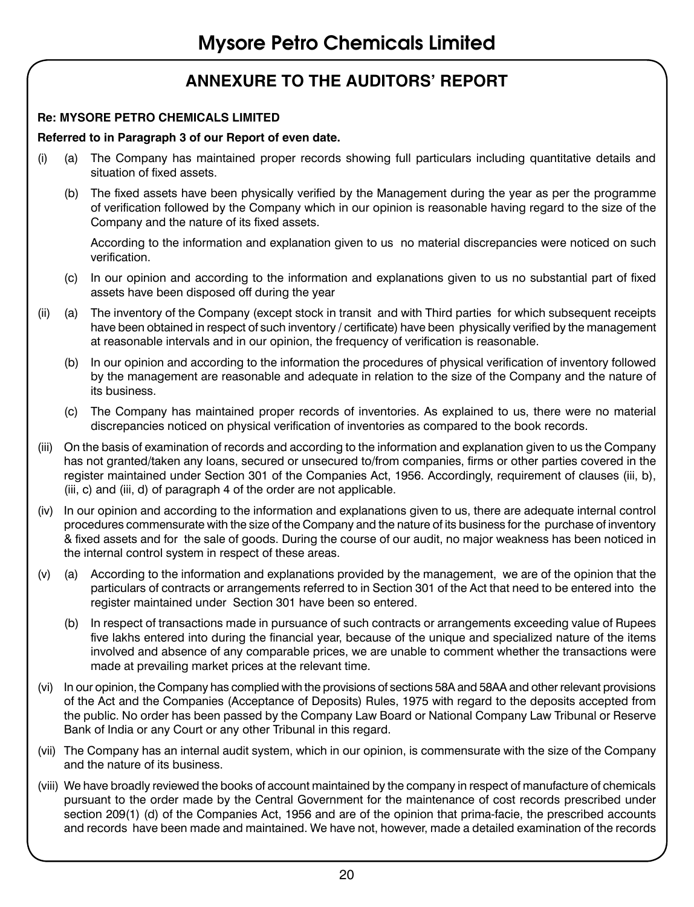## ANNEXURE TO THE AUDITORS' REPORT

**Re: MYSORE PETRO CHEMICALS LIMITED**

**Referred to in Paragraph 3 of our Report of even date.**

(i) (a) The Company has maintained proper records showing full particulars including quantitative details and situation of fixed assets.

(b) The fixed assets have been physically verified by the Management during the year as per the programme of verification followed by the Company which in our opinion is reasonable having regard to the size of the Company and the nature of its fixed assets.

According to the information and explanation given to us no material discrepancies were noticed on such verification.

(c) In our opinion and according to the information and explanations given to us no substantial part of fixed assets have been disposed off during the year

(ii) (a) The inventory of the Company (except stock in transit and with Third parties for which subsequent receipts have been obtained in respect of such inventory / certificate) have been physically verified by the management at reasonable intervals and in our opinion, the frequency of verification is reasonable.

(b) In our opinion and according to the information the procedures of physical verification of inventory followed by the management are reasonable and adequate in relation to the size of the Company and the nature of its business.

(c) The Company has maintained proper records of inventories. As explained to us, there were no material discrepancies noticed on physical verification of inventories as compared to the book records.

(iii) On the basis of examination of records and according to the information and explanation given to us the Company has not granted/taken any loans, secured or unsecured to/from companies, firms or other parties covered in the register maintained under Section 301 of the Companies Act, 1956. Accordingly, requirement of clauses (iii, b), (iii, c) and (iii, d) of paragraph 4 of the order are not applicable.

(iv) In our opinion and according to the information and explanations given to us, there are adequate internal control procedures commensurate with the size of the Company and the nature of its business for the purchase of inventory & fixed assets and for the sale of goods. During the course of our audit, no major weakness has been noticed in the internal control system in respect of these areas.

(v) (a) According to the information and explanations provided by the management, we are of the opinion that the particulars of contracts or arrangements referred to in Section 301 of the Act that need to be entered into the register maintained under Section 301 have been so entered.

(b) In respect of transactions made in pursuance of such contracts or arrangements exceeding value of Rupees five lakhs entered into during the financial year, because of the unique and specialized nature of the items involved and absence of any comparable prices, we are unable to comment whether the transactions were made at prevailing market prices at the relevant time.

(vi) In our opinion, the Company has complied with the provisions of sections 58A and 58AA and other relevant provisions of the Act and the Companies (Acceptance of Deposits) Rules, 1975 with regard to the deposits accepted from the public. No order has been passed by the Company Law Board or National Company Law Tribunal or Reserve Bank of India or any Court or any other Tribunal in this regard.

(vii) The Company has an internal audit system, which in our opinion, is commensurate with the size of the Company and the nature of its business.

(viii) We have broadly reviewed the books of account maintained by the company in respect of manufacture of chemicals pursuant to the order made by the Central Government for the maintenance of cost records prescribed under section 209(1) (d) of the Companies Act, 1956 and are of the opinion that prima-facie, the prescribed accounts and records have been made and maintained. We have not, however, made a detailed examination of the records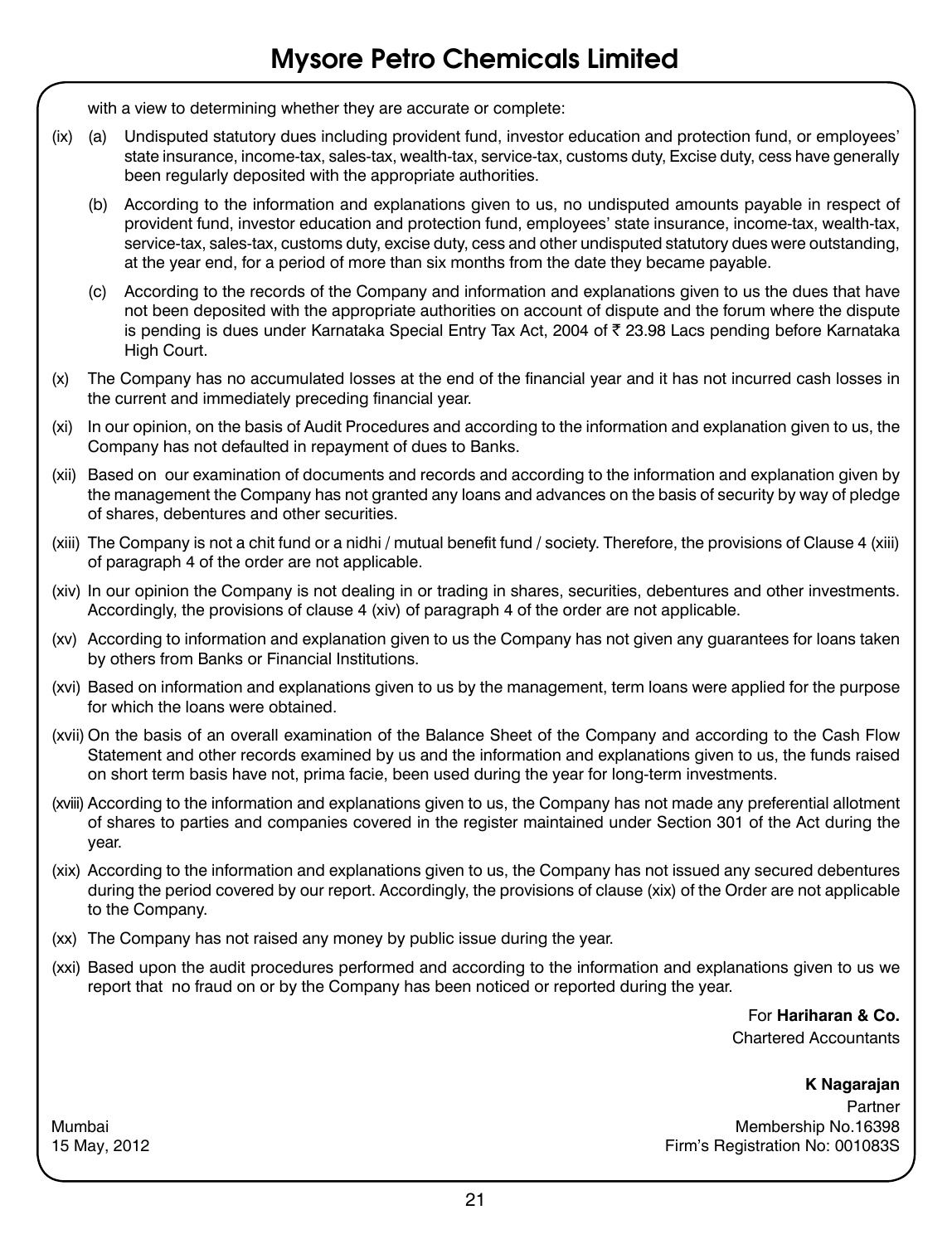with a view to determining whether they are accurate or complete:

(ix) (a) Undisputed statutory dues including provident fund, investor education and protection fund, or employees' state insurance, income-tax, sales-tax, wealth-tax, service-tax, customs duty, Excise duty, cess have generally been regularly deposited with the appropriate authorities.

(b) According to the information and explanations given to us, no undisputed amounts payable in respect of provident fund, investor education and protection fund, employees' state insurance, income-tax, wealth-tax, service-tax, sales-tax, customs duty, excise duty, cess and other undisputed statutory dues were outstanding, at the year end, for a period of more than six months from the date they became payable.

(c) According to the records of the Company and information and explanations given to us the dues that have not been deposited with the appropriate authorities on account of dispute and the forum where the dispute is pending is dues under Karnataka Special Entry Tax Act, 2004 of ₹ 23.98 Lacs pending before Karnataka High Court.

(x) The Company has no accumulated losses at the end of the financial year and it has not incurred cash losses in the current and immediately preceding financial year.

(xi) In our opinion, on the basis of Audit Procedures and according to the information and explanation given to us, the Company has not defaulted in repayment of dues to Banks.

(xii) Based on our examination of documents and records and according to the information and explanation given by the management the Company has not granted any loans and advances on the basis of security by way of pledge of shares, debentures and other securities.

(xiii) The Company is not a chit fund or a nidhi / mutual benefit fund / society. Therefore, the provisions of Clause 4 (xiii) of paragraph 4 of the order are not applicable.

(xiv) In our opinion the Company is not dealing in or trading in shares, securities, debentures and other investments. Accordingly, the provisions of clause 4 (xiv) of paragraph 4 of the order are not applicable.

(xv) According to information and explanation given to us the Company has not given any guarantees for loans taken by others from Banks or Financial Institutions.

(xvi) Based on information and explanations given to us by the management, term loans were applied for the purpose for which the loans were obtained.

(xvii) On the basis of an overall examination of the Balance Sheet of the Company and according to the Cash Flow Statement and other records examined by us and the information and explanations given to us, the funds raised on short term basis have not, prima facie, been used during the year for long-term investments.

(xviii) According to the information and explanations given to us, the Company has not made any preferential allotment of shares to parties and companies covered in the register maintained under Section 301 of the Act during the year.

(xix) According to the information and explanations given to us, the Company has not issued any secured debentures during the period covered by our report. Accordingly, the provisions of clause (xix) of the Order are not applicable to the Company.

(xx) The Company has not raised any money by public issue during the year.

(xxi) Based upon the audit procedures performed and according to the information and explanations given to us we report that no fraud on or by the Company has been noticed or reported during the year.

For **Hariharan & Co.**
Chartered Accountants

**K Nagarajan**
Partner
Membership No.16398
Firm's Registration No: 001083S

Mumbai
15 May, 2012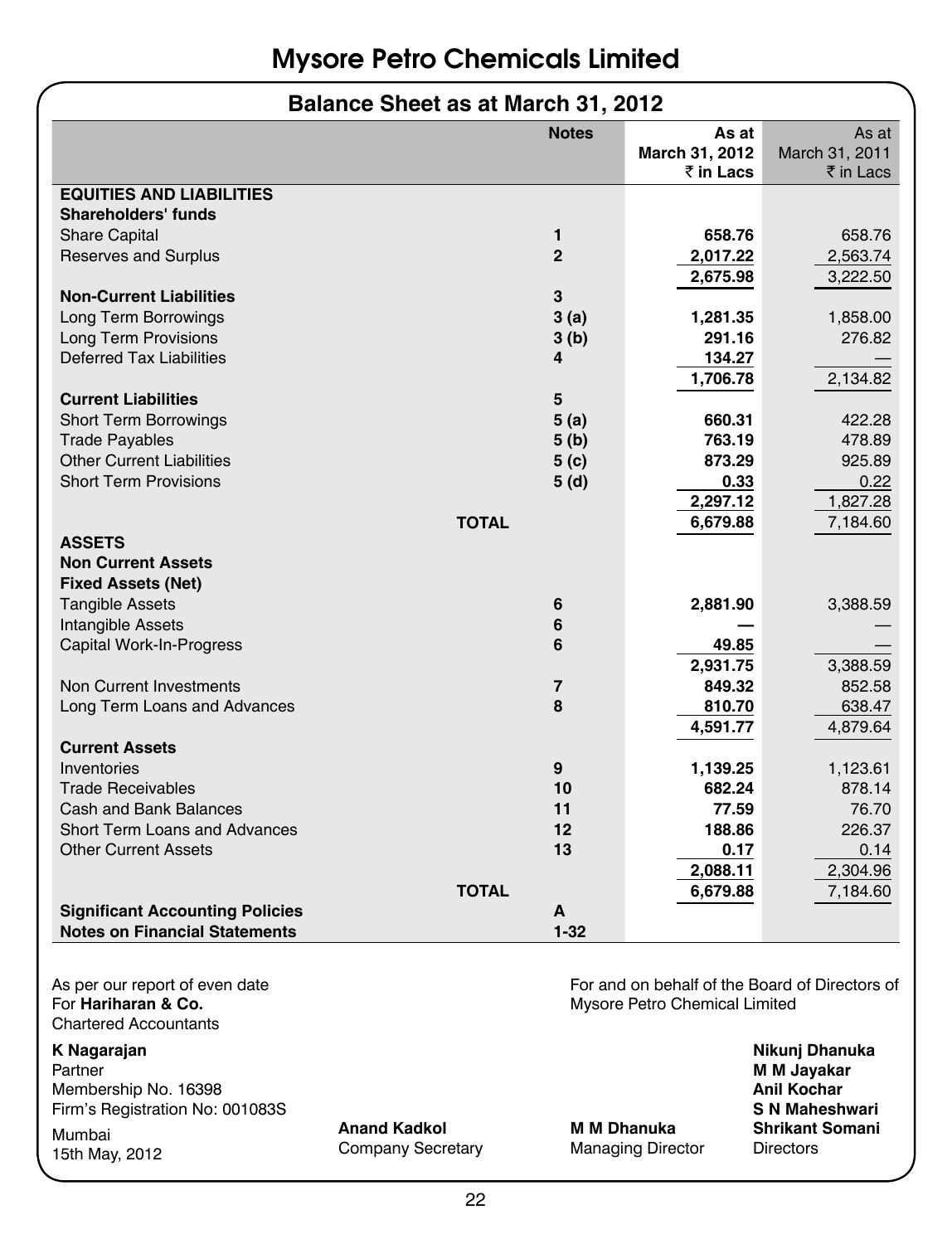# Mysore Petro Chemicals Limited

## Balance Sheet as at March 31, 2012

| | Notes | As at March 31, 2012 ₹ in Lacs | As at March 31, 2011 ₹ in Lacs |
|---|---|---|---|
| **EQUITIES AND LIABILITIES** | | | |
| **Shareholders' funds** | | | |
| Share Capital | 1 | **658.76** | 658.76 |
| Reserves and Surplus | 2 | **2,017.22** | 2,563.74 |
| | | **2,675.98** | 3,222.50 |
| **Non-Current Liabilities** | 3 | | |
| Long Term Borrowings | 3 (a) | **1,281.35** | 1,858.00 |
| Long Term Provisions | 3 (b) | **291.16** | 276.82 |
| Deferred Tax Liabilities | 4 | **134.27** | — |
| | | **1,706.78** | 2,134.82 |
| **Current Liabilities** | 5 | | |
| Short Term Borrowings | 5 (a) | **660.31** | 422.28 |
| Trade Payables | 5 (b) | **763.19** | 478.89 |
| Other Current Liabilities | 5 (c) | **873.29** | 925.89 |
| Short Term Provisions | 5 (d) | **0.33** | 0.22 |
| | | **2,297.12** | 1,827.28 |
| **TOTAL** | | **6,679.88** | 7,184.60 |
| **ASSETS** | | | |
| **Non Current Assets** | | | |
| **Fixed Assets (Net)** | | | |
| Tangible Assets | 6 | **2,881.90** | 3,388.59 |
| Intangible Assets | 6 | **—** | — |
| Capital Work-In-Progress | 6 | **49.85** | — |
| | | **2,931.75** | 3,388.59 |
| Non Current Investments | 7 | **849.32** | 852.58 |
| Long Term Loans and Advances | 8 | **810.70** | 638.47 |
| | | **4,591.77** | 4,879.64 |
| **Current Assets** | | | |
| Inventories | 9 | **1,139.25** | 1,123.61 |
| Trade Receivables | 10 | **682.24** | 878.14 |
| Cash and Bank Balances | 11 | **77.59** | 76.70 |
| Short Term Loans and Advances | 12 | **188.86** | 226.37 |
| Other Current Assets | 13 | **0.17** | 0.14 |
| | | **2,088.11** | 2,304.96 |
| **TOTAL** | | **6,679.88** | 7,184.60 |
| **Significant Accounting Policies** | **A** | | |
| **Notes on Financial Statements** | **1-32** | | |

As per our report of even date
For **Hariharan & Co.**
Chartered Accountants

**K Nagarajan**
Partner
Membership No. 16398
Firm's Registration No: 001083S

Mumbai
15th May, 2012

For and on behalf of the Board of Directors of
Mysore Petro Chemical Limited

**Anand Kadkol**
Company Secretary

**M M Dhanuka**
Managing Director

**Nikunj Dhanuka**
**M M Jayakar**
**Anil Kochar**
**S N Maheshwari**
**Shrikant Somani**
Directors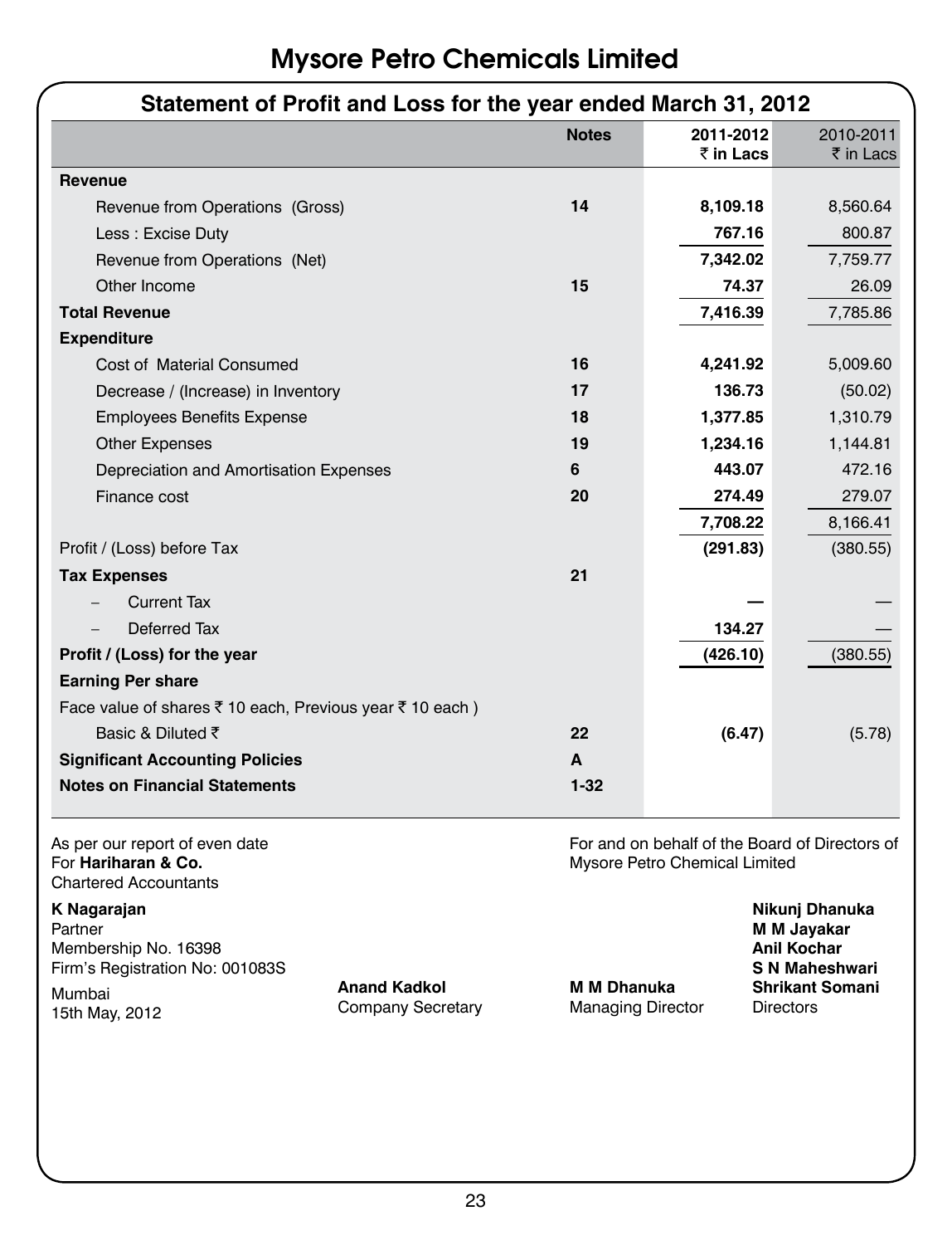# Mysore Petro Chemicals Limited

## Statement of Profit and Loss for the year ended March 31, 2012

| | Notes | 2011-2012 ₹ in Lacs | 2010-2011 ₹ in Lacs |
|---|---|---|---|
| **Revenue** | | | |
| Revenue from Operations (Gross) | **14** | **8,109.18** | 8,560.64 |
| Less : Excise Duty | | **767.16** | 800.87 |
| Revenue from Operations (Net) | | **7,342.02** | 7,759.77 |
| Other Income | **15** | **74.37** | 26.09 |
| **Total Revenue** | | **7,416.39** | 7,785.86 |
| **Expenditure** | | | |
| Cost of Material Consumed | **16** | **4,241.92** | 5,009.60 |
| Decrease / (Increase) in Inventory | **17** | **136.73** | (50.02) |
| Employees Benefits Expense | **18** | **1,377.85** | 1,310.79 |
| Other Expenses | **19** | **1,234.16** | 1,144.81 |
| Depreciation and Amortisation Expenses | **6** | **443.07** | 472.16 |
| Finance cost | **20** | **274.49** | 279.07 |
| | | **7,708.22** | 8,166.41 |
| Profit / (Loss) before Tax | | **(291.83)** | (380.55) |
| **Tax Expenses** | **21** | | |
| – Current Tax | | **—** | — |
| – Deferred Tax | | **134.27** | — |
| **Profit / (Loss) for the year** | | **(426.10)** | (380.55) |
| **Earning Per share** | | | |
| Face value of shares ₹ 10 each, Previous year ₹ 10 each ) | | | |
| Basic & Diluted ₹ | **22** | **(6.47)** | (5.78) |
| **Significant Accounting Policies** | **A** | | |
| **Notes on Financial Statements** | **1-32** | | |

As per our report of even date
For **Hariharan & Co.**
Chartered Accountants

**K Nagarajan**
Partner
Membership No. 16398
Firm's Registration No: 001083S
Mumbai
15th May, 2012

**Anand Kadkol**
Company Secretary

For and on behalf of the Board of Directors of Mysore Petro Chemical Limited

**M M Dhanuka**
Managing Director

**Nikunj Dhanuka**
**M M Jayakar**
**Anil Kochar**
**S N Maheshwari**
**Shrikant Somani**
Directors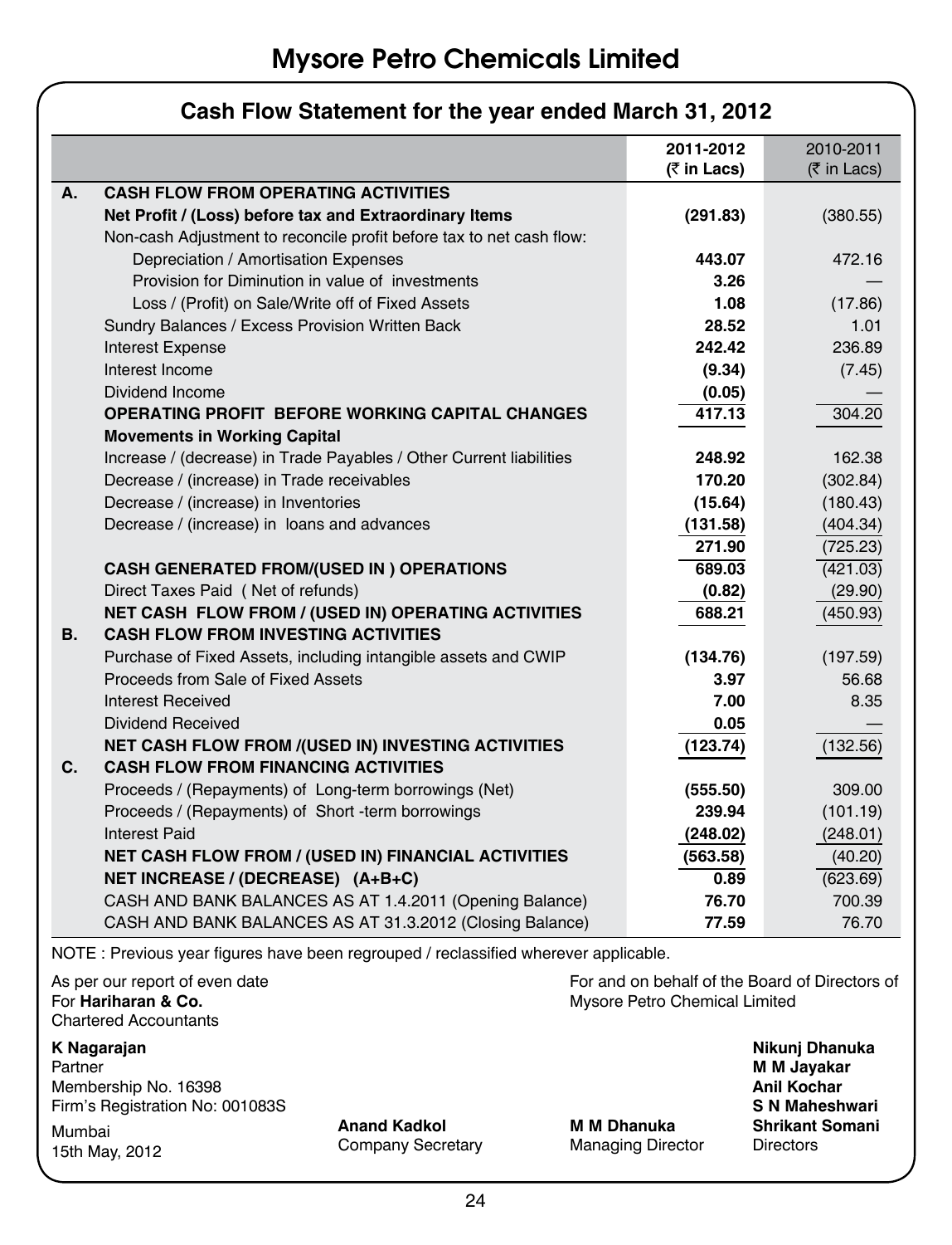# Mysore Petro Chemicals Limited

## Cash Flow Statement for the year ended March 31, 2012

| | | 2011-2012 (₹ in Lacs) | 2010-2011 (₹ in Lacs) |
|---|---|---|---|
| **A.** | **CASH FLOW FROM OPERATING ACTIVITIES** | | |
| | **Net Profit / (Loss) before tax and Extraordinary Items** | **(291.83)** | (380.55) |
| | Non-cash Adjustment to reconcile profit before tax to net cash flow: | | |
| | Depreciation / Amortisation Expenses | **443.07** | 472.16 |
| | Provision for Diminution in value of investments | **3.26** | — |
| | Loss / (Profit) on Sale/Write off of Fixed Assets | **1.08** | (17.86) |
| | Sundry Balances / Excess Provision Written Back | **28.52** | 1.01 |
| | Interest Expense | **242.42** | 236.89 |
| | Interest Income | **(9.34)** | (7.45) |
| | Dividend Income | **(0.05)** | — |
| | **OPERATING PROFIT BEFORE WORKING CAPITAL CHANGES** | **417.13** | 304.20 |
| | **Movements in Working Capital** | | |
| | Increase / (decrease) in Trade Payables / Other Current liabilities | **248.92** | 162.38 |
| | Decrease / (increase) in Trade receivables | **170.20** | (302.84) |
| | Decrease / (increase) in Inventories | **(15.64)** | (180.43) |
| | Decrease / (increase) in loans and advances | **(131.58)** | (404.34) |
| | | **271.90** | (725.23) |
| | **CASH GENERATED FROM/(USED IN ) OPERATIONS** | **689.03** | (421.03) |
| | Direct Taxes Paid ( Net of refunds) | **(0.82)** | (29.90) |
| | **NET CASH FLOW FROM / (USED IN) OPERATING ACTIVITIES** | **688.21** | (450.93) |
| **B.** | **CASH FLOW FROM INVESTING ACTIVITIES** | | |
| | Purchase of Fixed Assets, including intangible assets and CWIP | **(134.76)** | (197.59) |
| | Proceeds from Sale of Fixed Assets | **3.97** | 56.68 |
| | Interest Received | **7.00** | 8.35 |
| | Dividend Received | **0.05** | — |
| | **NET CASH FLOW FROM /(USED IN) INVESTING ACTIVITIES** | **(123.74)** | (132.56) |
| **C.** | **CASH FLOW FROM FINANCING ACTIVITIES** | | |
| | Proceeds / (Repayments) of Long-term borrowings (Net) | **(555.50)** | 309.00 |
| | Proceeds / (Repayments) of Short -term borrowings | **239.94** | (101.19) |
| | Interest Paid | **(248.02)** | (248.01) |
| | **NET CASH FLOW FROM / (USED IN) FINANCIAL ACTIVITIES** | **(563.58)** | (40.20) |
| | **NET INCREASE / (DECREASE) (A+B+C)** | **0.89** | (623.69) |
| | CASH AND BANK BALANCES AS AT 1.4.2011 (Opening Balance) | **76.70** | 700.39 |
| | CASH AND BANK BALANCES AS AT 31.3.2012 (Closing Balance) | **77.59** | 76.70 |

NOTE : Previous year figures have been regrouped / reclassified wherever applicable.

As per our report of even date
For **Hariharan & Co.**
Chartered Accountants

**K Nagarajan**
Partner
Membership No. 16398
Firm's Registration No: 001083S
Mumbai
15th May, 2012

For and on behalf of the Board of Directors of
Mysore Petro Chemical Limited

**Anand Kadkol**
Company Secretary

**M M Dhanuka**
Managing Director

**Nikunj Dhanuka**
**M M Jayakar**
**Anil Kochar**
**S N Maheshwari**
**Shrikant Somani**
Directors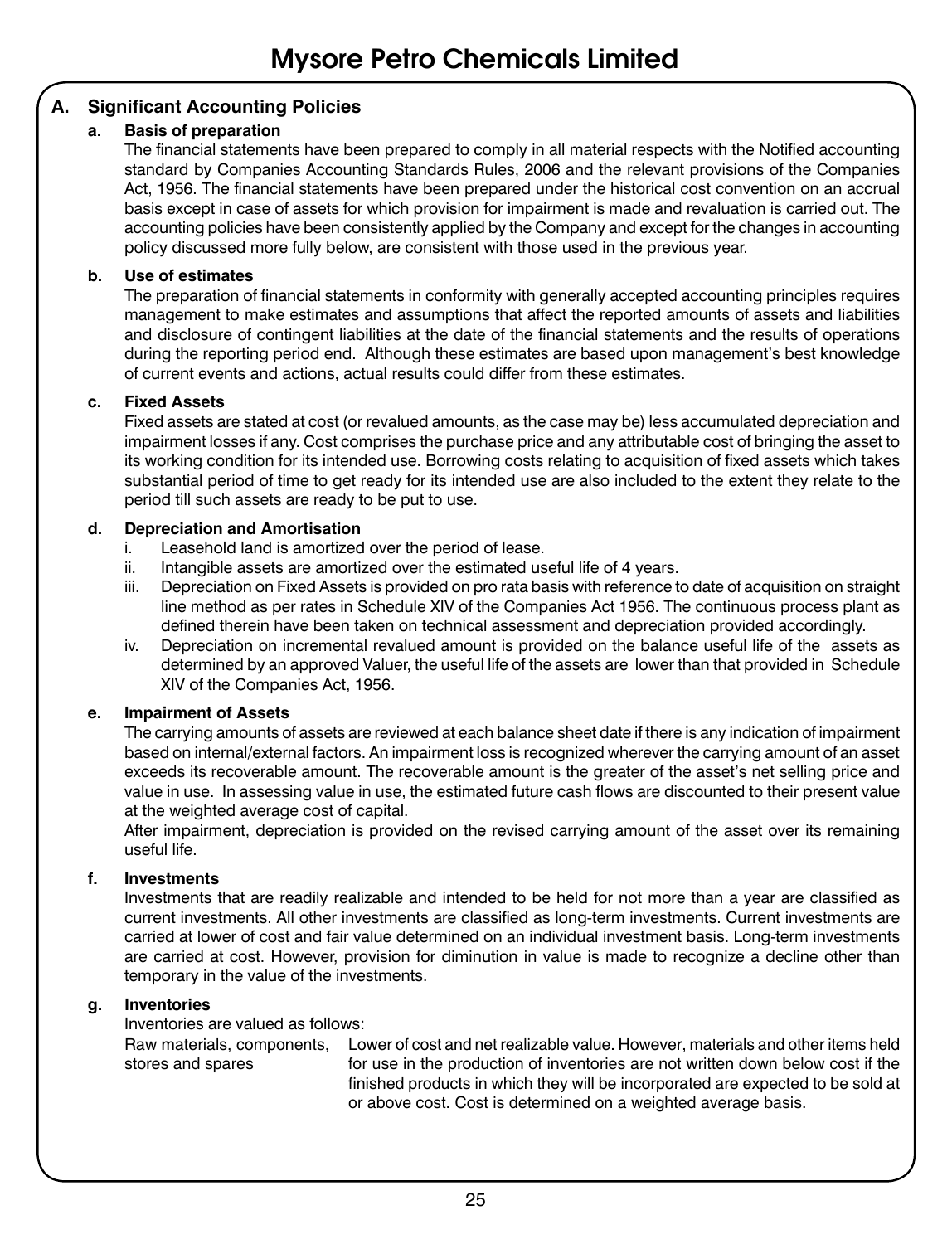## A. Significant Accounting Policies

### a. Basis of preparation

The financial statements have been prepared to comply in all material respects with the Notified accounting standard by Companies Accounting Standards Rules, 2006 and the relevant provisions of the Companies Act, 1956. The financial statements have been prepared under the historical cost convention on an accrual basis except in case of assets for which provision for impairment is made and revaluation is carried out. The accounting policies have been consistently applied by the Company and except for the changes in accounting policy discussed more fully below, are consistent with those used in the previous year.

### b. Use of estimates

The preparation of financial statements in conformity with generally accepted accounting principles requires management to make estimates and assumptions that affect the reported amounts of assets and liabilities and disclosure of contingent liabilities at the date of the financial statements and the results of operations during the reporting period end. Although these estimates are based upon management's best knowledge of current events and actions, actual results could differ from these estimates.

### c. Fixed Assets

Fixed assets are stated at cost (or revalued amounts, as the case may be) less accumulated depreciation and impairment losses if any. Cost comprises the purchase price and any attributable cost of bringing the asset to its working condition for its intended use. Borrowing costs relating to acquisition of fixed assets which takes substantial period of time to get ready for its intended use are also included to the extent they relate to the period till such assets are ready to be put to use.

### d. Depreciation and Amortisation

i. Leasehold land is amortized over the period of lease.

ii. Intangible assets are amortized over the estimated useful life of 4 years.

iii. Depreciation on Fixed Assets is provided on pro rata basis with reference to date of acquisition on straight line method as per rates in Schedule XIV of the Companies Act 1956. The continuous process plant as defined therein have been taken on technical assessment and depreciation provided accordingly.

iv. Depreciation on incremental revalued amount is provided on the balance useful life of the assets as determined by an approved Valuer, the useful life of the assets are lower than that provided in Schedule XIV of the Companies Act, 1956.

### e. Impairment of Assets

The carrying amounts of assets are reviewed at each balance sheet date if there is any indication of impairment based on internal/external factors. An impairment loss is recognized wherever the carrying amount of an asset exceeds its recoverable amount. The recoverable amount is the greater of the asset's net selling price and value in use. In assessing value in use, the estimated future cash flows are discounted to their present value at the weighted average cost of capital.

After impairment, depreciation is provided on the revised carrying amount of the asset over its remaining useful life.

### f. Investments

Investments that are readily realizable and intended to be held for not more than a year are classified as current investments. All other investments are classified as long-term investments. Current investments are carried at lower of cost and fair value determined on an individual investment basis. Long-term investments are carried at cost. However, provision for diminution in value is made to recognize a decline other than temporary in the value of the investments.

### g. Inventories

Inventories are valued as follows:

| | |
|---|---|
| Raw materials, components, stores and spares | Lower of cost and net realizable value. However, materials and other items held for use in the production of inventories are not written down below cost if the finished products in which they will be incorporated are expected to be sold at or above cost. Cost is determined on a weighted average basis. |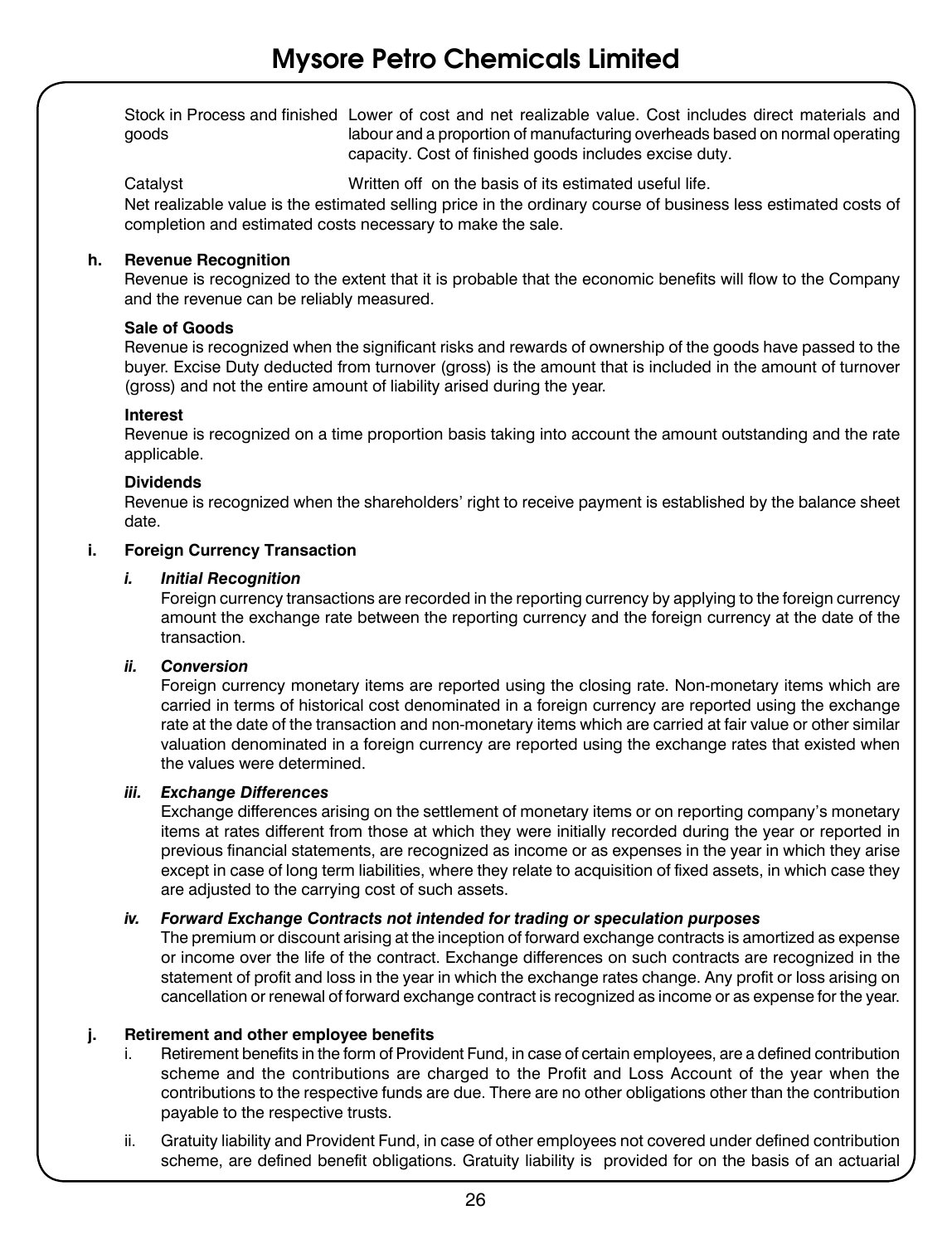| | |
|---|---|
| Stock in Process and finished goods | Lower of cost and net realizable value. Cost includes direct materials and labour and a proportion of manufacturing overheads based on normal operating capacity. Cost of finished goods includes excise duty. |
| Catalyst | Written off on the basis of its estimated useful life. |

Net realizable value is the estimated selling price in the ordinary course of business less estimated costs of completion and estimated costs necessary to make the sale.

**h. Revenue Recognition**

Revenue is recognized to the extent that it is probable that the economic benefits will flow to the Company and the revenue can be reliably measured.

**Sale of Goods**

Revenue is recognized when the significant risks and rewards of ownership of the goods have passed to the buyer. Excise Duty deducted from turnover (gross) is the amount that is included in the amount of turnover (gross) and not the entire amount of liability arised during the year.

**Interest**

Revenue is recognized on a time proportion basis taking into account the amount outstanding and the rate applicable.

**Dividends**

Revenue is recognized when the shareholders' right to receive payment is established by the balance sheet date.

**i. Foreign Currency Transaction**

***i. Initial Recognition***

Foreign currency transactions are recorded in the reporting currency by applying to the foreign currency amount the exchange rate between the reporting currency and the foreign currency at the date of the transaction.

***ii. Conversion***

Foreign currency monetary items are reported using the closing rate. Non-monetary items which are carried in terms of historical cost denominated in a foreign currency are reported using the exchange rate at the date of the transaction and non-monetary items which are carried at fair value or other similar valuation denominated in a foreign currency are reported using the exchange rates that existed when the values were determined.

***iii. Exchange Differences***

Exchange differences arising on the settlement of monetary items or on reporting company's monetary items at rates different from those at which they were initially recorded during the year or reported in previous financial statements, are recognized as income or as expenses in the year in which they arise except in case of long term liabilities, where they relate to acquisition of fixed assets, in which case they are adjusted to the carrying cost of such assets.

***iv. Forward Exchange Contracts not intended for trading or speculation purposes***

The premium or discount arising at the inception of forward exchange contracts is amortized as expense or income over the life of the contract. Exchange differences on such contracts are recognized in the statement of profit and loss in the year in which the exchange rates change. Any profit or loss arising on cancellation or renewal of forward exchange contract is recognized as income or as expense for the year.

**j. Retirement and other employee benefits**

i. Retirement benefits in the form of Provident Fund, in case of certain employees, are a defined contribution scheme and the contributions are charged to the Profit and Loss Account of the year when the contributions to the respective funds are due. There are no other obligations other than the contribution payable to the respective trusts.

ii. Gratuity liability and Provident Fund, in case of other employees not covered under defined contribution scheme, are defined benefit obligations. Gratuity liability is provided for on the basis of an actuarial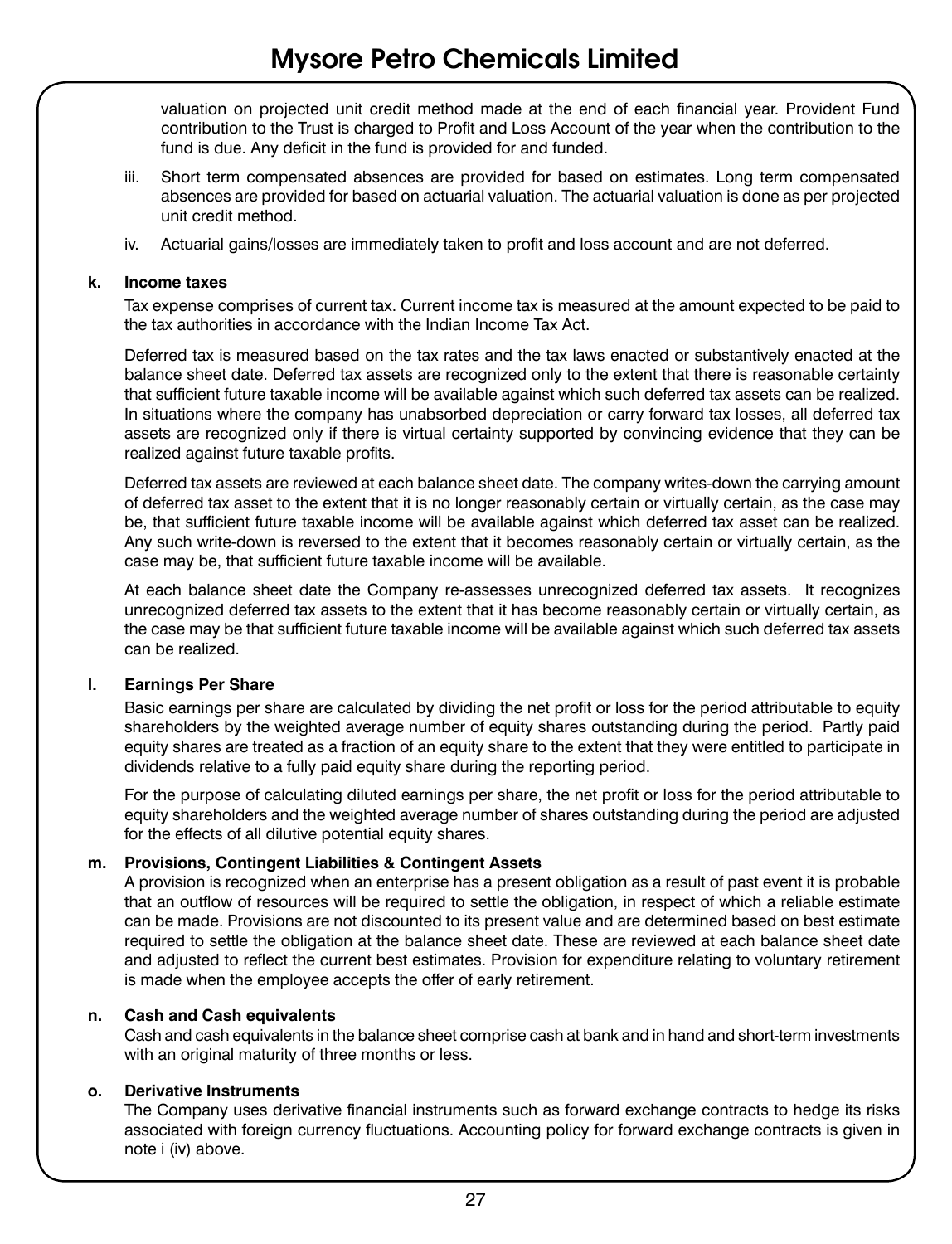valuation on projected unit credit method made at the end of each financial year. Provident Fund contribution to the Trust is charged to Profit and Loss Account of the year when the contribution to the fund is due. Any deficit in the fund is provided for and funded.

iii. Short term compensated absences are provided for based on estimates. Long term compensated absences are provided for based on actuarial valuation. The actuarial valuation is done as per projected unit credit method.

iv. Actuarial gains/losses are immediately taken to profit and loss account and are not deferred.

**k. Income taxes**

Tax expense comprises of current tax. Current income tax is measured at the amount expected to be paid to the tax authorities in accordance with the Indian Income Tax Act.

Deferred tax is measured based on the tax rates and the tax laws enacted or substantively enacted at the balance sheet date. Deferred tax assets are recognized only to the extent that there is reasonable certainty that sufficient future taxable income will be available against which such deferred tax assets can be realized. In situations where the company has unabsorbed depreciation or carry forward tax losses, all deferred tax assets are recognized only if there is virtual certainty supported by convincing evidence that they can be realized against future taxable profits.

Deferred tax assets are reviewed at each balance sheet date. The company writes-down the carrying amount of deferred tax asset to the extent that it is no longer reasonably certain or virtually certain, as the case may be, that sufficient future taxable income will be available against which deferred tax asset can be realized. Any such write-down is reversed to the extent that it becomes reasonably certain or virtually certain, as the case may be, that sufficient future taxable income will be available.

At each balance sheet date the Company re-assesses unrecognized deferred tax assets. It recognizes unrecognized deferred tax assets to the extent that it has become reasonably certain or virtually certain, as the case may be that sufficient future taxable income will be available against which such deferred tax assets can be realized.

**l. Earnings Per Share**

Basic earnings per share are calculated by dividing the net profit or loss for the period attributable to equity shareholders by the weighted average number of equity shares outstanding during the period. Partly paid equity shares are treated as a fraction of an equity share to the extent that they were entitled to participate in dividends relative to a fully paid equity share during the reporting period.

For the purpose of calculating diluted earnings per share, the net profit or loss for the period attributable to equity shareholders and the weighted average number of shares outstanding during the period are adjusted for the effects of all dilutive potential equity shares.

**m. Provisions, Contingent Liabilities & Contingent Assets**

A provision is recognized when an enterprise has a present obligation as a result of past event it is probable that an outflow of resources will be required to settle the obligation, in respect of which a reliable estimate can be made. Provisions are not discounted to its present value and are determined based on best estimate required to settle the obligation at the balance sheet date. These are reviewed at each balance sheet date and adjusted to reflect the current best estimates. Provision for expenditure relating to voluntary retirement is made when the employee accepts the offer of early retirement.

**n. Cash and Cash equivalents**

Cash and cash equivalents in the balance sheet comprise cash at bank and in hand and short-term investments with an original maturity of three months or less.

**o. Derivative Instruments**

The Company uses derivative financial instruments such as forward exchange contracts to hedge its risks associated with foreign currency fluctuations. Accounting policy for forward exchange contracts is given in note i (iv) above.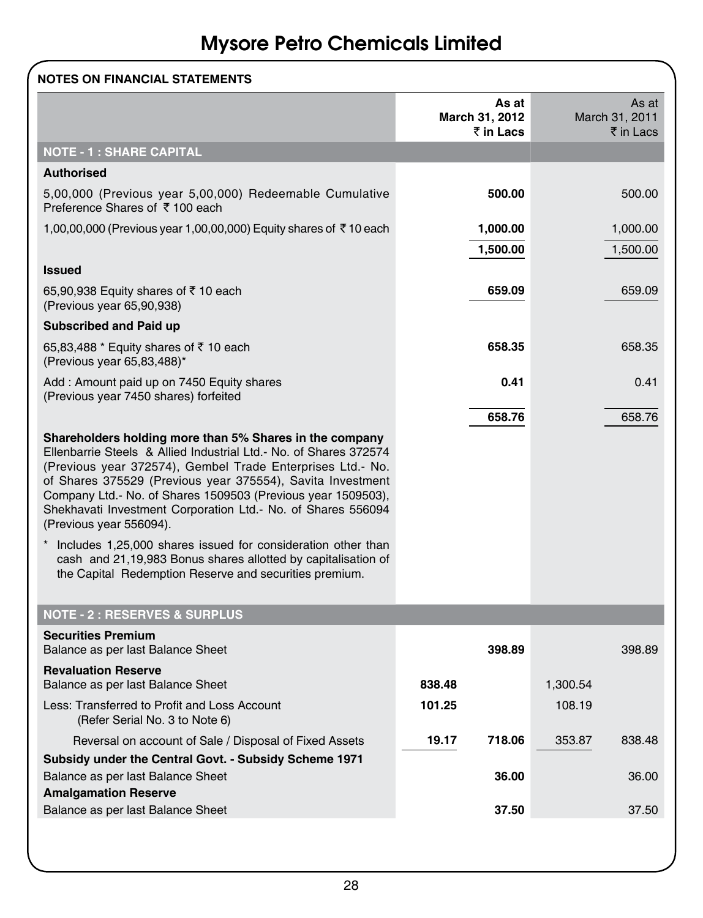# Mysore Petro Chemicals Limited

## NOTES ON FINANCIAL STATEMENTS

| | | **As at March 31, 2012 ₹ in Lacs** | | As at March 31, 2011 ₹ in Lacs |
|---|---|---|---|---|
| **NOTE - 1 : SHARE CAPITAL** | | | | |
| **Authorised** | | | | |
| 5,00,000 (Previous year 5,00,000) Redeemable Cumulative Preference Shares of ₹ 100 each | | **500.00** | | 500.00 |
| 1,00,00,000 (Previous year 1,00,00,000) Equity shares of ₹ 10 each | | **1,000.00** | | 1,000.00 |
| | | **1,500.00** | | 1,500.00 |
| **Issued** | | | | |
| 65,90,938 Equity shares of ₹ 10 each (Previous year 65,90,938) | | **659.09** | | 659.09 |
| **Subscribed and Paid up** | | | | |
| 65,83,488 * Equity shares of ₹ 10 each (Previous year 65,83,488)* | | **658.35** | | 658.35 |
| Add : Amount paid up on 7450 Equity shares (Previous year 7450 shares) forfeited | | **0.41** | | 0.41 |
| | | **658.76** | | 658.76 |

**Shareholders holding more than 5% Shares in the company**
Ellenbarrie Steels & Allied Industrial Ltd.- No. of Shares 372574 (Previous year 372574), Gembel Trade Enterprises Ltd.- No. of Shares 375529 (Previous year 375554), Savita Investment Company Ltd.- No. of Shares 1509503 (Previous year 1509503), Shekhavati Investment Corporation Ltd.- No. of Shares 556094 (Previous year 556094).

\* Includes 1,25,000 shares issued for consideration other than cash and 21,19,983 Bonus shares allotted by capitalisation of the Capital Redemption Reserve and securities premium.

| | | **As at March 31, 2012 ₹ in Lacs** | | As at March 31, 2011 ₹ in Lacs |
|---|---|---|---|---|
| **NOTE - 2 : RESERVES & SURPLUS** | | | | |
| **Securities Premium** | | | | |
| Balance as per last Balance Sheet | | **398.89** | | 398.89 |
| **Revaluation Reserve** | | | | |
| Balance as per last Balance Sheet | **838.48** | | 1,300.54 | |
| Less: Transferred to Profit and Loss Account (Refer Serial No. 3 to Note 6) | **101.25** | | 108.19 | |
| Reversal on account of Sale / Disposal of Fixed Assets | **19.17** | **718.06** | 353.87 | 838.48 |
| **Subsidy under the Central Govt. - Subsidy Scheme 1971** | | | | |
| Balance as per last Balance Sheet | | **36.00** | | 36.00 |
| **Amalgamation Reserve** | | | | |
| Balance as per last Balance Sheet | | **37.50** | | 37.50 |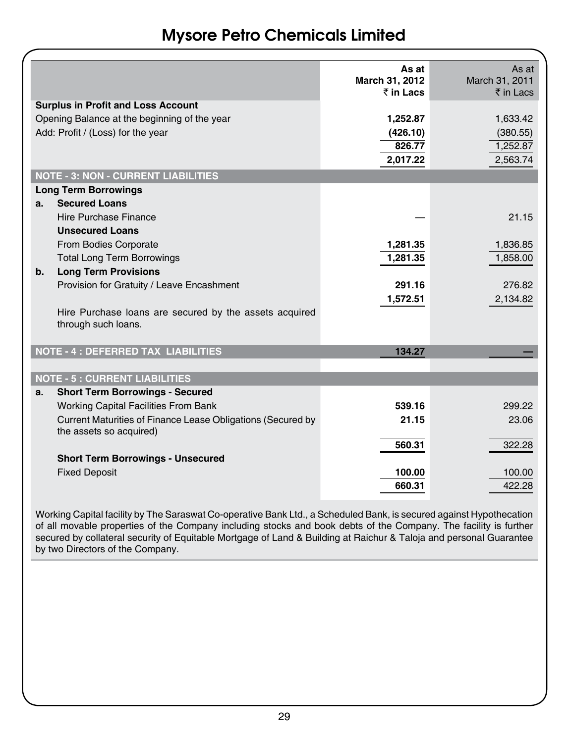| | As at March 31, 2012 ₹ in Lacs | As at March 31, 2011 ₹ in Lacs |
|---|---|---|
| **Surplus in Profit and Loss Account** | | |
| Opening Balance at the beginning of the year | **1,252.87** | 1,633.42 |
| Add: Profit / (Loss) for the year | **(426.10)** | (380.55) |
| | **826.77** | 1,252.87 |
| | **2,017.22** | 2,563.74 |
| **NOTE - 3: NON - CURRENT LIABILITIES** | | |
| **Long Term Borrowings** | | |
| **a. Secured Loans** | | |
| Hire Purchase Finance | — | 21.15 |
| **Unsecured Loans** | | |
| From Bodies Corporate | **1,281.35** | 1,836.85 |
| Total Long Term Borrowings | **1,281.35** | 1,858.00 |
| **b. Long Term Provisions** | | |
| Provision for Gratuity / Leave Encashment | **291.16** | 276.82 |
| | **1,572.51** | 2,134.82 |
| Hire Purchase loans are secured by the assets acquired through such loans. | | |
| **NOTE - 4 : DEFERRED TAX LIABILITIES** | **134.27** | — |
| **NOTE - 5 : CURRENT LIABILITIES** | | |
| **a. Short Term Borrowings - Secured** | | |
| Working Capital Facilities From Bank | **539.16** | 299.22 |
| Current Maturities of Finance Lease Obligations (Secured by the assets so acquired) | **21.15** | 23.06 |
| | **560.31** | 322.28 |
| **Short Term Borrowings - Unsecured** | | |
| Fixed Deposit | **100.00** | 100.00 |
| | **660.31** | 422.28 |

Working Capital facility by The Saraswat Co-operative Bank Ltd., a Scheduled Bank, is secured against Hypothecation of all movable properties of the Company including stocks and book debts of the Company. The facility is further secured by collateral security of Equitable Mortgage of Land & Building at Raichur & Taloja and personal Guarantee by two Directors of the Company.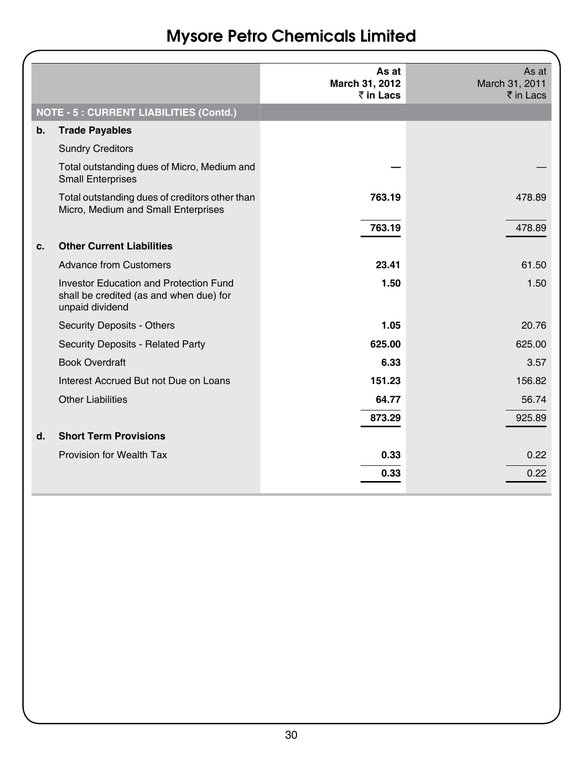# Mysore Petro Chemicals Limited

| | | As at March 31, 2012 ₹ in Lacs | As at March 31, 2011 ₹ in Lacs |
|---|---|---|---|
| **NOTE - 5 : CURRENT LIABILITIES (Contd.)** | | | |
| **b.** | **Trade Payables** | | |
| | Sundry Creditors | | |
| | Total outstanding dues of Micro, Medium and Small Enterprises | **—** | — |
| | Total outstanding dues of creditors other than Micro, Medium and Small Enterprises | **763.19** | 478.89 |
| | | **763.19** | 478.89 |
| **c.** | **Other Current Liabilities** | | |
| | Advance from Customers | **23.41** | 61.50 |
| | Investor Education and Protection Fund shall be credited (as and when due) for unpaid dividend | **1.50** | 1.50 |
| | Security Deposits - Others | **1.05** | 20.76 |
| | Security Deposits - Related Party | **625.00** | 625.00 |
| | Book Overdraft | **6.33** | 3.57 |
| | Interest Accrued But not Due on Loans | **151.23** | 156.82 |
| | Other Liabilities | **64.77** | 56.74 |
| | | **873.29** | 925.89 |
| **d.** | **Short Term Provisions** | | |
| | Provision for Wealth Tax | **0.33** | 0.22 |
| | | **0.33** | 0.22 |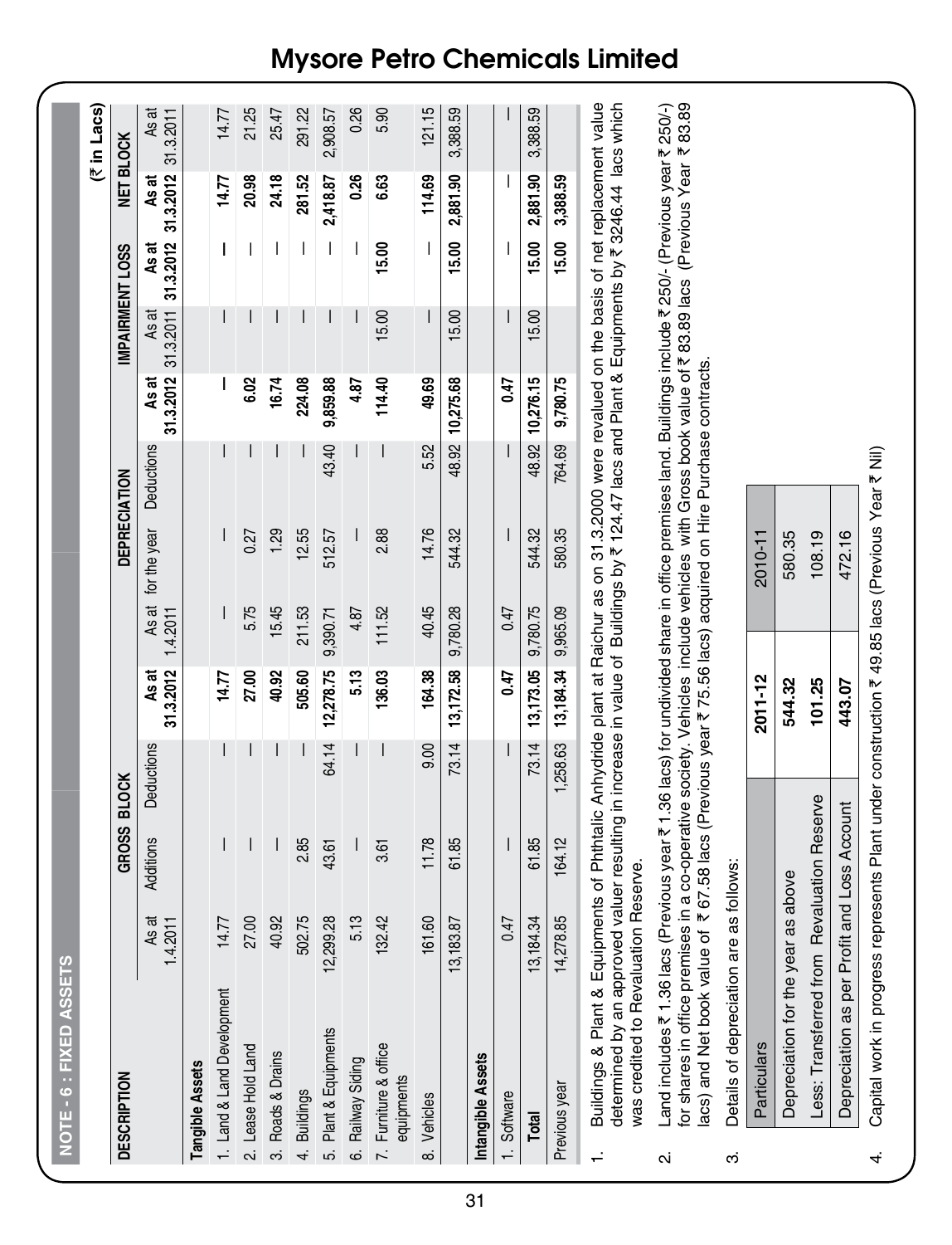## NOTE - 6 : FIXED ASSETS

(₹ in Lacs)

| DESCRIPTION | GROSS BLOCK | | | | DEPRECIATION | | | | IMPAIRMENT LOSS | | NET BLOCK | |
|---|---|---|---|---|---|---|---|---|---|---|---|---|
| | As at 1.4.2011 | Additions | Deductions | As at 31.3.2012 | As at 1.4.2011 | for the year | Deductions | As at 31.3.2012 | As at 31.3.2011 | As at 31.3.2012 | As at 31.3.2012 | As at 31.3.2011 |
| **Tangible Assets** | | | | | | | | | | | | |
| 1. Land & Land Development | 14.77 | — | — | **14.77** | — | — | — | **—** | — | **—** | **14.77** | 14.77 |
| 2. Lease Hold Land | 27.00 | — | — | **27.00** | 5.75 | 0.27 | — | **6.02** | — | — | **20.98** | 21.25 |
| 3. Roads & Drains | 40.92 | — | — | **40.92** | 15.45 | 1.29 | — | **16.74** | — | — | **24.18** | 25.47 |
| 4. Buildings | 502.75 | 2.85 | — | **505.60** | 211.53 | 12.55 | — | **224.08** | — | — | **281.52** | 291.22 |
| 5. Plant & Equipments | 12,299.28 | 43.61 | 64.14 | **12,278.75** | 9,390.71 | 512.57 | 43.40 | **9,859.88** | — | — | **2,418.87** | 2,908.57 |
| 6. Railway Siding | 5.13 | — | — | **5.13** | 4.87 | — | — | **4.87** | — | — | **0.26** | 0.26 |
| 7. Furniture & office equipments | 132.42 | 3.61 | — | **136.03** | 111.52 | 2.88 | — | **114.40** | 15.00 | **15.00** | **6.63** | 5.90 |
| 8. Vehicles | 161.60 | 11.78 | 9.00 | **164.38** | 40.45 | 14.76 | 5.52 | **49.69** | — | — | **114.69** | 121.15 |
| | 13,183.87 | 61.85 | 73.14 | **13,172.58** | 9,780.28 | 544.32 | 48.92 | **10,275.68** | 15.00 | **15.00** | **2,881.90** | 3,388.59 |
| **Intangible Assets** | | | | | | | | | | | | |
| 1. Software | 0.47 | — | — | **0.47** | 0.47 | — | — | **0.47** | — | — | — | — |
| **Total** | 13,184.34 | 61.85 | 73.14 | **13,173.05** | 9,780.75 | 544.32 | 48.92 | **10,276.15** | 15.00 | **15.00** | **2,881.90** | 3,388.59 |
| Previous year | 14,278.85 | 164.12 | 1,258.63 | **13,184.34** | 9,965.09 | 580.35 | 764.69 | **9,780.75** | | **15.00** | **3,388.59** | |

1. Buildings & Plant & Equipments of Phthtalic Anhydride plant at Raichur as on 31.3.2000 were revalued on the basis of net replacement value determined by an approved valuer resulting in increase in value of Buildings by ₹ 124.47 lacs and Plant & Equipments by ₹ 3246.44 lacs which was credited to Revaluation Reserve.

2. Land includes ₹ 1.36 lacs (Previous year ₹ 1.36 lacs) for undivided share in office premises land. Buildings include ₹ 250/- (Previous year ₹ 250/-) for shares in office premises in a co-operative society. Vehicles include vehicles with Gross book value of ₹ 83.89 lacs (Previous Year ₹ 83.89 lacs) and Net book value of ₹ 67.58 lacs (Previous year ₹ 75.56 lacs) acquired on Hire Purchase contracts.

3. Details of depreciation are as follows:

| Particulars | 2011-12 | 2010-11 |
|---|---|---|
| Depreciation for the year as above | **544.32** | 580.35 |
| Less: Transferred from Revaluation Reserve | **101.25** | 108.19 |
| Depreciation as per Profit and Loss Account | **443.07** | 472.16 |

4. Capital work in progress represents Plant under construction ₹ 49.85 lacs (Previous Year ₹ Nil)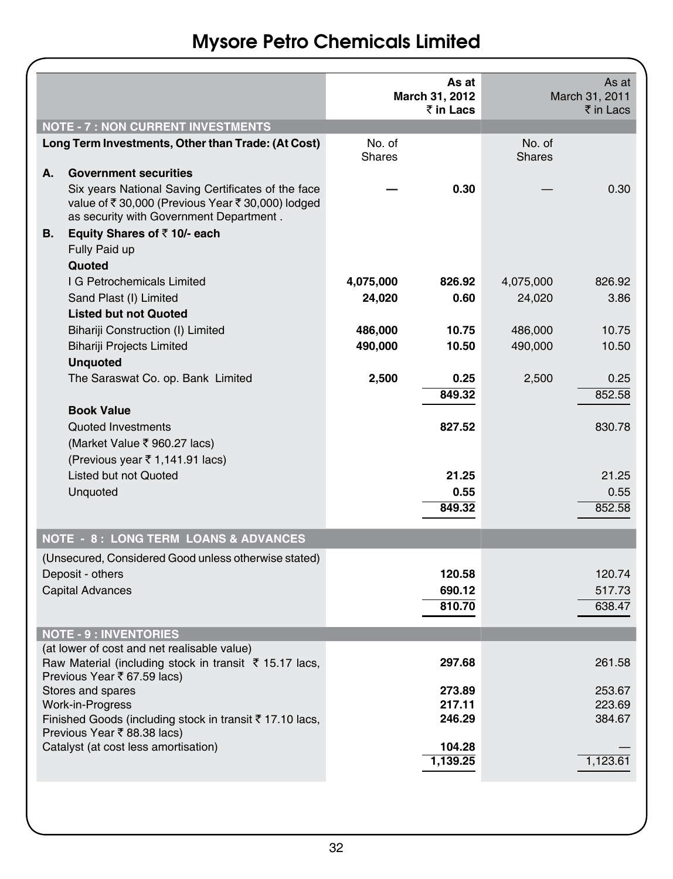# Mysore Petro Chemicals Limited

| | No. of Shares | As at March 31, 2012 ₹ in Lacs | No. of Shares | As at March 31, 2011 ₹ in Lacs |
|---|---|---|---|---|
| **NOTE - 7 : NON CURRENT INVESTMENTS** | | | | |
| **Long Term Investments, Other than Trade: (At Cost)** | | | | |
| **A. Government securities** | | | | |
| Six years National Saving Certificates of the face value of ₹ 30,000 (Previous Year ₹ 30,000) lodged as security with Government Department . | **—** | **0.30** | — | 0.30 |
| **B. Equity Shares of ₹ 10/- each** | | | | |
| Fully Paid up | | | | |
| **Quoted** | | | | |
| I G Petrochemicals Limited | **4,075,000** | **826.92** | 4,075,000 | 826.92 |
| Sand Plast (I) Limited | **24,020** | **0.60** | 24,020 | 3.86 |
| **Listed but not Quoted** | | | | |
| Bihariji Construction (I) Limited | **486,000** | **10.75** | 486,000 | 10.75 |
| Bihariji Projects Limited | **490,000** | **10.50** | 490,000 | 10.50 |
| **Unquoted** | | | | |
| The Saraswat Co. op. Bank Limited | **2,500** | **0.25** | 2,500 | 0.25 |
| | | **849.32** | | 852.58 |
| **Book Value** | | | | |
| Quoted Investments | | **827.52** | | 830.78 |
| (Market Value ₹ 960.27 lacs) | | | | |
| (Previous year ₹ 1,141.91 lacs) | | | | |
| Listed but not Quoted | | **21.25** | | 21.25 |
| Unquoted | | **0.55** | | 0.55 |
| | | **849.32** | | 852.58 |
| **NOTE - 8 : LONG TERM LOANS & ADVANCES** | | | | |
| (Unsecured, Considered Good unless otherwise stated) | | | | |
| Deposit - others | | **120.58** | | 120.74 |
| Capital Advances | | **690.12** | | 517.73 |
| | | **810.70** | | 638.47 |
| **NOTE - 9 : INVENTORIES** | | | | |
| (at lower of cost and net realisable value) | | | | |
| Raw Material (including stock in transit ₹ 15.17 lacs, Previous Year ₹ 67.59 lacs) | | **297.68** | | 261.58 |
| Stores and spares | | **273.89** | | 253.67 |
| Work-in-Progress | | **217.11** | | 223.69 |
| Finished Goods (including stock in transit ₹ 17.10 lacs, Previous Year ₹ 88.38 lacs) | | **246.29** | | 384.67 |
| Catalyst (at cost less amortisation) | | **104.28** | | — |
| | | **1,139.25** | | 1,123.61 |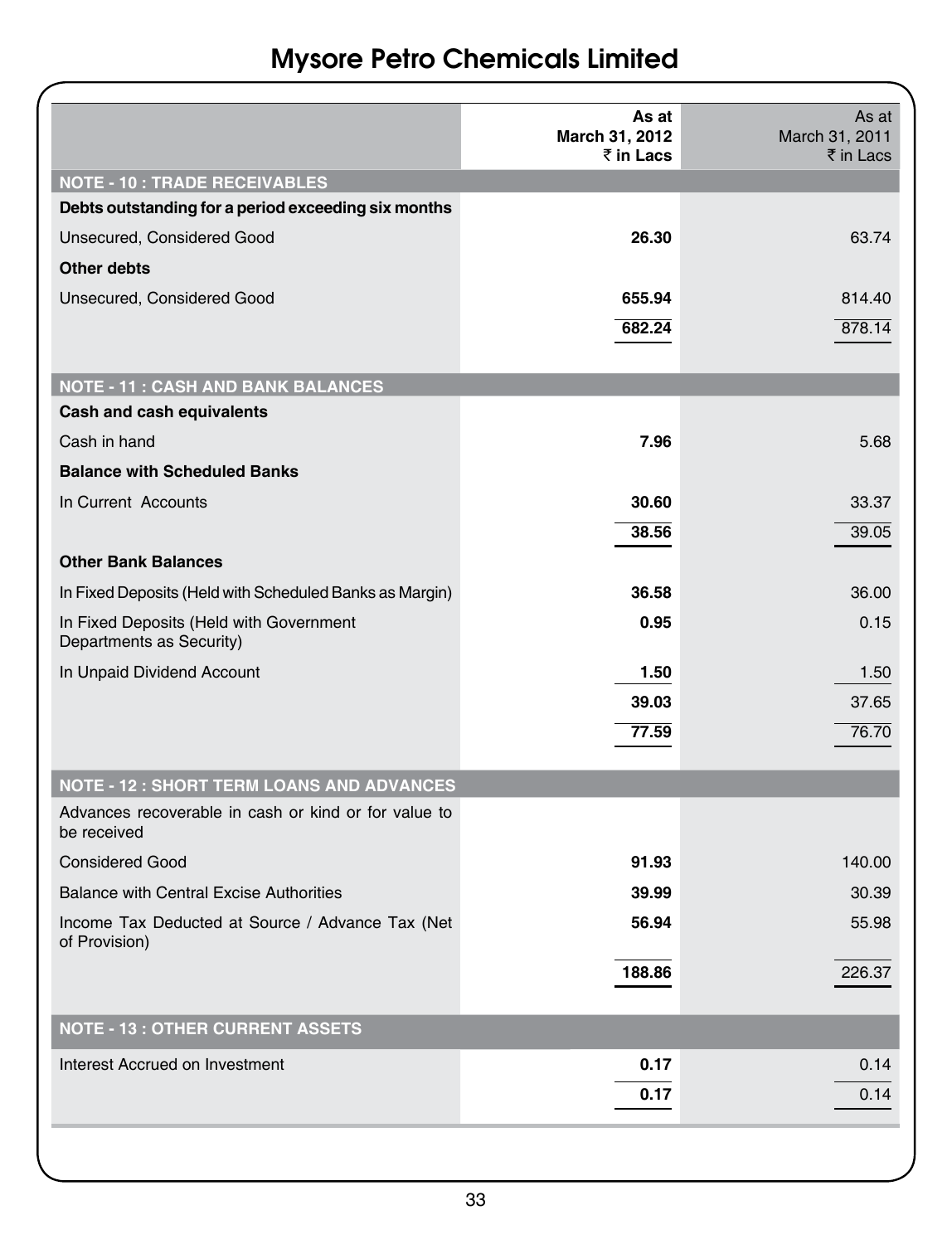# Mysore Petro Chemicals Limited

| | As at March 31, 2012 ₹ in Lacs | As at March 31, 2011 ₹ in Lacs |
|---|---|---|
| **NOTE - 10 : TRADE RECEIVABLES** | | |
| **Debts outstanding for a period exceeding six months** | | |
| Unsecured, Considered Good | **26.30** | 63.74 |
| **Other debts** | | |
| Unsecured, Considered Good | **655.94** | 814.40 |
| | **682.24** | 878.14 |
| **NOTE - 11 : CASH AND BANK BALANCES** | | |
| **Cash and cash equivalents** | | |
| Cash in hand | **7.96** | 5.68 |
| **Balance with Scheduled Banks** | | |
| In Current Accounts | **30.60** | 33.37 |
| | **38.56** | 39.05 |
| **Other Bank Balances** | | |
| In Fixed Deposits (Held with Scheduled Banks as Margin) | **36.58** | 36.00 |
| In Fixed Deposits (Held with Government Departments as Security) | **0.95** | 0.15 |
| In Unpaid Dividend Account | **1.50** | 1.50 |
| | **39.03** | 37.65 |
| | **77.59** | 76.70 |
| **NOTE - 12 : SHORT TERM LOANS AND ADVANCES** | | |
| Advances recoverable in cash or kind or for value to be received | | |
| Considered Good | **91.93** | 140.00 |
| Balance with Central Excise Authorities | **39.99** | 30.39 |
| Income Tax Deducted at Source / Advance Tax (Net of Provision) | **56.94** | 55.98 |
| | **188.86** | 226.37 |
| **NOTE - 13 : OTHER CURRENT ASSETS** | | |
| Interest Accrued on Investment | **0.17** | 0.14 |
| | **0.17** | 0.14 |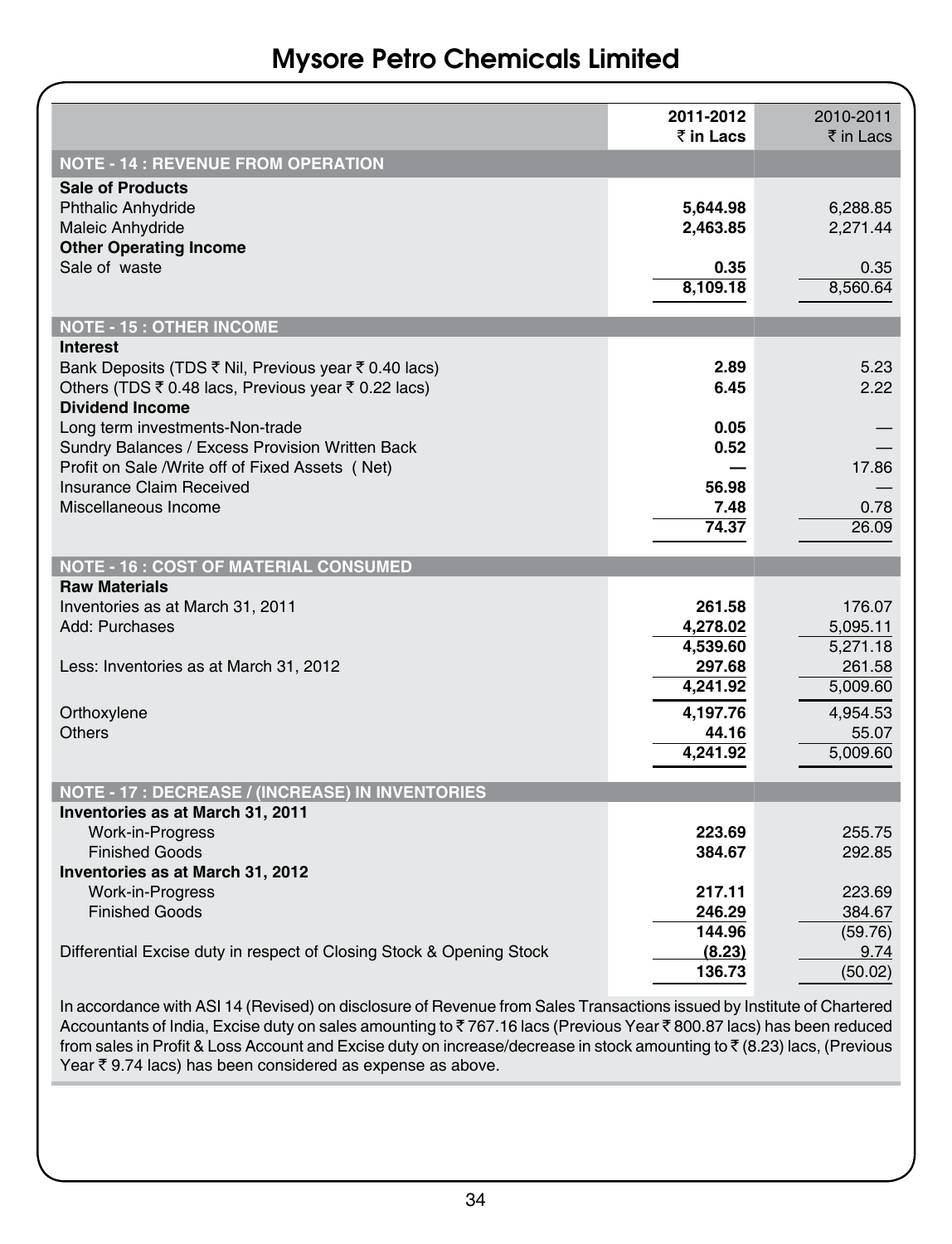# Mysore Petro Chemicals Limited

| | 2011-2012 ₹ in Lacs | 2010-2011 ₹ in Lacs |
|---|---|---|
| **NOTE - 14 : REVENUE FROM OPERATION** | | |
| **Sale of Products** | | |
| Phthalic Anhydride | **5,644.98** | 6,288.85 |
| Maleic Anhydride | **2,463.85** | 2,271.44 |
| **Other Operating Income** | | |
| Sale of waste | **0.35** | 0.35 |
| | **8,109.18** | 8,560.64 |
| **NOTE - 15 : OTHER INCOME** | | |
| **Interest** | | |
| Bank Deposits (TDS ₹ Nil, Previous year ₹ 0.40 lacs) | **2.89** | 5.23 |
| Others (TDS ₹ 0.48 lacs, Previous year ₹ 0.22 lacs) | **6.45** | 2.22 |
| **Dividend Income** | | |
| Long term investments-Non-trade | **0.05** | — |
| Sundry Balances / Excess Provision Written Back | **0.52** | — |
| Profit on Sale /Write off of Fixed Assets ( Net) | **—** | 17.86 |
| Insurance Claim Received | **56.98** | — |
| Miscellaneous Income | **7.48** | 0.78 |
| | **74.37** | 26.09 |
| **NOTE - 16 : COST OF MATERIAL CONSUMED** | | |
| **Raw Materials** | | |
| Inventories as at March 31, 2011 | **261.58** | 176.07 |
| Add: Purchases | **4,278.02** | 5,095.11 |
| | **4,539.60** | 5,271.18 |
| Less: Inventories as at March 31, 2012 | **297.68** | 261.58 |
| | **4,241.92** | 5,009.60 |
| Orthoxylene | **4,197.76** | 4,954.53 |
| Others | **44.16** | 55.07 |
| | **4,241.92** | 5,009.60 |
| **NOTE - 17 : DECREASE / (INCREASE) IN INVENTORIES** | | |
| **Inventories as at March 31, 2011** | | |
| Work-in-Progress | **223.69** | 255.75 |
| Finished Goods | **384.67** | 292.85 |
| **Inventories as at March 31, 2012** | | |
| Work-in-Progress | **217.11** | 223.69 |
| Finished Goods | **246.29** | 384.67 |
| | **144.96** | (59.76) |
| Differential Excise duty in respect of Closing Stock & Opening Stock | **(8.23)** | 9.74 |
| | **136.73** | (50.02) |

In accordance with ASI 14 (Revised) on disclosure of Revenue from Sales Transactions issued by Institute of Chartered Accountants of India, Excise duty on sales amounting to ₹ 767.16 lacs (Previous Year ₹ 800.87 lacs) has been reduced from sales in Profit & Loss Account and Excise duty on increase/decrease in stock amounting to ₹ (8.23) lacs, (Previous Year ₹ 9.74 lacs) has been considered as expense as above.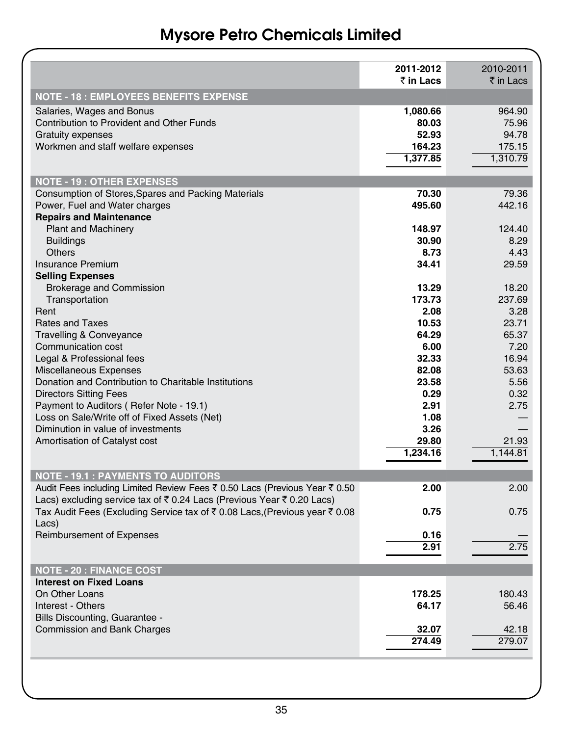# Mysore Petro Chemicals Limited

| | 2011-2012 ₹ in Lacs | 2010-2011 ₹ in Lacs |
|---|---|---|
| **NOTE - 18 : EMPLOYEES BENEFITS EXPENSE** | | |
| Salaries, Wages and Bonus | **1,080.66** | 964.90 |
| Contribution to Provident and Other Funds | **80.03** | 75.96 |
| Gratuity expenses | **52.93** | 94.78 |
| Workmen and staff welfare expenses | **164.23** | 175.15 |
| | **1,377.85** | 1,310.79 |
| **NOTE - 19 : OTHER EXPENSES** | | |
| Consumption of Stores,Spares and Packing Materials | **70.30** | 79.36 |
| Power, Fuel and Water charges | **495.60** | 442.16 |
| **Repairs and Maintenance** | | |
| Plant and Machinery | **148.97** | 124.40 |
| Buildings | **30.90** | 8.29 |
| Others | **8.73** | 4.43 |
| Insurance Premium | **34.41** | 29.59 |
| **Selling Expenses** | | |
| Brokerage and Commission | **13.29** | 18.20 |
| Transportation | **173.73** | 237.69 |
| Rent | **2.08** | 3.28 |
| Rates and Taxes | **10.53** | 23.71 |
| Travelling & Conveyance | **64.29** | 65.37 |
| Communication cost | **6.00** | 7.20 |
| Legal & Professional fees | **32.33** | 16.94 |
| Miscellaneous Expenses | **82.08** | 53.63 |
| Donation and Contribution to Charitable Institutions | **23.58** | 5.56 |
| Directors Sitting Fees | **0.29** | 0.32 |
| Payment to Auditors ( Refer Note - 19.1) | **2.91** | 2.75 |
| Loss on Sale/Write off of Fixed Assets (Net) | **1.08** | — |
| Diminution in value of investments | **3.26** | — |
| Amortisation of Catalyst cost | **29.80** | 21.93 |
| | **1,234.16** | 1,144.81 |
| **NOTE - 19.1 : PAYMENTS TO AUDITORS** | | |
| Audit Fees including Limited Review Fees ₹ 0.50 Lacs (Previous Year ₹ 0.50 Lacs) excluding service tax of ₹ 0.24 Lacs (Previous Year ₹ 0.20 Lacs) | **2.00** | 2.00 |
| Tax Audit Fees (Excluding Service tax of ₹ 0.08 Lacs,(Previous year ₹ 0.08 Lacs) | **0.75** | 0.75 |
| Reimbursement of Expenses | **0.16** | — |
| | **2.91** | 2.75 |
| **NOTE - 20 : FINANCE COST** | | |
| **Interest on Fixed Loans** | | |
| On Other Loans | **178.25** | 180.43 |
| Interest - Others | **64.17** | 56.46 |
| Bills Discounting, Guarantee - Commission and Bank Charges | **32.07** | 42.18 |
| | **274.49** | 279.07 |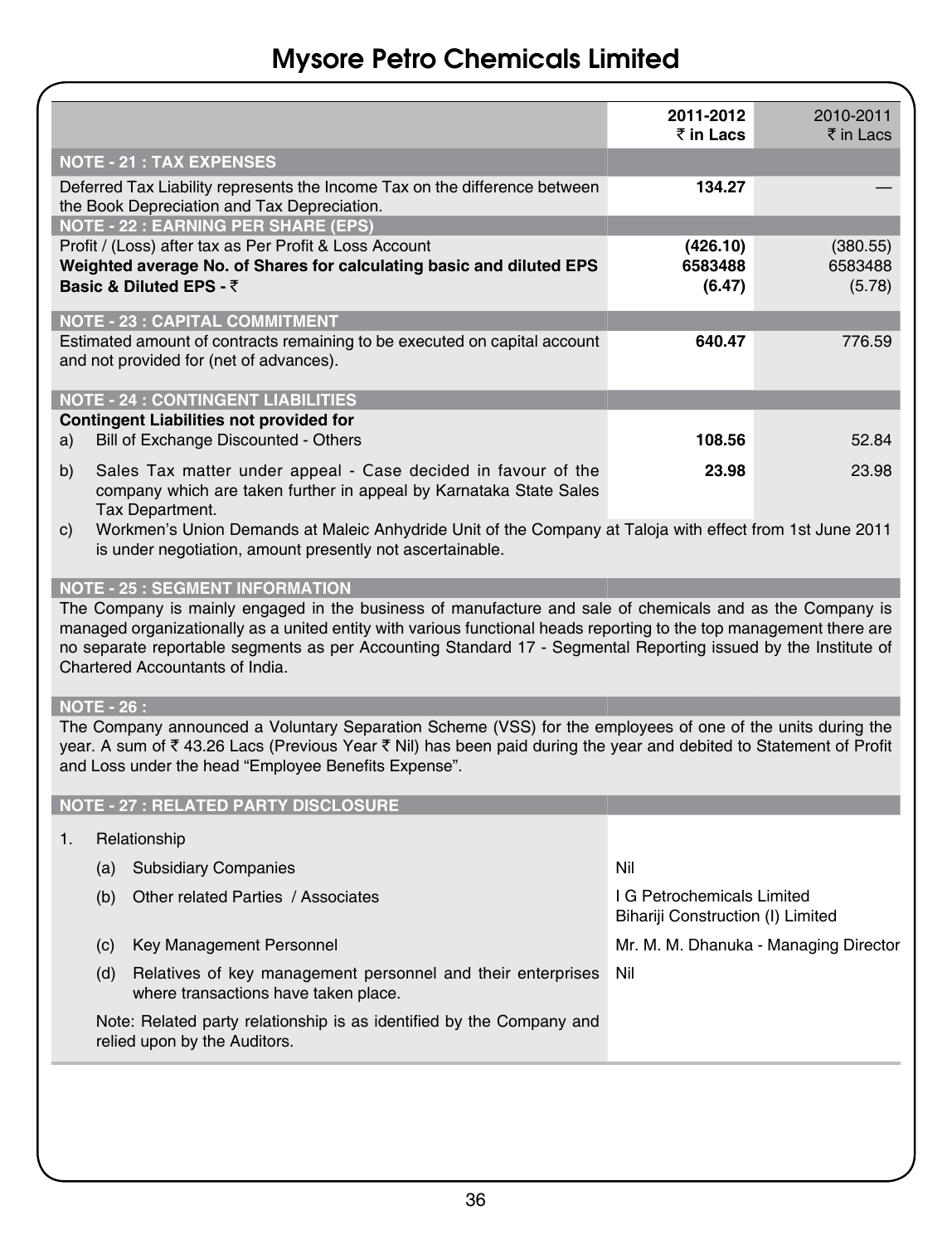# Mysore Petro Chemicals Limited

| | **2011-2012 ₹ in Lacs** | 2010-2011 ₹ in Lacs |
|---|---|---|
| **NOTE - 21 : TAX EXPENSES** | | |
| Deferred Tax Liability represents the Income Tax on the difference between the Book Depreciation and Tax Depreciation. | **134.27** | — |
| **NOTE - 22 : EARNING PER SHARE (EPS)** | | |
| Profit / (Loss) after tax as Per Profit & Loss Account | **(426.10)** | (380.55) |
| **Weighted average No. of Shares for calculating basic and diluted EPS** | **6583488** | 6583488 |
| **Basic & Diluted EPS - ₹** | **(6.47)** | (5.78) |
| **NOTE - 23 : CAPITAL COMMITMENT** | | |
| Estimated amount of contracts remaining to be executed on capital account and not provided for (net of advances). | **640.47** | 776.59 |
| **NOTE - 24 : CONTINGENT LIABILITIES** | | |
| **Contingent Liabilities not provided for** | | |
| a) Bill of Exchange Discounted - Others | **108.56** | 52.84 |
| b) Sales Tax matter under appeal - Case decided in favour of the company which are taken further in appeal by Karnataka State Sales Tax Department. | **23.98** | 23.98 |

c) Workmen's Union Demands at Maleic Anhydride Unit of the Company at Taloja with effect from 1st June 2011 is under negotiation, amount presently not ascertainable.

**NOTE - 25 : SEGMENT INFORMATION**

The Company is mainly engaged in the business of manufacture and sale of chemicals and as the Company is managed organizationally as a united entity with various functional heads reporting to the top management there are no separate reportable segments as per Accounting Standard 17 - Segmental Reporting issued by the Institute of Chartered Accountants of India.

**NOTE - 26 :**

The Company announced a Voluntary Separation Scheme (VSS) for the employees of one of the units during the year. A sum of ₹ 43.26 Lacs (Previous Year ₹ Nil) has been paid during the year and debited to Statement of Profit and Loss under the head "Employee Benefits Expense".

**NOTE - 27 : RELATED PARTY DISCLOSURE**

1. Relationship

| | |
|---|---|
| (a) Subsidiary Companies | Nil |
| (b) Other related Parties / Associates | I G Petrochemicals Limited<br>Bihariji Construction (I) Limited |
| (c) Key Management Personnel | Mr. M. M. Dhanuka - Managing Director |
| (d) Relatives of key management personnel and their enterprises where transactions have taken place. | Nil |

Note: Related party relationship is as identified by the Company and relied upon by the Auditors.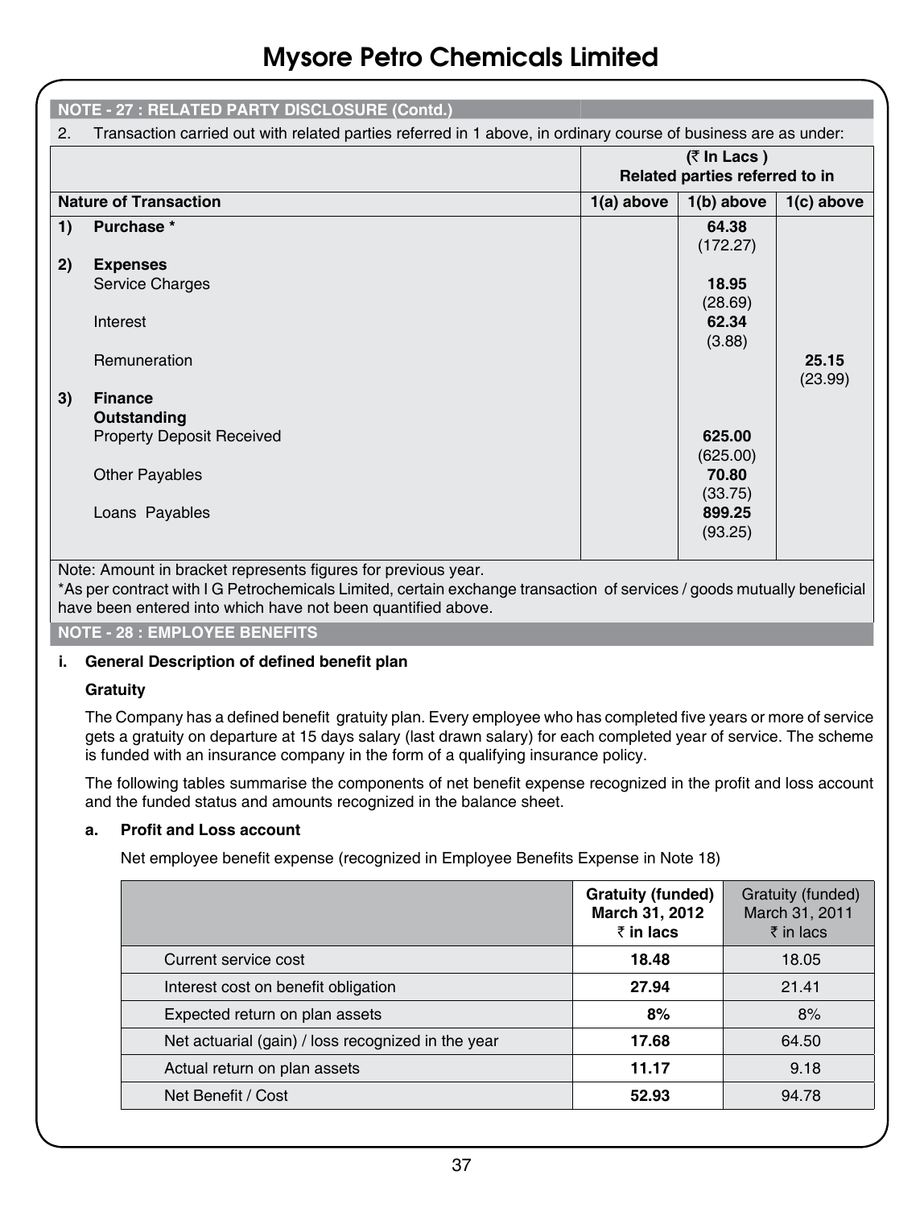# Mysore Petro Chemicals Limited

## NOTE - 27 : RELATED PARTY DISCLOSURE (Contd.)

2. Transaction carried out with related parties referred in 1 above, in ordinary course of business are as under:

| | (₹ In Lacs ) Related parties referred to in | | |
|---|---|---|---|
| **Nature of Transaction** | **1(a) above** | **1(b) above** | **1(c) above** |
| **1) Purchase *** | | **64.38** (172.27) | |
| **2) Expenses** | | | |
| Service Charges | | **18.95** (28.69) | |
| Interest | | **62.34** (3.88) | |
| Remuneration | | | **25.15** (23.99) |
| **3) Finance** | | | |
| **Outstanding** | | | |
| Property Deposit Received | | **625.00** (625.00) | |
| Other Payables | | **70.80** (33.75) | |
| Loans Payables | | **899.25** (93.25) | |

Note: Amount in bracket represents figures for previous year.

*As per contract with I G Petrochemicals Limited, certain exchange transaction of services / goods mutually beneficial have been entered into which have not been quantified above.

## NOTE - 28 : EMPLOYEE BENEFITS

**i. General Description of defined benefit plan**

**Gratuity**

The Company has a defined benefit gratuity plan. Every employee who has completed five years or more of service gets a gratuity on departure at 15 days salary (last drawn salary) for each completed year of service. The scheme is funded with an insurance company in the form of a qualifying insurance policy.

The following tables summarise the components of net benefit expense recognized in the profit and loss account and the funded status and amounts recognized in the balance sheet.

**a. Profit and Loss account**

Net employee benefit expense (recognized in Employee Benefits Expense in Note 18)

| | **Gratuity (funded) March 31, 2012 ₹ in lacs** | Gratuity (funded) March 31, 2011 ₹ in lacs |
|---|---|---|
| Current service cost | **18.48** | 18.05 |
| Interest cost on benefit obligation | **27.94** | 21.41 |
| Expected return on plan assets | **8%** | 8% |
| Net actuarial (gain) / loss recognized in the year | **17.68** | 64.50 |
| Actual return on plan assets | **11.17** | 9.18 |
| Net Benefit / Cost | **52.93** | 94.78 |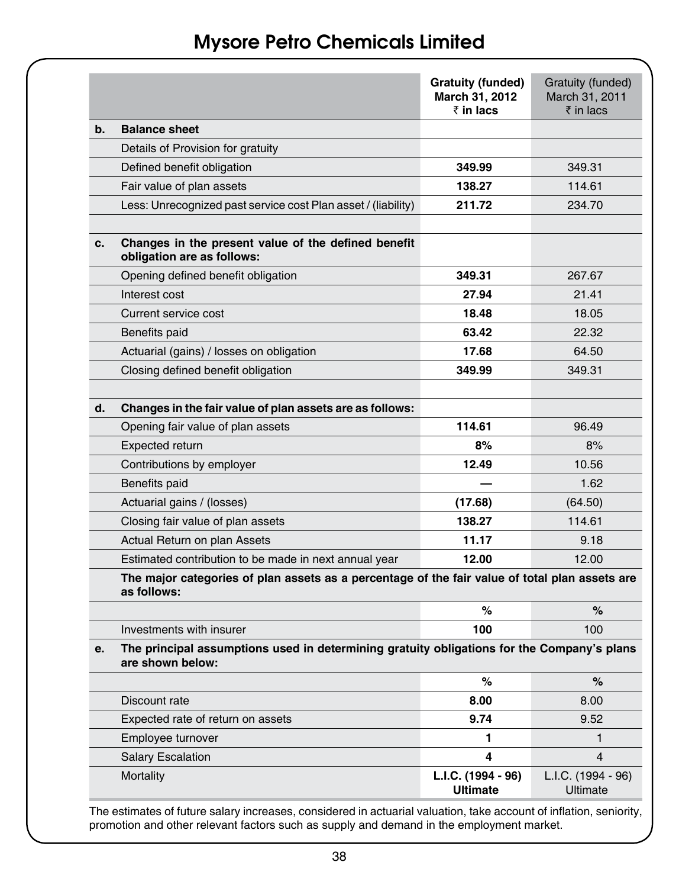| | | Gratuity (funded) March 31, 2012 ₹ in lacs | Gratuity (funded) March 31, 2011 ₹ in lacs |
|---|---|---|---|
| **b.** | **Balance sheet** | | |
| | Details of Provision for gratuity | | |
| | Defined benefit obligation | **349.99** | 349.31 |
| | Fair value of plan assets | **138.27** | 114.61 |
| | Less: Unrecognized past service cost Plan asset / (liability) | **211.72** | 234.70 |
| | | | |
| **c.** | **Changes in the present value of the defined benefit obligation are as follows:** | | |
| | Opening defined benefit obligation | **349.31** | 267.67 |
| | Interest cost | **27.94** | 21.41 |
| | Current service cost | **18.48** | 18.05 |
| | Benefits paid | **63.42** | 22.32 |
| | Actuarial (gains) / losses on obligation | **17.68** | 64.50 |
| | Closing defined benefit obligation | **349.99** | 349.31 |
| | | | |
| **d.** | **Changes in the fair value of plan assets are as follows:** | | |
| | Opening fair value of plan assets | **114.61** | 96.49 |
| | Expected return | **8%** | 8% |
| | Contributions by employer | **12.49** | 10.56 |
| | Benefits paid | **—** | 1.62 |
| | Actuarial gains / (losses) | **(17.68)** | (64.50) |
| | Closing fair value of plan assets | **138.27** | 114.61 |
| | Actual Return on plan Assets | **11.17** | 9.18 |
| | Estimated contribution to be made in next annual year | **12.00** | 12.00 |
| | **The major categories of plan assets as a percentage of the fair value of total plan assets are as follows:** | | |
| | | **%** | **%** |
| | Investments with insurer | **100** | 100 |
| **e.** | **The principal assumptions used in determining gratuity obligations for the Company's plans are shown below:** | | |
| | | **%** | **%** |
| | Discount rate | **8.00** | 8.00 |
| | Expected rate of return on assets | **9.74** | 9.52 |
| | Employee turnover | **1** | 1 |
| | Salary Escalation | **4** | 4 |
| | Mortality | **L.I.C. (1994 - 96) Ultimate** | L.I.C. (1994 - 96) Ultimate |

The estimates of future salary increases, considered in actuarial valuation, take account of inflation, seniority, promotion and other relevant factors such as supply and demand in the employment market.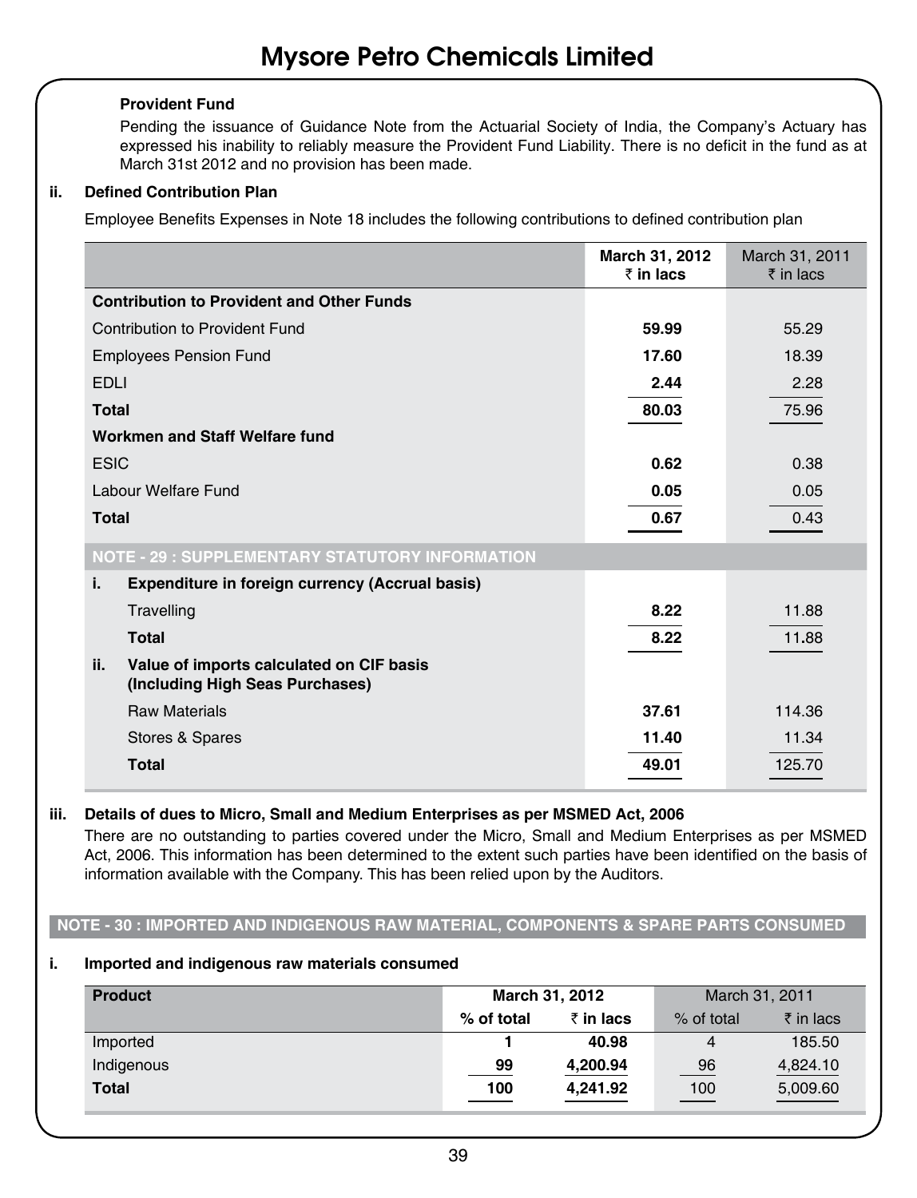**Provident Fund**

Pending the issuance of Guidance Note from the Actuarial Society of India, the Company's Actuary has expressed his inability to reliably measure the Provident Fund Liability. There is no deficit in the fund as at March 31st 2012 and no provision has been made.

**ii. Defined Contribution Plan**

Employee Benefits Expenses in Note 18 includes the following contributions to defined contribution plan

| | **March 31, 2012 ₹ in lacs** | March 31, 2011 ₹ in lacs |
|---|---|---|
| **Contribution to Provident and Other Funds** | | |
| Contribution to Provident Fund | **59.99** | 55.29 |
| Employees Pension Fund | **17.60** | 18.39 |
| EDLI | **2.44** | 2.28 |
| **Total** | **80.03** | 75.96 |
| **Workmen and Staff Welfare fund** | | |
| ESIC | **0.62** | 0.38 |
| Labour Welfare Fund | **0.05** | 0.05 |
| **Total** | **0.67** | 0.43 |

## NOTE - 29 : SUPPLEMENTARY STATUTORY INFORMATION

| | **March 31, 2012 ₹ in lacs** | March 31, 2011 ₹ in lacs |
|---|---|---|
| **i. Expenditure in foreign currency (Accrual basis)** | | |
| Travelling | **8.22** | 11.88 |
| **Total** | **8.22** | 11.88 |
| **ii. Value of imports calculated on CIF basis (Including High Seas Purchases)** | | |
| Raw Materials | **37.61** | 114.36 |
| Stores & Spares | **11.40** | 11.34 |
| **Total** | **49.01** | 125.70 |

**iii. Details of dues to Micro, Small and Medium Enterprises as per MSMED Act, 2006**

There are no outstanding to parties covered under the Micro, Small and Medium Enterprises as per MSMED Act, 2006. This information has been determined to the extent such parties have been identified on the basis of information available with the Company. This has been relied upon by the Auditors.

## NOTE - 30 : IMPORTED AND INDIGENOUS RAW MATERIAL, COMPONENTS & SPARE PARTS CONSUMED

**i. Imported and indigenous raw materials consumed**

| **Product** | **March 31, 2012** | | March 31, 2011 | |
|---|---|---|---|---|
| | **% of total** | **₹ in lacs** | % of total | ₹ in lacs |
| Imported | **1** | **40.98** | 4 | 185.50 |
| Indigenous | **99** | **4,200.94** | 96 | 4,824.10 |
| **Total** | **100** | **4,241.92** | 100 | 5,009.60 |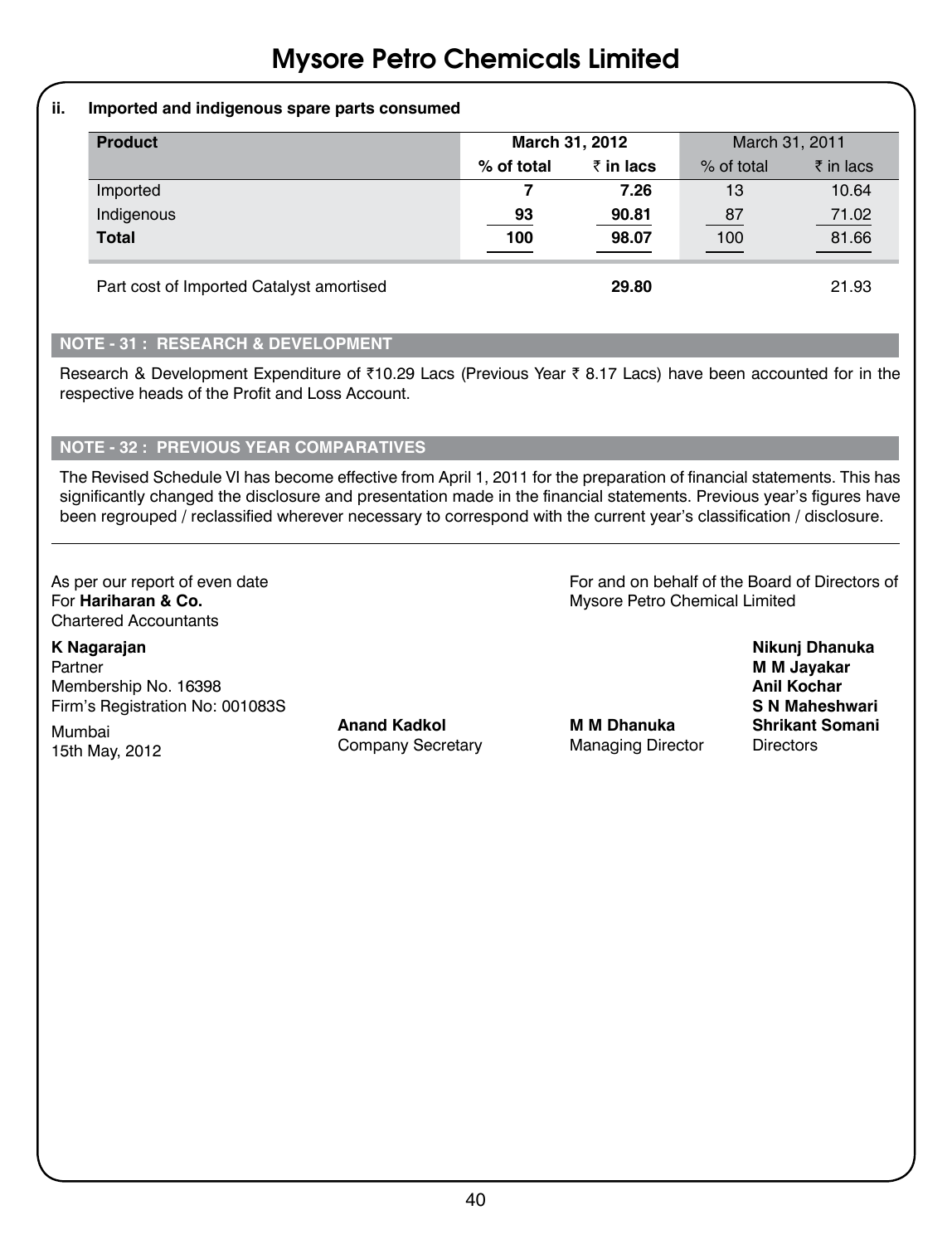**ii. Imported and indigenous spare parts consumed**

| Product | March 31, 2012 | | March 31, 2011 | |
|---|---|---|---|---|
| | % of total | ₹ in lacs | % of total | ₹ in lacs |
| Imported | 7 | 7.26 | 13 | 10.64 |
| Indigenous | 93 | 90.81 | 87 | 71.02 |
| **Total** | **100** | **98.07** | 100 | 81.66 |
| Part cost of Imported Catalyst amortised | | **29.80** | | 21.93 |

## NOTE - 31 : RESEARCH & DEVELOPMENT

Research & Development Expenditure of ₹10.29 Lacs (Previous Year ₹ 8.17 Lacs) have been accounted for in the respective heads of the Profit and Loss Account.

## NOTE - 32 : PREVIOUS YEAR COMPARATIVES

The Revised Schedule VI has become effective from April 1, 2011 for the preparation of financial statements. This has significantly changed the disclosure and presentation made in the financial statements. Previous year's figures have been regrouped / reclassified wherever necessary to correspond with the current year's classification / disclosure.

---

As per our report of even date
For **Hariharan & Co.**
Chartered Accountants

**K Nagarajan**
Partner
Membership No. 16398
Firm's Registration No: 001083S

Mumbai
15th May, 2012

**Anand Kadkol**
Company Secretary

For and on behalf of the Board of Directors of
Mysore Petro Chemical Limited

**M M Dhanuka**
Managing Director

**Nikunj Dhanuka**
**M M Jayakar**
**Anil Kochar**
**S N Maheshwari**
**Shrikant Somani**
Directors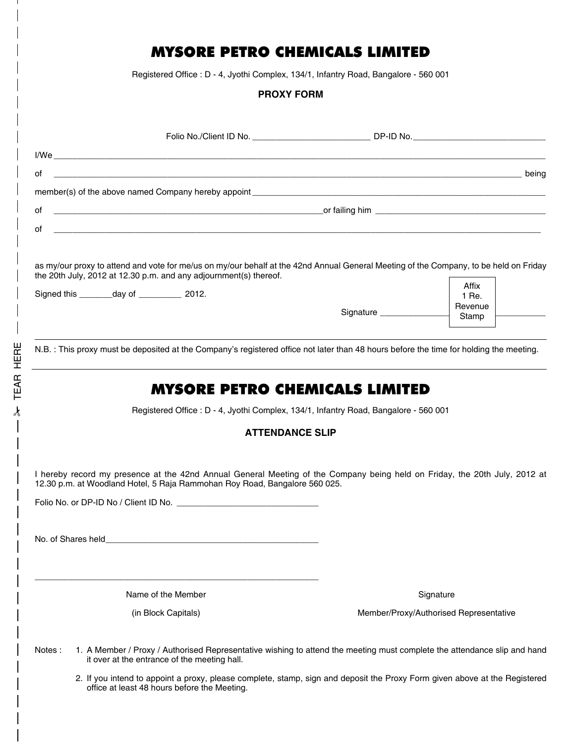# MYSORE PETRO CHEMICALS LIMITED

Registered Office : D - 4, Jyothi Complex, 134/1, Infantry Road, Bangalore - 560 001

## PROXY FORM

Folio No./Client ID No. ________________________ DP-ID No.____________________________

I/We ____________________________________________________________________________________________

of ____________________________________________________________________________________ being

member(s) of the above named Company hereby appoint ____________________________________________

of ____________________________________________or failing him ______________________________

of ____________________________________________________________________________________________

as my/our proxy to attend and vote for me/us on my/our behalf at the 42nd Annual General Meeting of the Company, to be held on Friday the 20th July, 2012 at 12.30 p.m. and any adjournment(s) thereof.

Signed this _______day of _________ 2012.

Signature ______________ [Affix 1 Re. Revenue Stamp] __________

N.B. : This proxy must be deposited at the Company's registered office not later than 48 hours before the time for holding the meeting.

✂ TEAR HERE

---

# MYSORE PETRO CHEMICALS LIMITED

Registered Office : D - 4, Jyothi Complex, 134/1, Infantry Road, Bangalore - 560 001

## ATTENDANCE SLIP

I hereby record my presence at the 42nd Annual General Meeting of the Company being held on Friday, the 20th July, 2012 at 12.30 p.m. at Woodland Hotel, 5 Raja Rammohan Roy Road, Bangalore 560 025.

Folio No. or DP-ID No / Client ID No. ______________________________

No. of Shares held______________________________________________

_______________________________________________________________

Name of the Member (in Block Capitals)

Signature Member/Proxy/Authorised Representative

Notes :

1. A Member / Proxy / Authorised Representative wishing to attend the meeting must complete the attendance slip and hand it over at the entrance of the meeting hall.
2. If you intend to appoint a proxy, please complete, stamp, sign and deposit the Proxy Form given above at the Registered office at least 48 hours before the Meeting.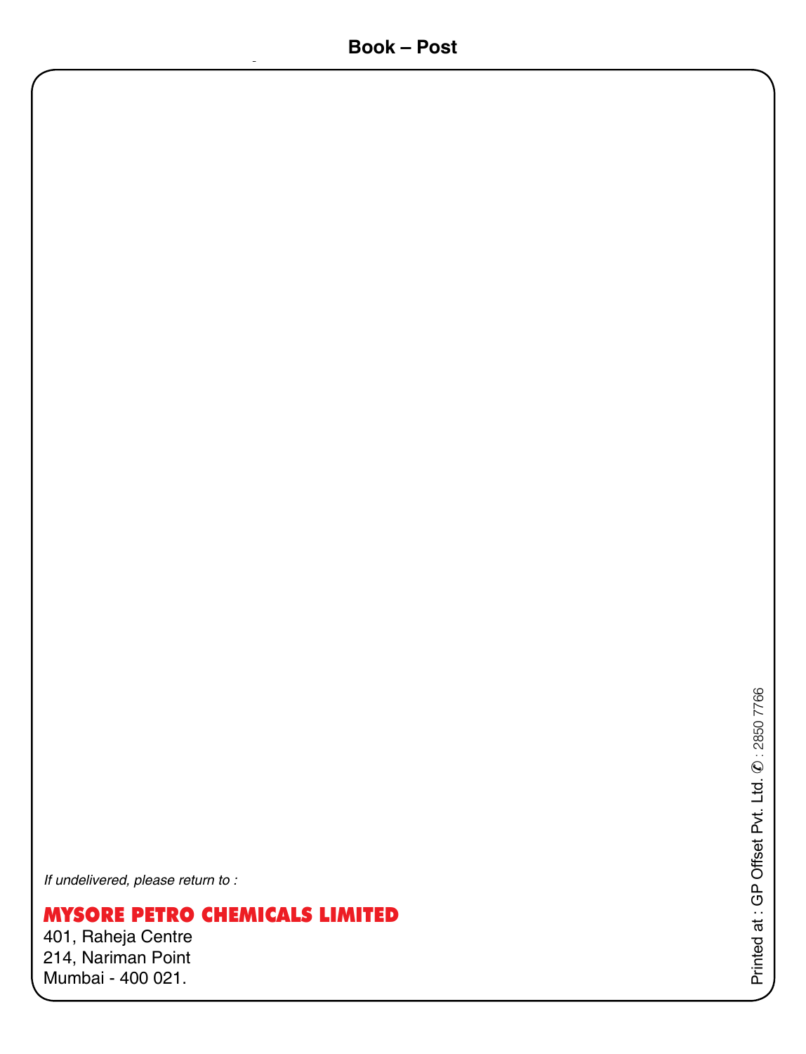**Book – Post**

*If undelivered, please return to :*

**MYSORE PETRO CHEMICALS LIMITED**

401, Raheja Centre
214, Nariman Point
Mumbai - 400 021.

Printed at : GP Offset Pvt. Ltd. ✆ : 2850 7766